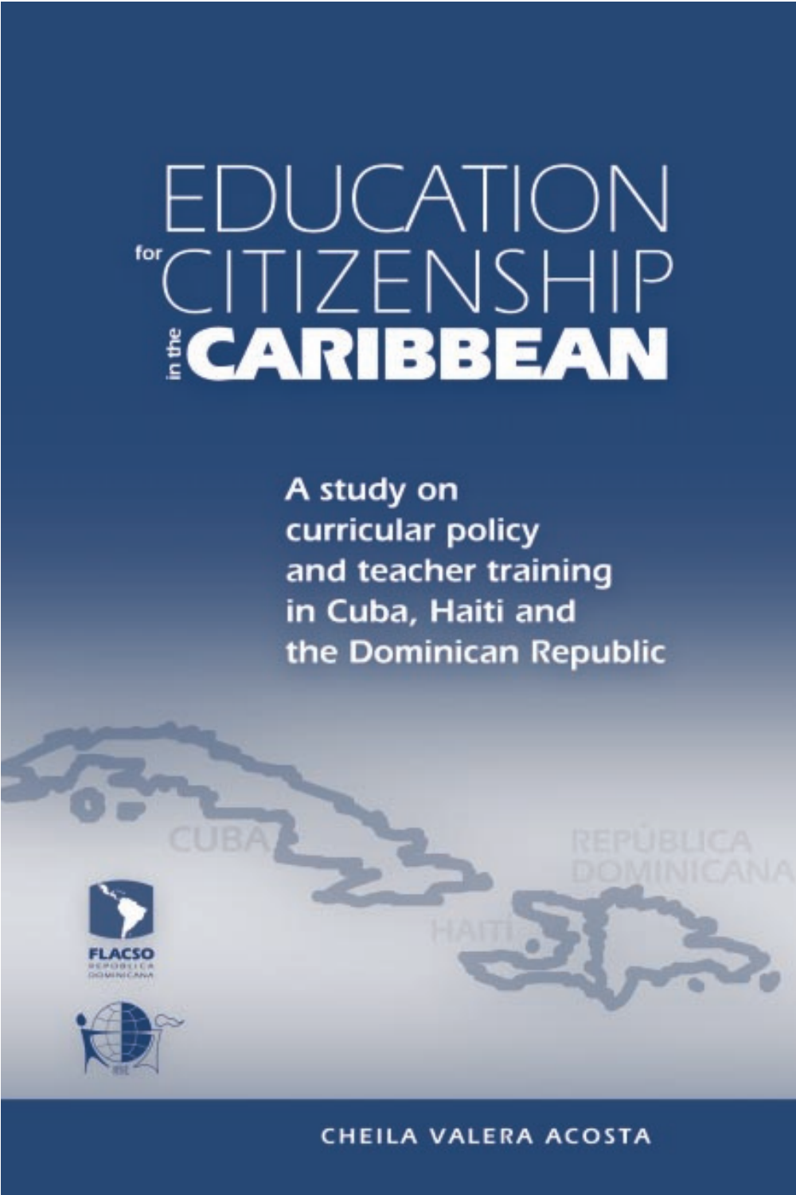# EDUCATION for CITIZENSHIP in the CARIBBEAN

A study on curricular policy and teacher training in Cuba, Haiti and the Dominican Republic

CUBA

REPÚBLICA DOMINICANA

HAITI

FLACSO REPÚBLICA DOMINICANA

CHEILA VALERA ACOSTA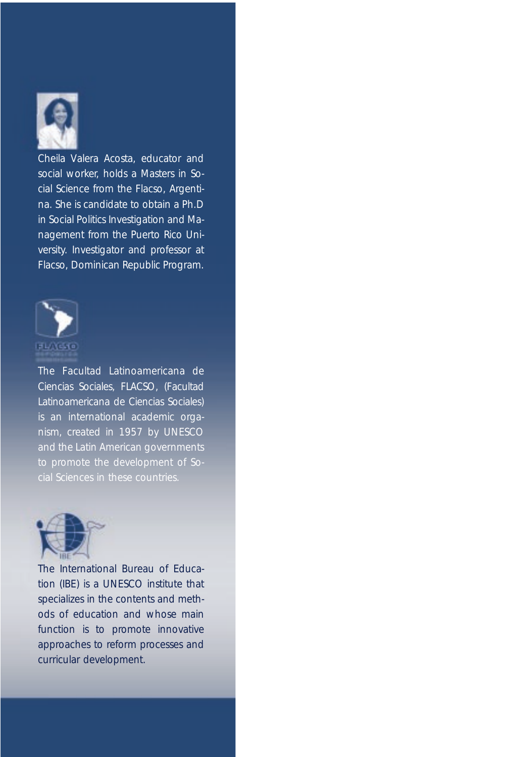Cheila Valera Acosta, educator and social worker, holds a Masters in Social Science from the Flacso, Argentina. She is candidate to obtain a Ph.D in Social Politics Investigation and Management from the Puerto Rico University. Investigator and professor at Flacso, Dominican Republic Program.

The Facultad Latinoamericana de Ciencias Sociales, FLACSO, (Facultad Latinoamericana de Ciencias Sociales) is an international academic organism, created in 1957 by UNESCO and the Latin American governments to promote the development of Social Sciences in these countries.

The International Bureau of Education (IBE) is a UNESCO institute that specializes in the contents and methods of education and whose main function is to promote innovative approaches to reform processes and curricular development.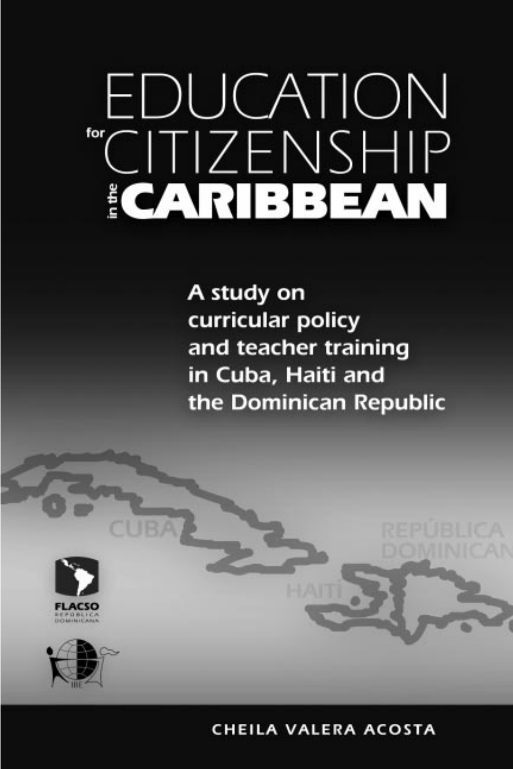# EDUCATION for CITIZENSHIP in the CARIBBEAN

A study on curricular policy and teacher training in Cuba, Haiti and the Dominican Republic

CUBA

HAITI

REPÚBLICA DOMINICANA

FLACSO REPÚBLICA DOMINICANA

IBE

CHEILA VALERA ACOSTA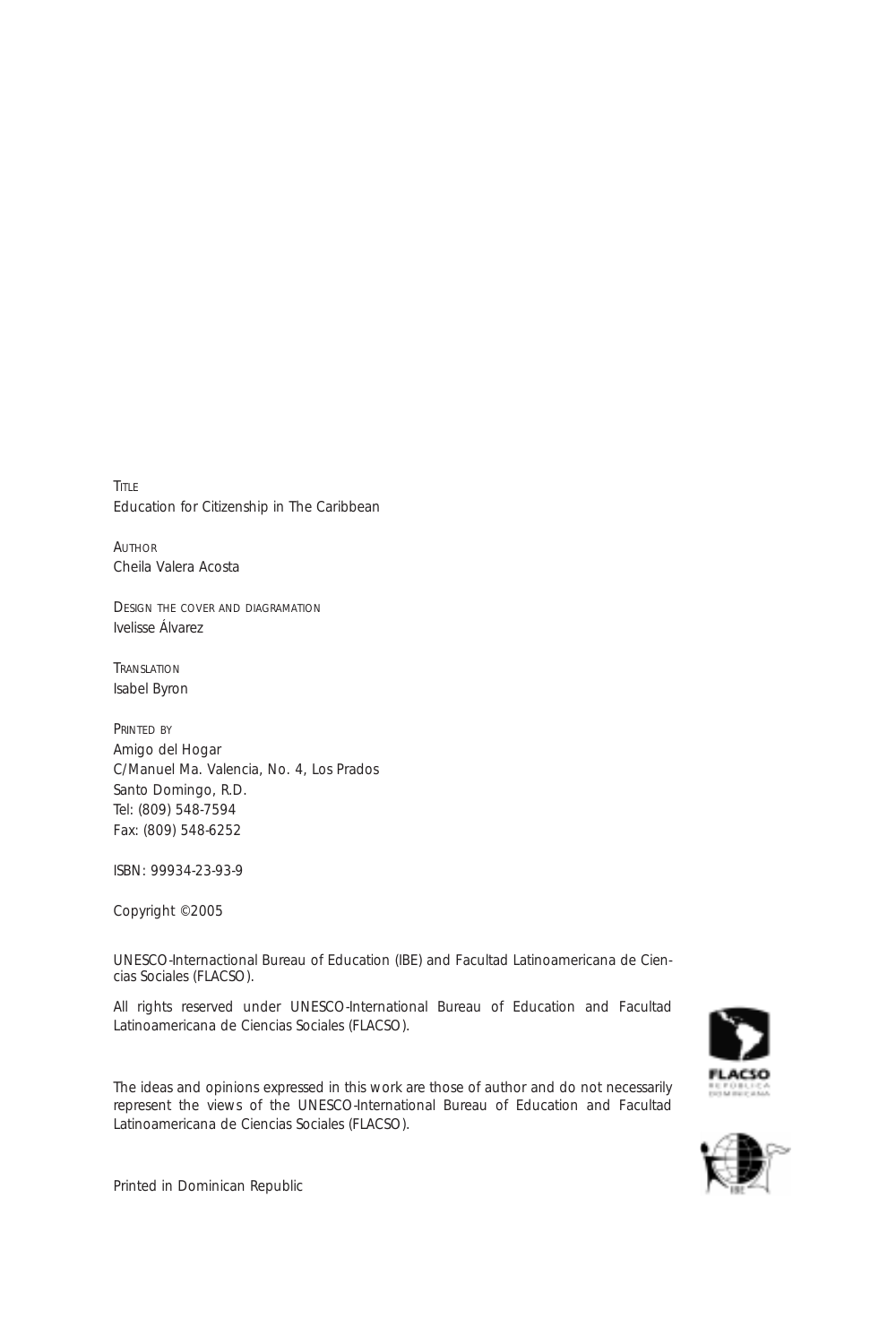TITLE
Education for Citizenship in The Caribbean

AUTHOR
Cheila Valera Acosta

DESIGN THE COVER AND DIAGRAMATION
Ivelisse Álvarez

TRANSLATION
Isabel Byron

PRINTED BY
Amigo del Hogar
C/Manuel Ma. Valencia, No. 4, Los Prados
Santo Domingo, R.D.
Tel: (809) 548-7594
Fax: (809) 548-6252

ISBN: 99934-23-93-9

Copyright ©2005

UNESCO-Internactional Bureau of Education (IBE) and Facultad Latinoamericana de Ciencias Sociales (FLACSO).

All rights reserved under UNESCO-International Bureau of Education and Facultad Latinoamericana de Ciencias Sociales (FLACSO).

The ideas and opinions expressed in this work are those of author and do not necessarily represent the views of the UNESCO-International Bureau of Education and Facultad Latinoamericana de Ciencias Sociales (FLACSO).

Printed in Dominican Republic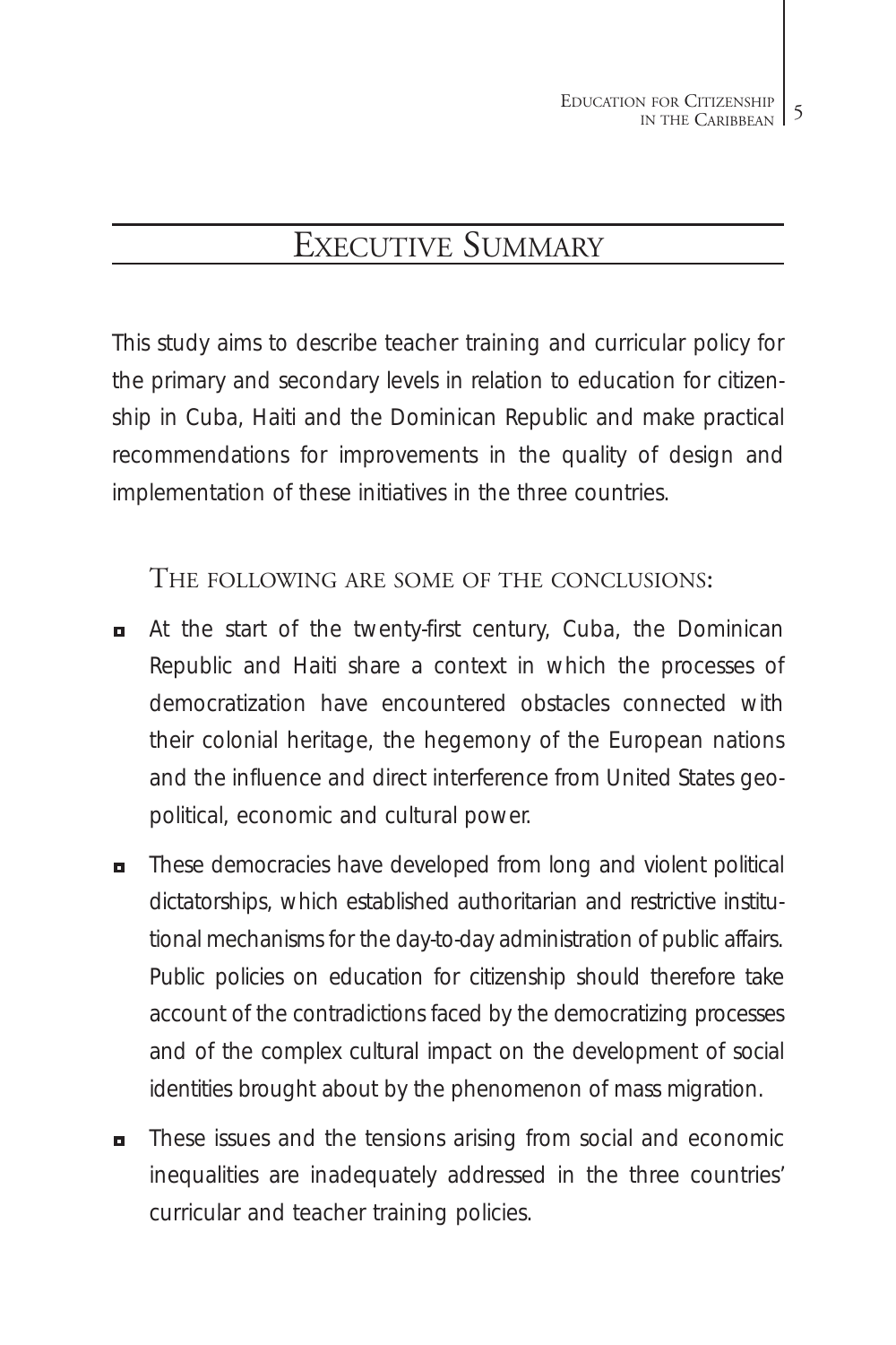# Executive Summary

This study aims to describe teacher training and curricular policy for the primary and secondary levels in relation to education for citizenship in Cuba, Haiti and the Dominican Republic and make practical recommendations for improvements in the quality of design and implementation of these initiatives in the three countries.

The following are some of the conclusions:

- At the start of the twenty-first century, Cuba, the Dominican Republic and Haiti share a context in which the processes of democratization have encountered obstacles connected with their colonial heritage, the hegemony of the European nations and the influence and direct interference from United States geopolitical, economic and cultural power.
- These democracies have developed from long and violent political dictatorships, which established authoritarian and restrictive institutional mechanisms for the day-to-day administration of public affairs. Public policies on education for citizenship should therefore take account of the contradictions faced by the democratizing processes and of the complex cultural impact on the development of social identities brought about by the phenomenon of mass migration.
- These issues and the tensions arising from social and economic inequalities are inadequately addressed in the three countries' curricular and teacher training policies.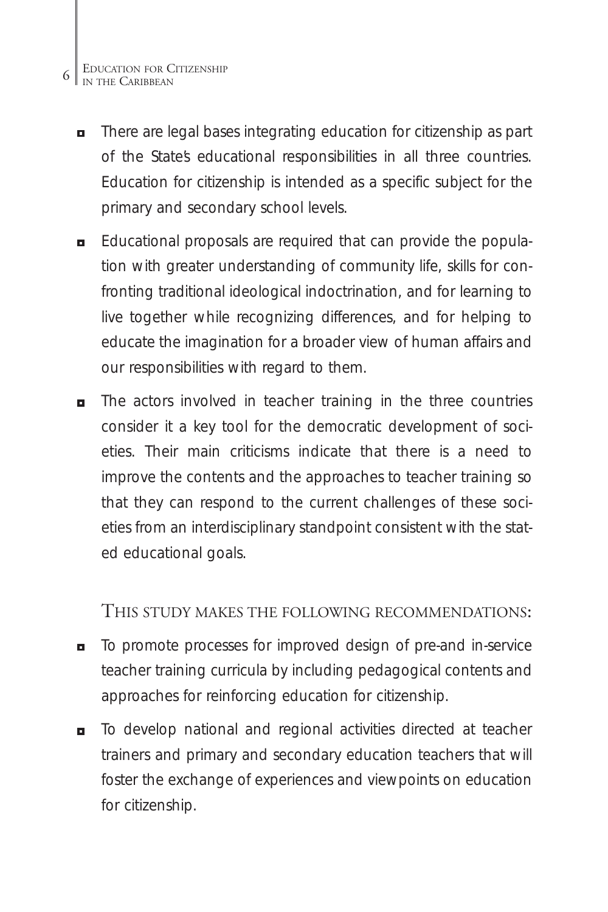- There are legal bases integrating education for citizenship as part of the State's educational responsibilities in all three countries. Education for citizenship is intended as a specific subject for the primary and secondary school levels.
- Educational proposals are required that can provide the population with greater understanding of community life, skills for confronting traditional ideological indoctrination, and for learning to live together while recognizing differences, and for helping to educate the imagination for a broader view of human affairs and our responsibilities with regard to them.
- The actors involved in teacher training in the three countries consider it a key tool for the democratic development of societies. Their main criticisms indicate that there is a need to improve the contents and the approaches to teacher training so that they can respond to the current challenges of these societies from an interdisciplinary standpoint consistent with the stated educational goals.

THIS STUDY MAKES THE FOLLOWING RECOMMENDATIONS:

- To promote processes for improved design of pre-and in-service teacher training curricula by including pedagogical contents and approaches for reinforcing education for citizenship.
- To develop national and regional activities directed at teacher trainers and primary and secondary education teachers that will foster the exchange of experiences and viewpoints on education for citizenship.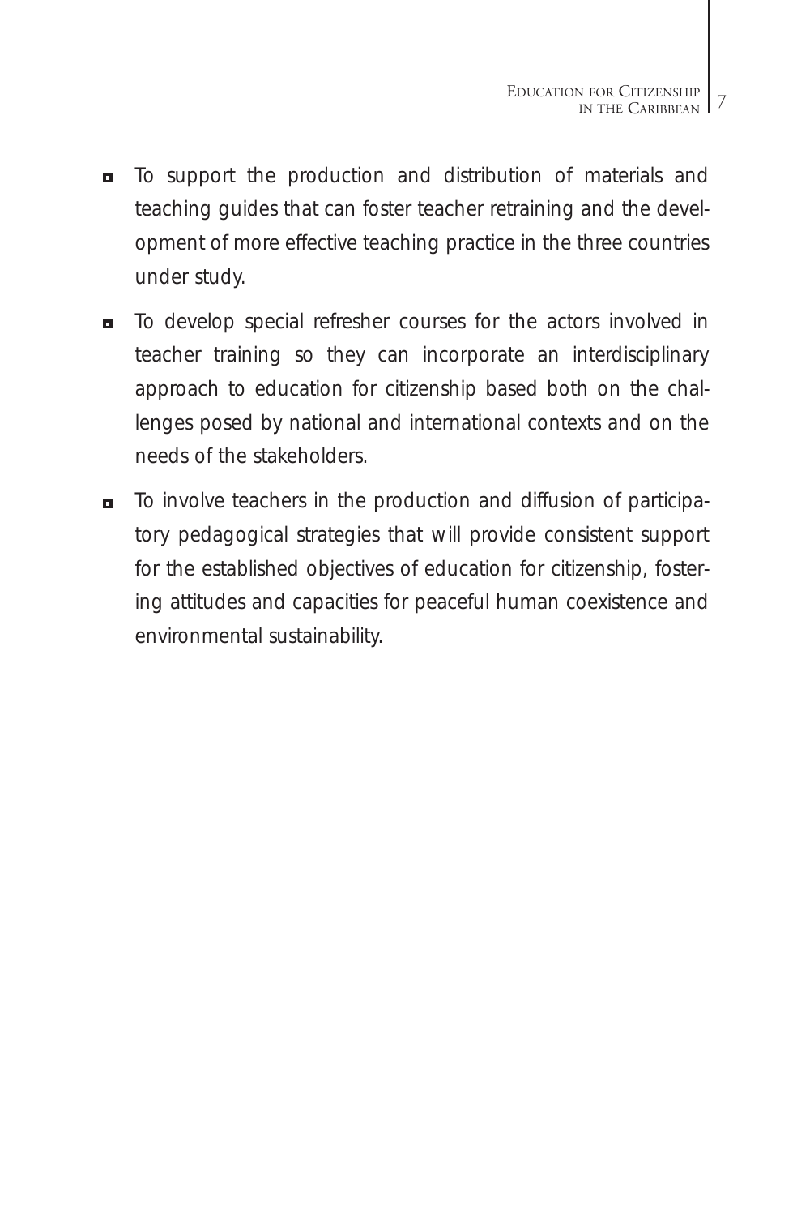- To support the production and distribution of materials and teaching guides that can foster teacher retraining and the development of more effective teaching practice in the three countries under study.
- To develop special refresher courses for the actors involved in teacher training so they can incorporate an interdisciplinary approach to education for citizenship based both on the challenges posed by national and international contexts and on the needs of the stakeholders.
- To involve teachers in the production and diffusion of participatory pedagogical strategies that will provide consistent support for the established objectives of education for citizenship, fostering attitudes and capacities for peaceful human coexistence and environmental sustainability.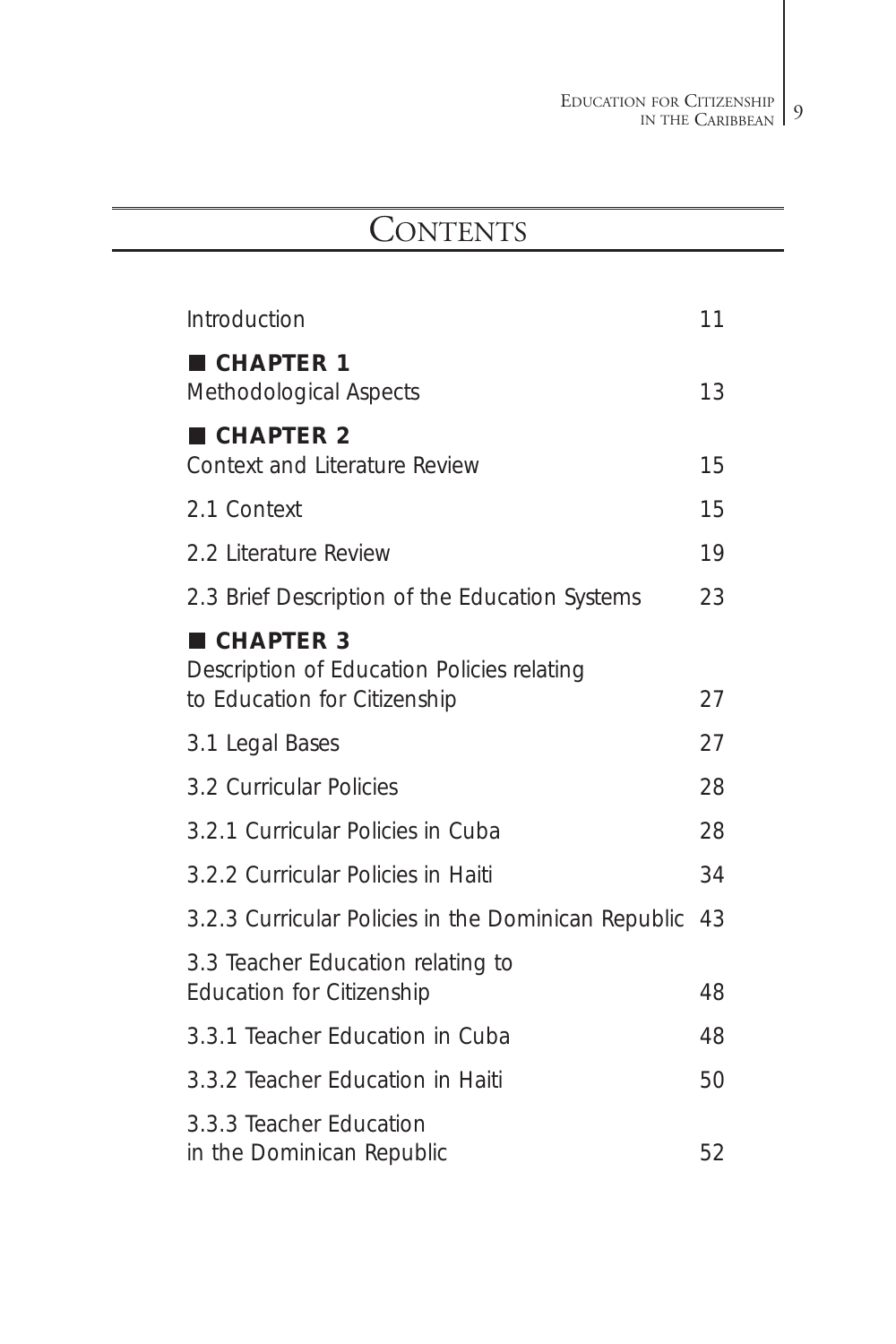# CONTENTS

| | |
|---|---|
| Introduction | 11 |
| **■ CHAPTER 1** | |
| Methodological Aspects | 13 |
| **■ CHAPTER 2** | |
| Context and Literature Review | 15 |
| 2.1 Context | 15 |
| 2.2 Literature Review | 19 |
| 2.3 Brief Description of the Education Systems | 23 |
| **■ CHAPTER 3** | |
| Description of Education Policies relating to Education for Citizenship | 27 |
| 3.1 Legal Bases | 27 |
| 3.2 Curricular Policies | 28 |
| 3.2.1 Curricular Policies in Cuba | 28 |
| 3.2.2 Curricular Policies in Haiti | 34 |
| 3.2.3 Curricular Policies in the Dominican Republic | 43 |
| 3.3 Teacher Education relating to Education for Citizenship | 48 |
| 3.3.1 Teacher Education in Cuba | 48 |
| 3.3.2 Teacher Education in Haiti | 50 |
| 3.3.3 Teacher Education in the Dominican Republic | 52 |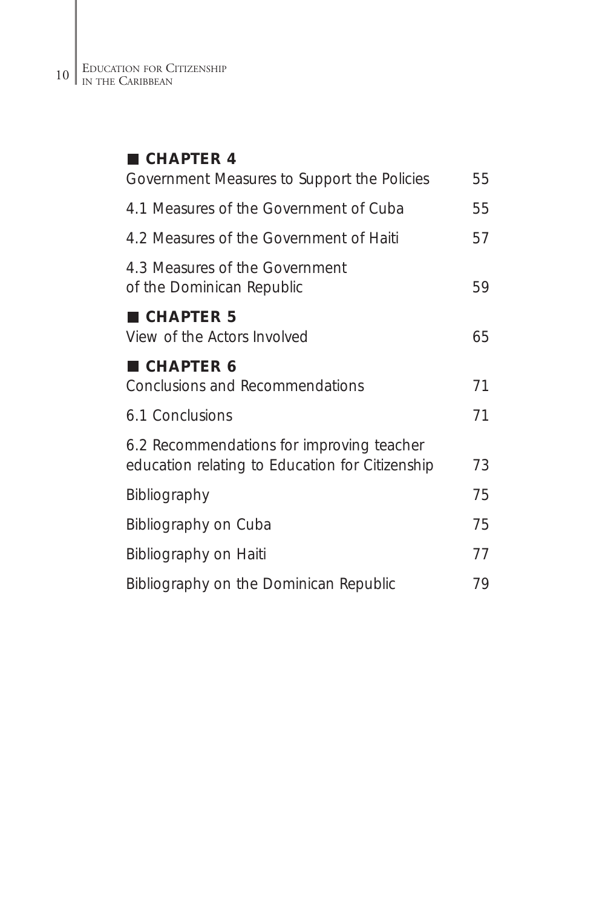■ **CHAPTER 4**

Government Measures to Support the Policies 55

4.1 Measures of the Government of Cuba 55

4.2 Measures of the Government of Haiti 57

4.3 Measures of the Government of the Dominican Republic 59

■ **CHAPTER 5**

View of the Actors Involved 65

■ **CHAPTER 6**

Conclusions and Recommendations 71

6.1 Conclusions 71

6.2 Recommendations for improving teacher education relating to Education for Citizenship 73

Bibliography 75

Bibliography on Cuba 75

Bibliography on Haiti 77

Bibliography on the Dominican Republic 79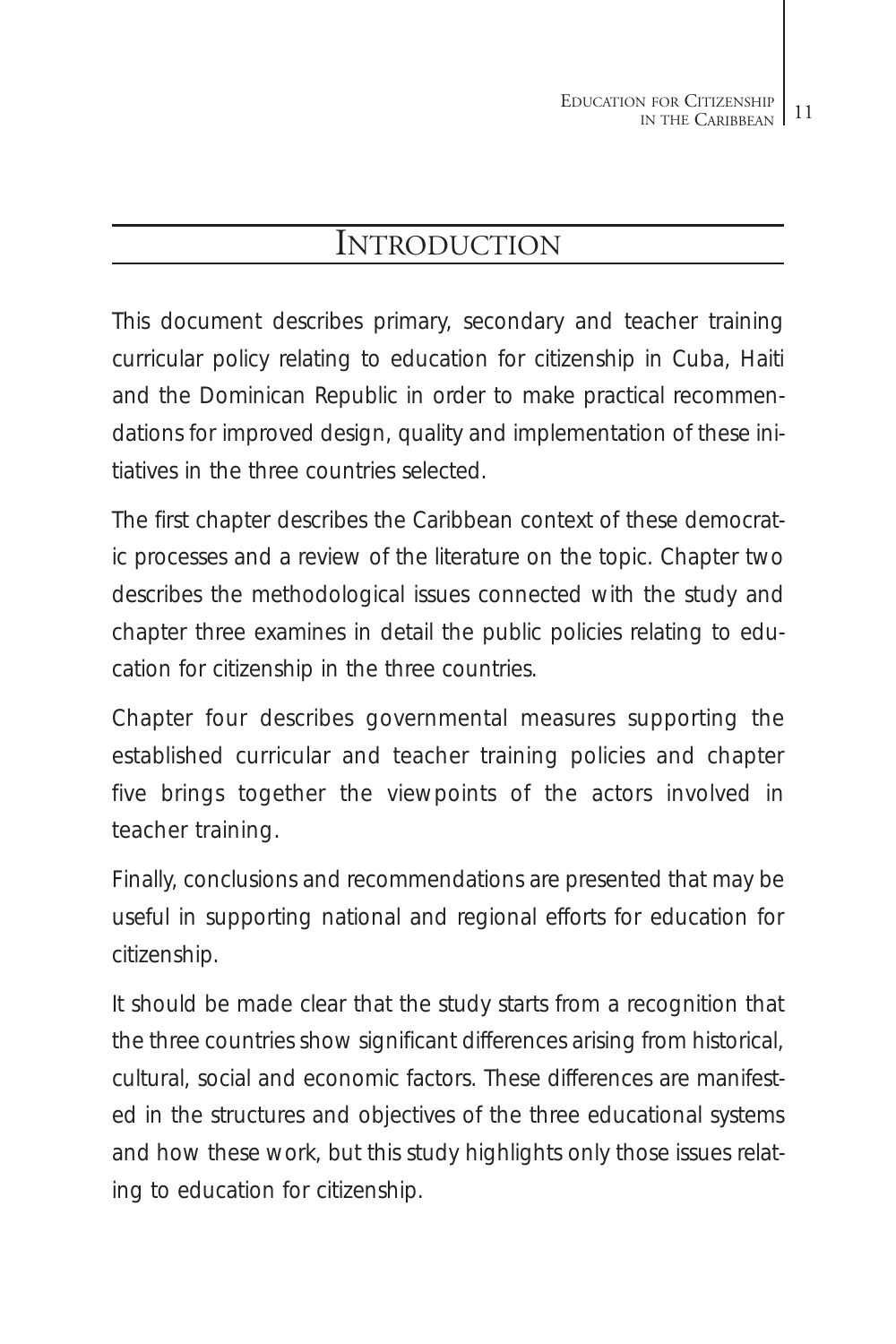# Introduction

This document describes primary, secondary and teacher training curricular policy relating to education for citizenship in Cuba, Haiti and the Dominican Republic in order to make practical recommendations for improved design, quality and implementation of these initiatives in the three countries selected.

The first chapter describes the Caribbean context of these democratic processes and a review of the literature on the topic. Chapter two describes the methodological issues connected with the study and chapter three examines in detail the public policies relating to education for citizenship in the three countries.

Chapter four describes governmental measures supporting the established curricular and teacher training policies and chapter five brings together the viewpoints of the actors involved in teacher training.

Finally, conclusions and recommendations are presented that may be useful in supporting national and regional efforts for education for citizenship.

It should be made clear that the study starts from a recognition that the three countries show significant differences arising from historical, cultural, social and economic factors. These differences are manifested in the structures and objectives of the three educational systems and how these work, but this study highlights only those issues relating to education for citizenship.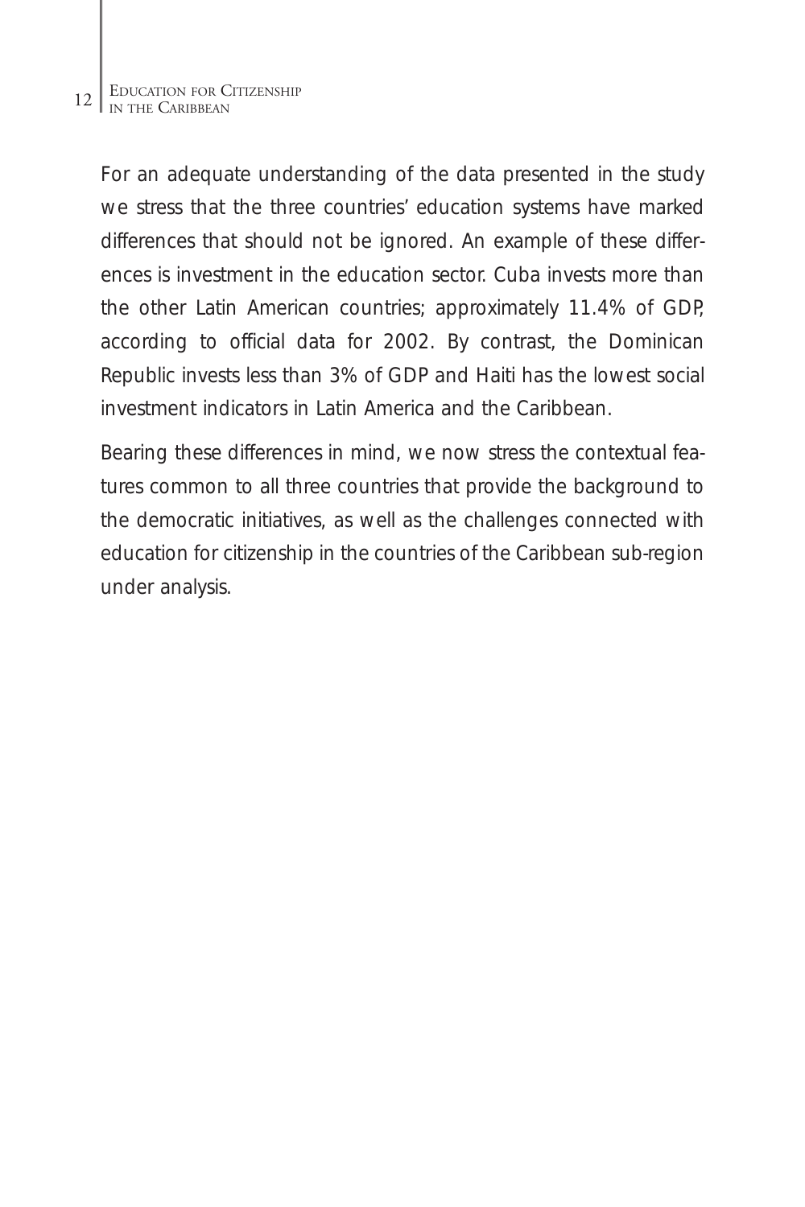For an adequate understanding of the data presented in the study we stress that the three countries' education systems have marked differences that should not be ignored. An example of these differences is investment in the education sector. Cuba invests more than the other Latin American countries; approximately 11.4% of GDP, according to official data for 2002. By contrast, the Dominican Republic invests less than 3% of GDP and Haiti has the lowest social investment indicators in Latin America and the Caribbean.

Bearing these differences in mind, we now stress the contextual features common to all three countries that provide the background to the democratic initiatives, as well as the challenges connected with education for citizenship in the countries of the Caribbean sub-region under analysis.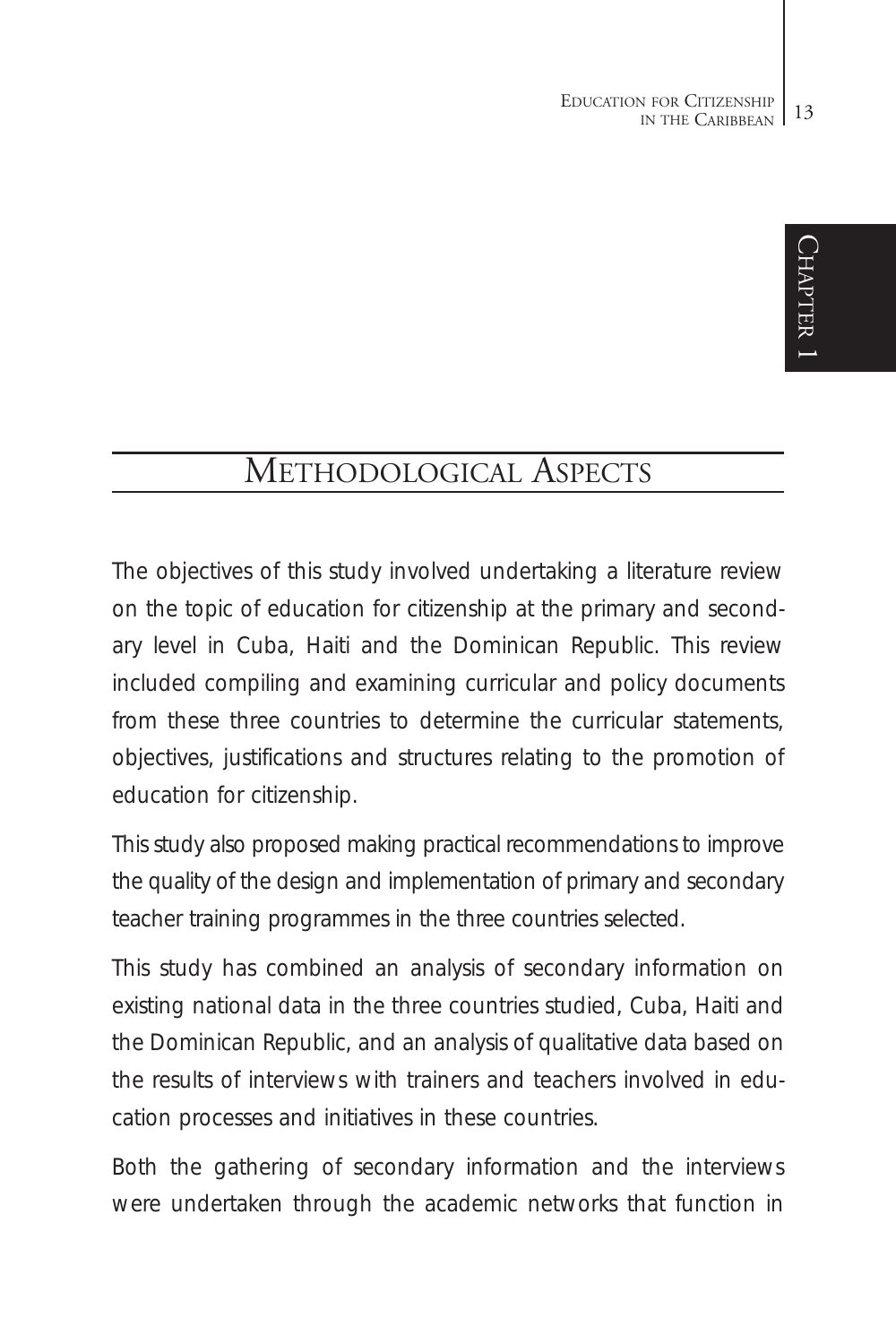## Methodological Aspects

The objectives of this study involved undertaking a literature review on the topic of education for citizenship at the primary and secondary level in Cuba, Haiti and the Dominican Republic. This review included compiling and examining curricular and policy documents from these three countries to determine the curricular statements, objectives, justifications and structures relating to the promotion of education for citizenship.

This study also proposed making practical recommendations to improve the quality of the design and implementation of primary and secondary teacher training programmes in the three countries selected.

This study has combined an analysis of secondary information on existing national data in the three countries studied, Cuba, Haiti and the Dominican Republic, and an analysis of qualitative data based on the results of interviews with trainers and teachers involved in education processes and initiatives in these countries.

Both the gathering of secondary information and the interviews were undertaken through the academic networks that function in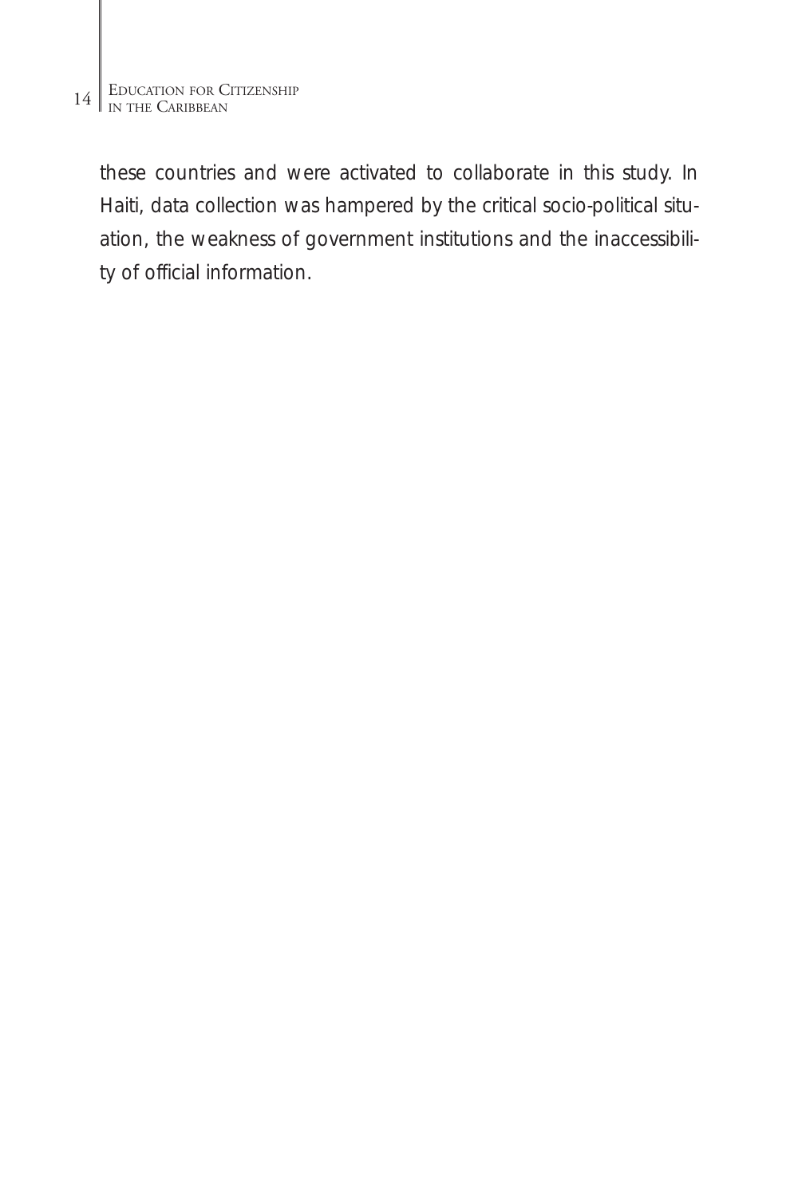these countries and were activated to collaborate in this study. In Haiti, data collection was hampered by the critical socio-political situation, the weakness of government institutions and the inaccessibility of official information.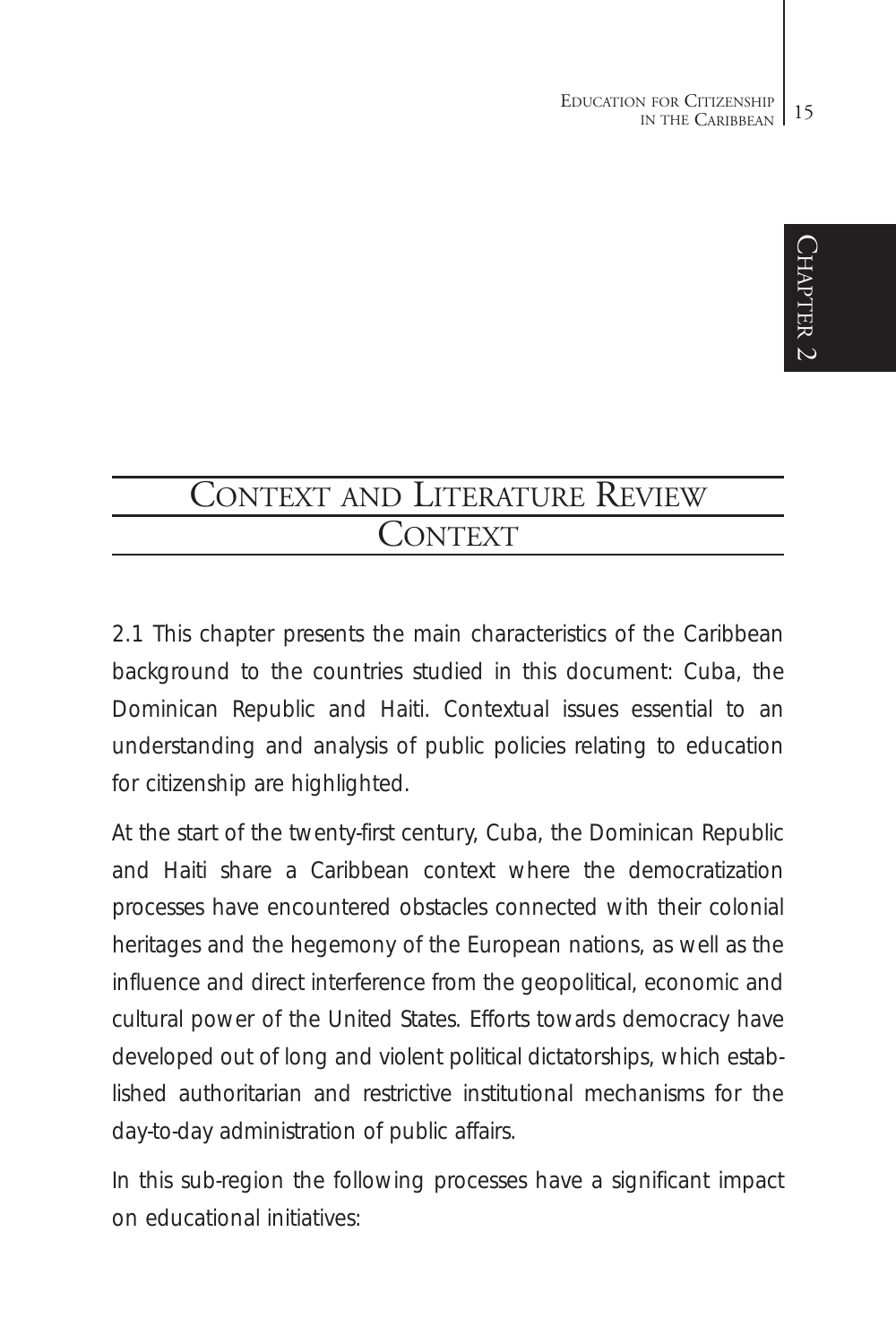# Context and Literature Review

## Context

2.1 This chapter presents the main characteristics of the Caribbean background to the countries studied in this document: Cuba, the Dominican Republic and Haiti. Contextual issues essential to an understanding and analysis of public policies relating to education for citizenship are highlighted.

At the start of the twenty-first century, Cuba, the Dominican Republic and Haiti share a Caribbean context where the democratization processes have encountered obstacles connected with their colonial heritages and the hegemony of the European nations, as well as the influence and direct interference from the geopolitical, economic and cultural power of the United States. Efforts towards democracy have developed out of long and violent political dictatorships, which established authoritarian and restrictive institutional mechanisms for the day-to-day administration of public affairs.

In this sub-region the following processes have a significant impact on educational initiatives: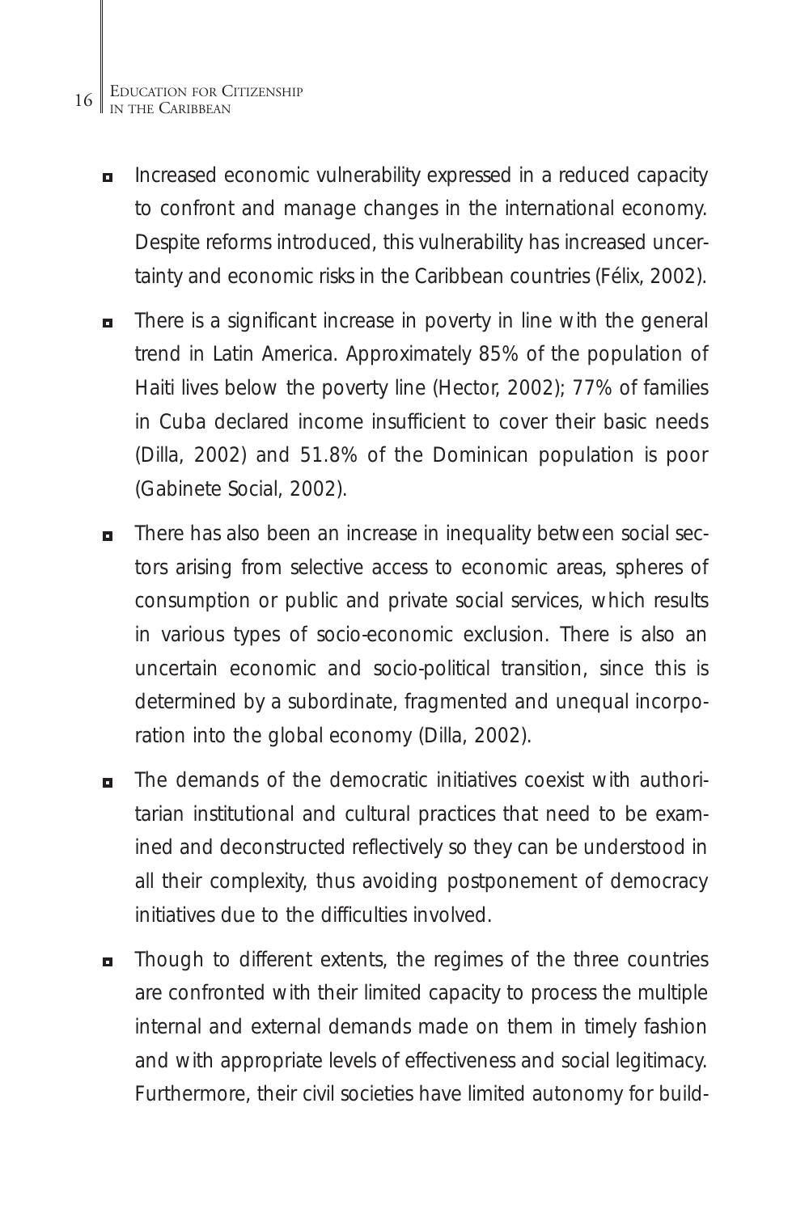- Increased economic vulnerability expressed in a reduced capacity to confront and manage changes in the international economy. Despite reforms introduced, this vulnerability has increased uncertainty and economic risks in the Caribbean countries (Félix, 2002).
- There is a significant increase in poverty in line with the general trend in Latin America. Approximately 85% of the population of Haiti lives below the poverty line (Hector, 2002); 77% of families in Cuba declared income insufficient to cover their basic needs (Dilla, 2002) and 51.8% of the Dominican population is poor (Gabinete Social, 2002).
- There has also been an increase in inequality between social sectors arising from selective access to economic areas, spheres of consumption or public and private social services, which results in various types of socio-economic exclusion. There is also an uncertain economic and socio-political transition, since this is determined by a subordinate, fragmented and unequal incorporation into the global economy (Dilla, 2002).
- The demands of the democratic initiatives coexist with authoritarian institutional and cultural practices that need to be examined and deconstructed reflectively so they can be understood in all their complexity, thus avoiding postponement of democracy initiatives due to the difficulties involved.
- Though to different extents, the regimes of the three countries are confronted with their limited capacity to process the multiple internal and external demands made on them in timely fashion and with appropriate levels of effectiveness and social legitimacy. Furthermore, their civil societies have limited autonomy for build-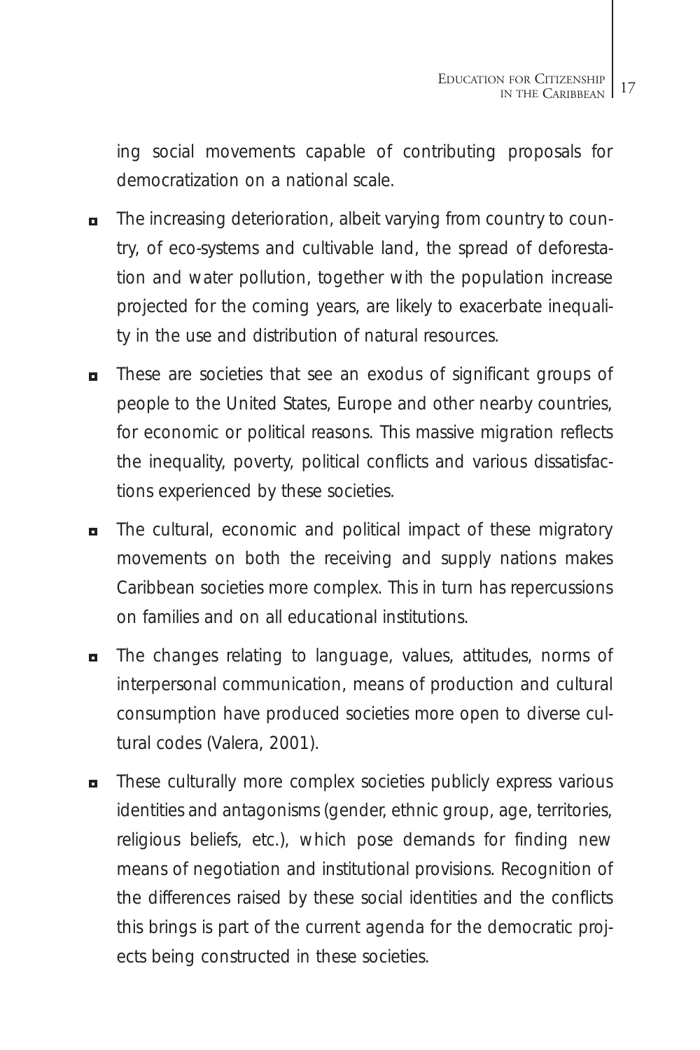ing social movements capable of contributing proposals for democratization on a national scale.

- The increasing deterioration, albeit varying from country to country, of eco-systems and cultivable land, the spread of deforestation and water pollution, together with the population increase projected for the coming years, are likely to exacerbate inequality in the use and distribution of natural resources.
- These are societies that see an exodus of significant groups of people to the United States, Europe and other nearby countries, for economic or political reasons. This massive migration reflects the inequality, poverty, political conflicts and various dissatisfactions experienced by these societies.
- The cultural, economic and political impact of these migratory movements on both the receiving and supply nations makes Caribbean societies more complex. This in turn has repercussions on families and on all educational institutions.
- The changes relating to language, values, attitudes, norms of interpersonal communication, means of production and cultural consumption have produced societies more open to diverse cultural codes (Valera, 2001).
- These culturally more complex societies publicly express various identities and antagonisms (gender, ethnic group, age, territories, religious beliefs, etc.), which pose demands for finding new means of negotiation and institutional provisions. Recognition of the differences raised by these social identities and the conflicts this brings is part of the current agenda for the democratic projects being constructed in these societies.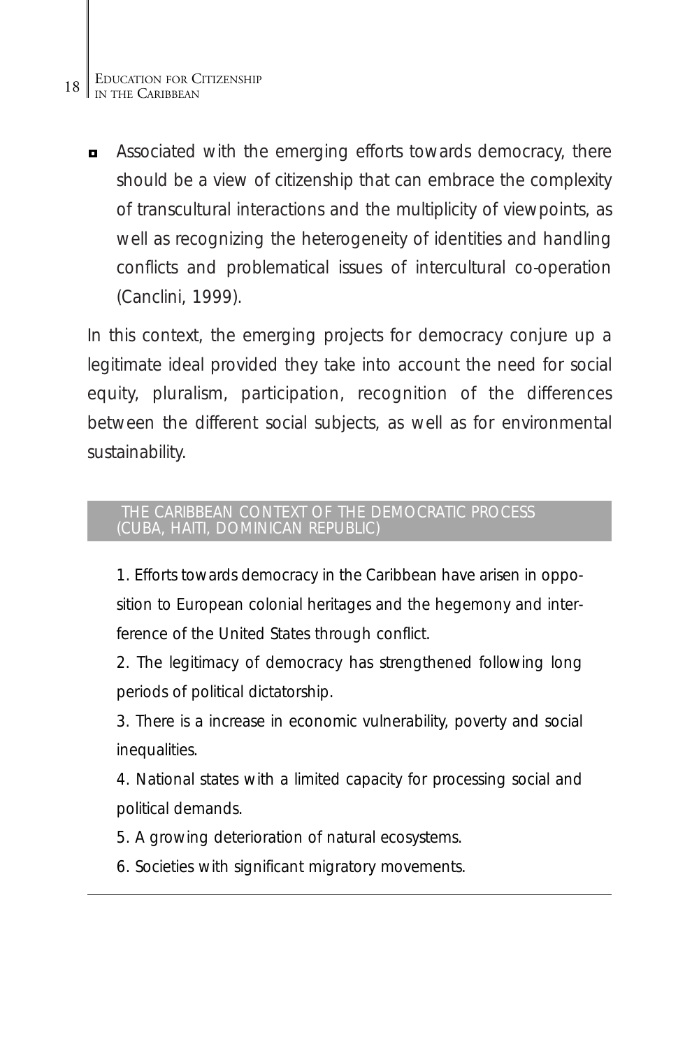- Associated with the emerging efforts towards democracy, there should be a view of citizenship that can embrace the complexity of transcultural interactions and the multiplicity of viewpoints, as well as recognizing the heterogeneity of identities and handling conflicts and problematical issues of intercultural co-operation (Canclini, 1999).

In this context, the emerging projects for democracy conjure up a legitimate ideal provided they take into account the need for social equity, pluralism, participation, recognition of the differences between the different social subjects, as well as for environmental sustainability.

## THE CARIBBEAN CONTEXT OF THE DEMOCRATIC PROCESS (CUBA, HAITI, DOMINICAN REPUBLIC)

1. Efforts towards democracy in the Caribbean have arisen in opposition to European colonial heritages and the hegemony and interference of the United States through conflict.
2. The legitimacy of democracy has strengthened following long periods of political dictatorship.
3. There is a increase in economic vulnerability, poverty and social inequalities.
4. National states with a limited capacity for processing social and political demands.
5. A growing deterioration of natural ecosystems.
6. Societies with significant migratory movements.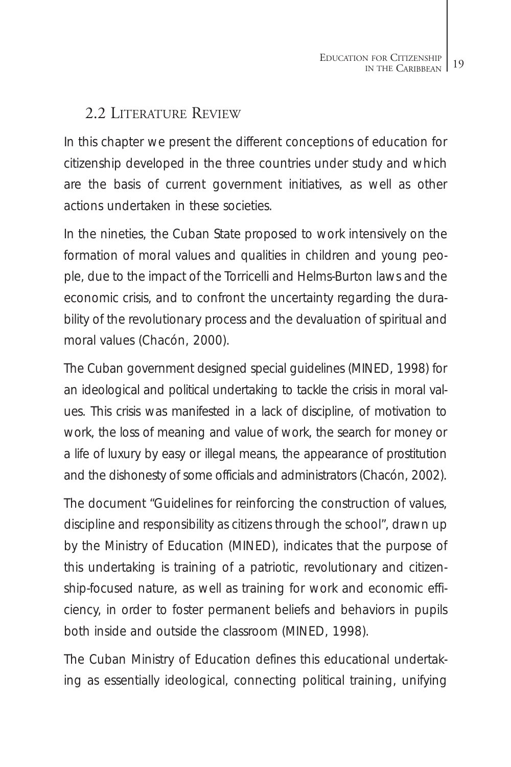## 2.2 Literature Review

In this chapter we present the different conceptions of education for citizenship developed in the three countries under study and which are the basis of current government initiatives, as well as other actions undertaken in these societies.

In the nineties, the Cuban State proposed to work intensively on the formation of moral values and qualities in children and young people, due to the impact of the Torricelli and Helms-Burton laws and the economic crisis, and to confront the uncertainty regarding the durability of the revolutionary process and the devaluation of spiritual and moral values (Chacón, 2000).

The Cuban government designed special guidelines (MINED, 1998) for an ideological and political undertaking to tackle the crisis in moral values. This crisis was manifested in a lack of discipline, of motivation to work, the loss of meaning and value of work, the search for money or a life of luxury by easy or illegal means, the appearance of prostitution and the dishonesty of some officials and administrators (Chacón, 2002).

The document "Guidelines for reinforcing the construction of values, discipline and responsibility as citizens through the school", drawn up by the Ministry of Education (MINED), indicates that the purpose of this undertaking is training of a patriotic, revolutionary and citizenship-focused nature, as well as training for work and economic efficiency, in order to foster permanent beliefs and behaviors in pupils both inside and outside the classroom (MINED, 1998).

The Cuban Ministry of Education defines this educational undertaking as essentially ideological, connecting political training, unifying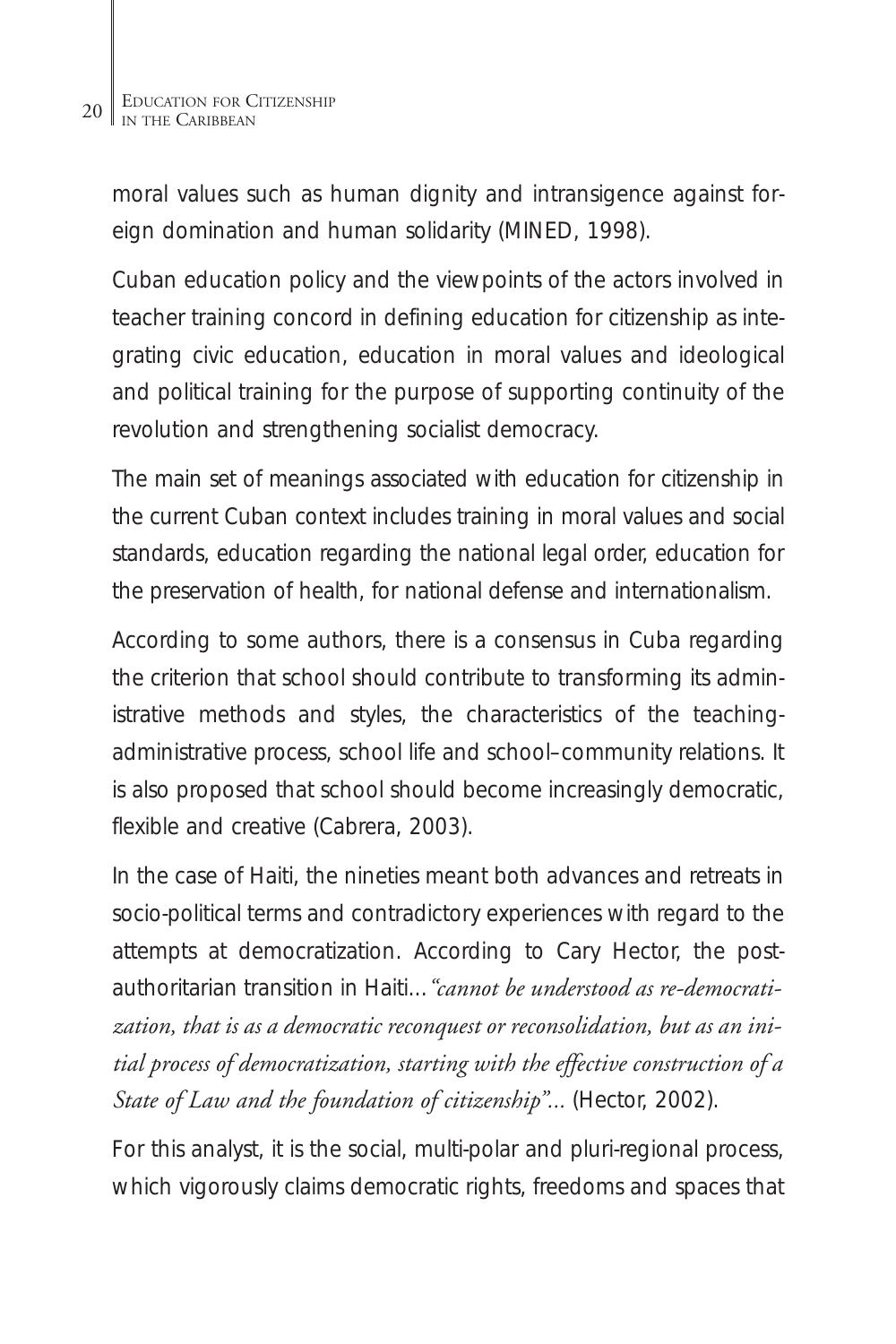moral values such as human dignity and intransigence against foreign domination and human solidarity (MINED, 1998).

Cuban education policy and the viewpoints of the actors involved in teacher training concord in defining education for citizenship as integrating civic education, education in moral values and ideological and political training for the purpose of supporting continuity of the revolution and strengthening socialist democracy.

The main set of meanings associated with education for citizenship in the current Cuban context includes training in moral values and social standards, education regarding the national legal order, education for the preservation of health, for national defense and internationalism.

According to some authors, there is a consensus in Cuba regarding the criterion that school should contribute to transforming its administrative methods and styles, the characteristics of the teaching-administrative process, school life and school–community relations. It is also proposed that school should become increasingly democratic, flexible and creative (Cabrera, 2003).

In the case of Haiti, the nineties meant both advances and retreats in socio-political terms and contradictory experiences with regard to the attempts at democratization. According to Cary Hector, the post-authoritarian transition in Haiti…*"cannot be understood as re-democratization, that is as a democratic reconquest or reconsolidation, but as an initial process of democratization, starting with the effective construction of a State of Law and the foundation of citizenship"*… (Hector, 2002).

For this analyst, it is the social, multi-polar and pluri-regional process, which vigorously claims democratic rights, freedoms and spaces that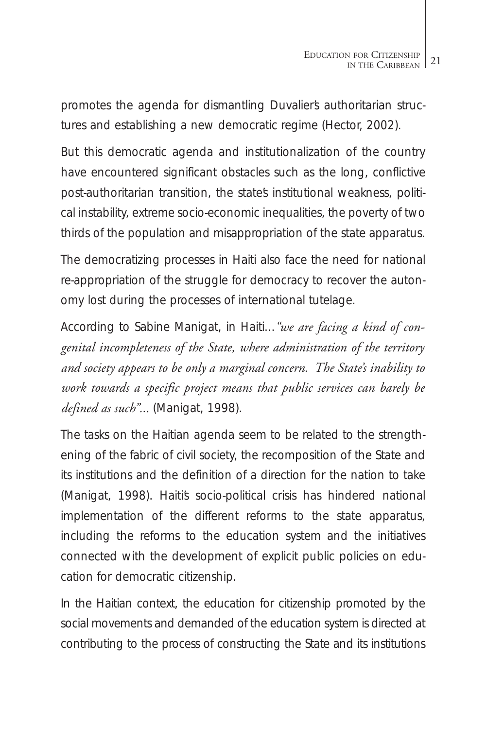promotes the agenda for dismantling Duvalier's authoritarian structures and establishing a new democratic regime (Hector, 2002).

But this democratic agenda and institutionalization of the country have encountered significant obstacles such as the long, conflictive post-authoritarian transition, the state's institutional weakness, political instability, extreme socio-economic inequalities, the poverty of two thirds of the population and misappropriation of the state apparatus.

The democratizing processes in Haiti also face the need for national re-appropriation of the struggle for democracy to recover the autonomy lost during the processes of international tutelage.

According to Sabine Manigat, in Haiti…*"we are facing a kind of congenital incompleteness of the State, where administration of the territory and society appears to be only a marginal concern. The State's inability to work towards a specific project means that public services can barely be defined as such"...* (Manigat, 1998).

The tasks on the Haitian agenda seem to be related to the strengthening of the fabric of civil society, the recomposition of the State and its institutions and the definition of a direction for the nation to take (Manigat, 1998). Haiti's socio-political crisis has hindered national implementation of the different reforms to the state apparatus, including the reforms to the education system and the initiatives connected with the development of explicit public policies on education for democratic citizenship.

In the Haitian context, the education for citizenship promoted by the social movements and demanded of the education system is directed at contributing to the process of constructing the State and its institutions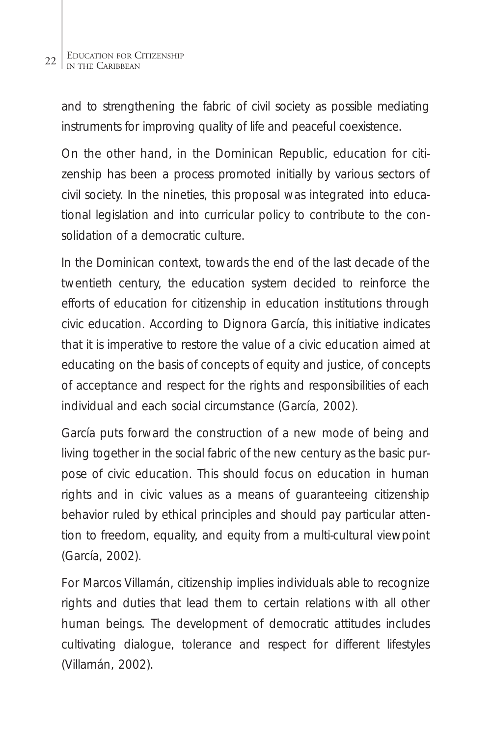and to strengthening the fabric of civil society as possible mediating instruments for improving quality of life and peaceful coexistence.

On the other hand, in the Dominican Republic, education for citizenship has been a process promoted initially by various sectors of civil society. In the nineties, this proposal was integrated into educational legislation and into curricular policy to contribute to the consolidation of a democratic culture.

In the Dominican context, towards the end of the last decade of the twentieth century, the education system decided to reinforce the efforts of education for citizenship in education institutions through civic education. According to Dignora García, this initiative indicates that it is imperative to restore the value of a civic education aimed at educating on the basis of concepts of equity and justice, of concepts of acceptance and respect for the rights and responsibilities of each individual and each social circumstance (García, 2002).

García puts forward the construction of a new mode of being and living together in the social fabric of the new century as the basic purpose of civic education. This should focus on education in human rights and in civic values as a means of guaranteeing citizenship behavior ruled by ethical principles and should pay particular attention to freedom, equality, and equity from a multi-cultural viewpoint (García, 2002).

For Marcos Villamán, citizenship implies individuals able to recognize rights and duties that lead them to certain relations with all other human beings. The development of democratic attitudes includes cultivating dialogue, tolerance and respect for different lifestyles (Villamán, 2002).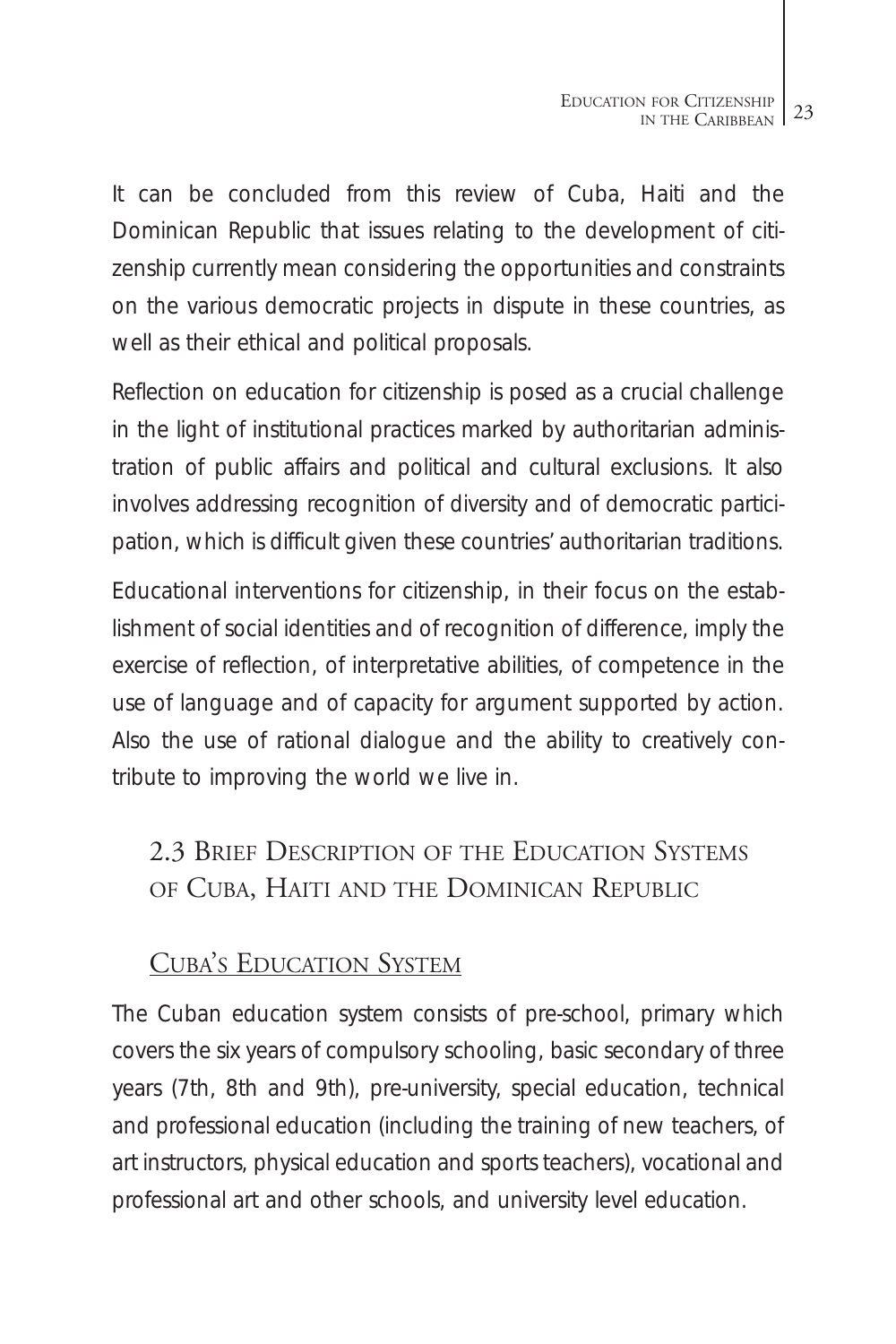It can be concluded from this review of Cuba, Haiti and the Dominican Republic that issues relating to the development of citizenship currently mean considering the opportunities and constraints on the various democratic projects in dispute in these countries, as well as their ethical and political proposals.

Reflection on education for citizenship is posed as a crucial challenge in the light of institutional practices marked by authoritarian administration of public affairs and political and cultural exclusions. It also involves addressing recognition of diversity and of democratic participation, which is difficult given these countries' authoritarian traditions.

Educational interventions for citizenship, in their focus on the establishment of social identities and of recognition of difference, imply the exercise of reflection, of interpretative abilities, of competence in the use of language and of capacity for argument supported by action. Also the use of rational dialogue and the ability to creatively contribute to improving the world we live in.

## 2.3 Brief Description of the Education Systems of Cuba, Haiti and the Dominican Republic

### Cuba's Education System

The Cuban education system consists of pre-school, primary which covers the six years of compulsory schooling, basic secondary of three years (7th, 8th and 9th), pre-university, special education, technical and professional education (including the training of new teachers, of art instructors, physical education and sports teachers), vocational and professional art and other schools, and university level education.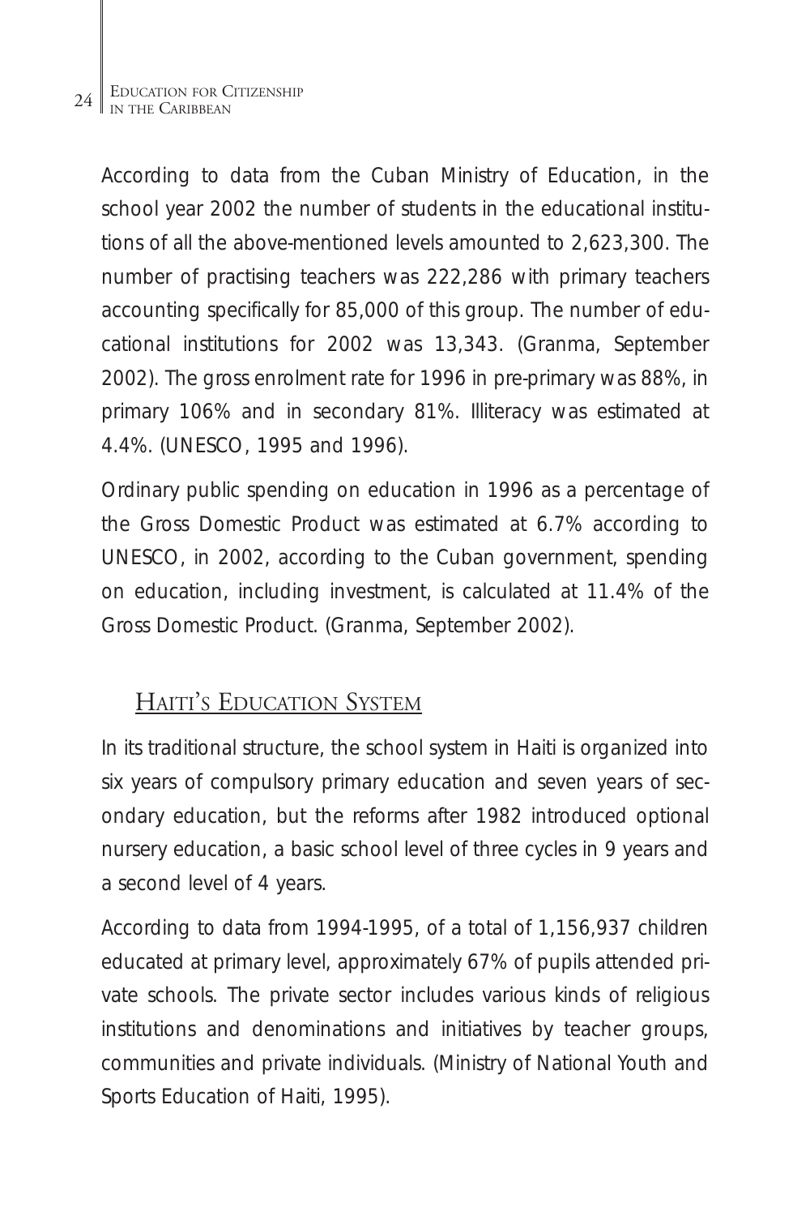According to data from the Cuban Ministry of Education, in the school year 2002 the number of students in the educational institutions of all the above-mentioned levels amounted to 2,623,300. The number of practising teachers was 222,286 with primary teachers accounting specifically for 85,000 of this group. The number of educational institutions for 2002 was 13,343. (Granma, September 2002). The gross enrolment rate for 1996 in pre-primary was 88%, in primary 106% and in secondary 81%. Illiteracy was estimated at 4.4%. (UNESCO, 1995 and 1996).

Ordinary public spending on education in 1996 as a percentage of the Gross Domestic Product was estimated at 6.7% according to UNESCO, in 2002, according to the Cuban government, spending on education, including investment, is calculated at 11.4% of the Gross Domestic Product. (Granma, September 2002).

## Haiti's Education System

In its traditional structure, the school system in Haiti is organized into six years of compulsory primary education and seven years of secondary education, but the reforms after 1982 introduced optional nursery education, a basic school level of three cycles in 9 years and a second level of 4 years.

According to data from 1994-1995, of a total of 1,156,937 children educated at primary level, approximately 67% of pupils attended private schools. The private sector includes various kinds of religious institutions and denominations and initiatives by teacher groups, communities and private individuals. (Ministry of National Youth and Sports Education of Haiti, 1995).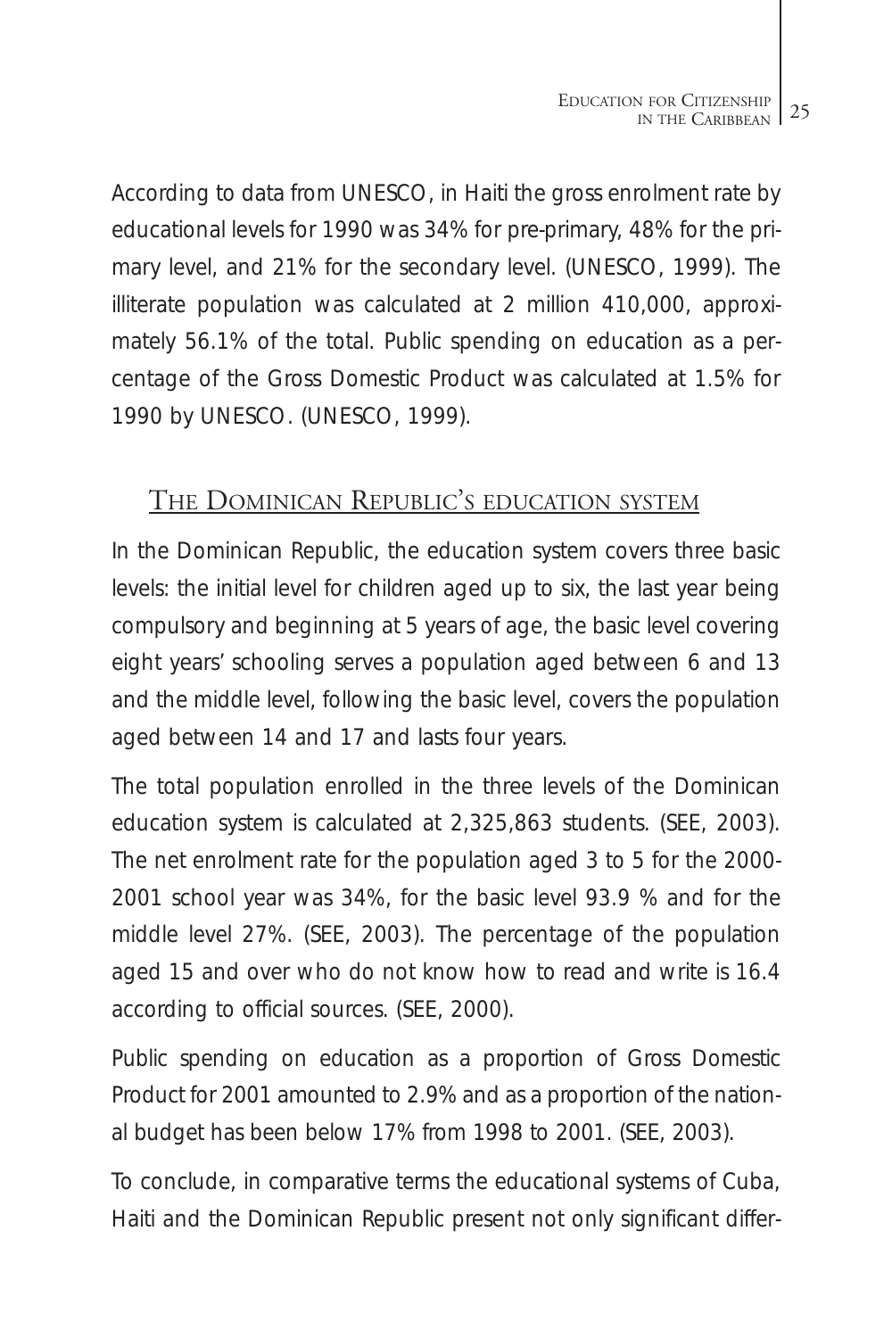According to data from UNESCO, in Haiti the gross enrolment rate by educational levels for 1990 was 34% for pre-primary, 48% for the primary level, and 21% for the secondary level. (UNESCO, 1999). The illiterate population was calculated at 2 million 410,000, approximately 56.1% of the total. Public spending on education as a percentage of the Gross Domestic Product was calculated at 1.5% for 1990 by UNESCO. (UNESCO, 1999).

## The Dominican Republic's education system

In the Dominican Republic, the education system covers three basic levels: the initial level for children aged up to six, the last year being compulsory and beginning at 5 years of age, the basic level covering eight years' schooling serves a population aged between 6 and 13 and the middle level, following the basic level, covers the population aged between 14 and 17 and lasts four years.

The total population enrolled in the three levels of the Dominican education system is calculated at 2,325,863 students. (SEE, 2003). The net enrolment rate for the population aged 3 to 5 for the 2000-2001 school year was 34%, for the basic level 93.9 % and for the middle level 27%. (SEE, 2003). The percentage of the population aged 15 and over who do not know how to read and write is 16.4 according to official sources. (SEE, 2000).

Public spending on education as a proportion of Gross Domestic Product for 2001 amounted to 2.9% and as a proportion of the national budget has been below 17% from 1998 to 2001. (SEE, 2003).

To conclude, in comparative terms the educational systems of Cuba, Haiti and the Dominican Republic present not only significant differ-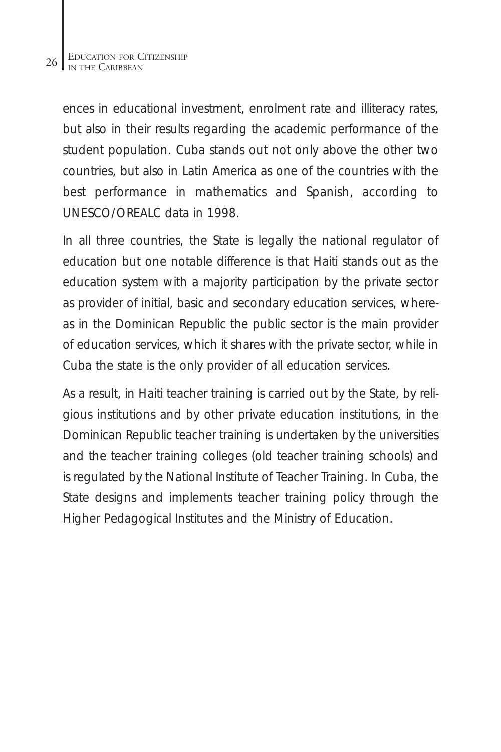ences in educational investment, enrolment rate and illiteracy rates, but also in their results regarding the academic performance of the student population. Cuba stands out not only above the other two countries, but also in Latin America as one of the countries with the best performance in mathematics and Spanish, according to UNESCO/OREALC data in 1998.

In all three countries, the State is legally the national regulator of education but one notable difference is that Haiti stands out as the education system with a majority participation by the private sector as provider of initial, basic and secondary education services, whereas in the Dominican Republic the public sector is the main provider of education services, which it shares with the private sector, while in Cuba the state is the only provider of all education services.

As a result, in Haiti teacher training is carried out by the State, by religious institutions and by other private education institutions, in the Dominican Republic teacher training is undertaken by the universities and the teacher training colleges (old teacher training schools) and is regulated by the National Institute of Teacher Training. In Cuba, the State designs and implements teacher training policy through the Higher Pedagogical Institutes and the Ministry of Education.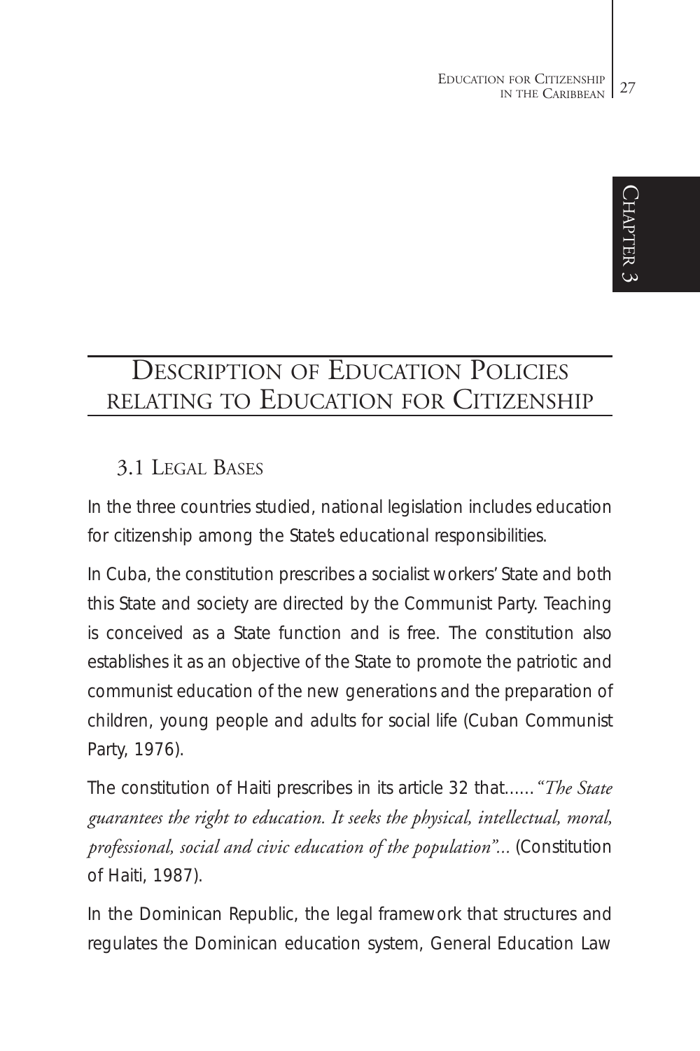# Description of Education Policies relating to Education for Citizenship

## 3.1 Legal Bases

In the three countries studied, national legislation includes education for citizenship among the State's educational responsibilities.

In Cuba, the constitution prescribes a socialist workers' State and both this State and society are directed by the Communist Party. Teaching is conceived as a State function and is free. The constitution also establishes it as an objective of the State to promote the patriotic and communist education of the new generations and the preparation of children, young people and adults for social life (Cuban Communist Party, 1976).

The constitution of Haiti prescribes in its article 32 that......*"The State guarantees the right to education. It seeks the physical, intellectual, moral, professional, social and civic education of the population"...* (Constitution of Haiti, 1987).

In the Dominican Republic, the legal framework that structures and regulates the Dominican education system, General Education Law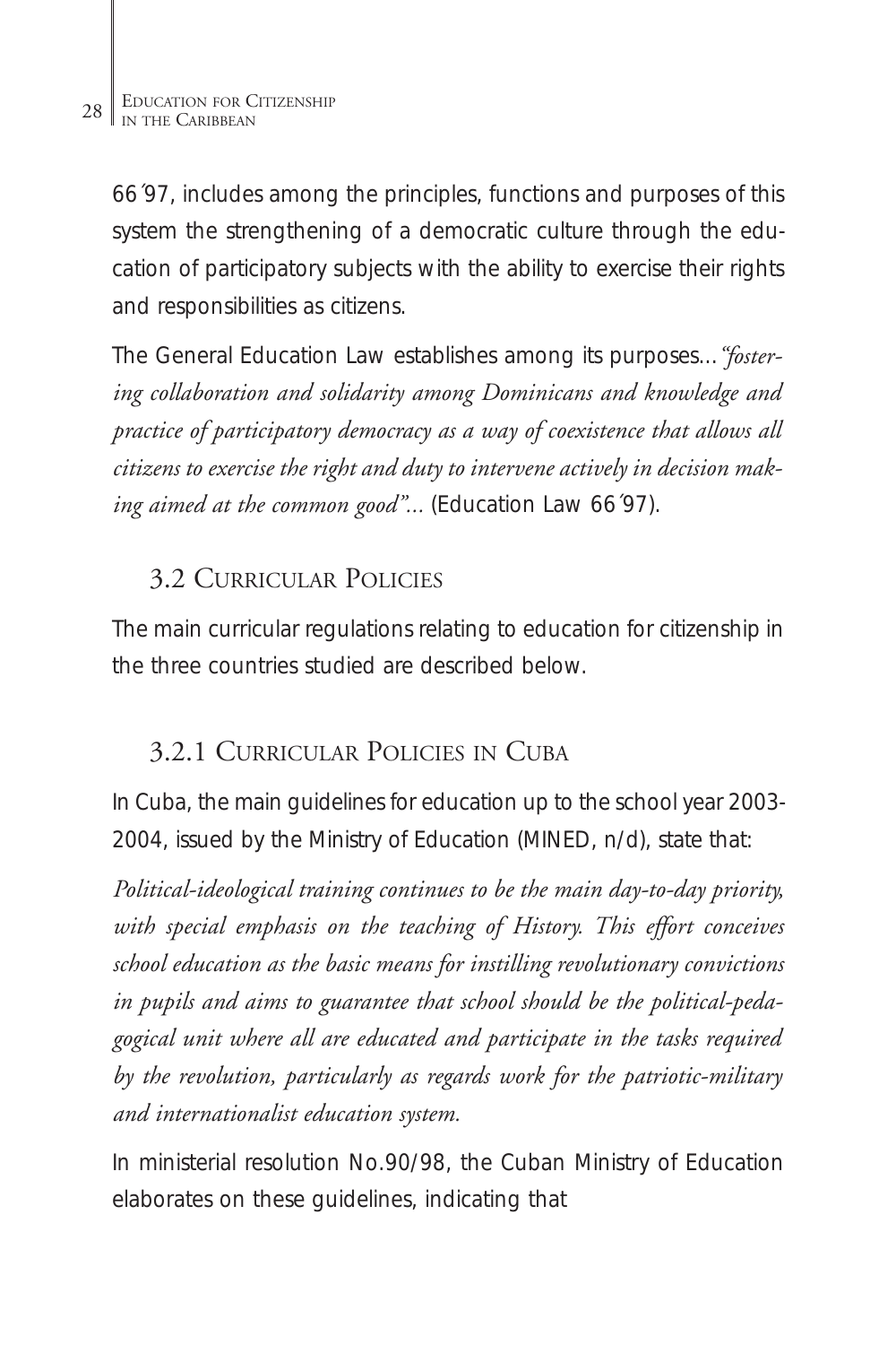66´97, includes among the principles, functions and purposes of this system the strengthening of a democratic culture through the education of participatory subjects with the ability to exercise their rights and responsibilities as citizens.

The General Education Law establishes among its purposes…*"fostering collaboration and solidarity among Dominicans and knowledge and practice of participatory democracy as a way of coexistence that allows all citizens to exercise the right and duty to intervene actively in decision making aimed at the common good"…* (Education Law 66´97).

## 3.2 Curricular Policies

The main curricular regulations relating to education for citizenship in the three countries studied are described below.

### 3.2.1 Curricular Policies in Cuba

In Cuba, the main guidelines for education up to the school year 2003-2004, issued by the Ministry of Education (MINED, n/d), state that:

*Political-ideological training continues to be the main day-to-day priority, with special emphasis on the teaching of History. This effort conceives school education as the basic means for instilling revolutionary convictions in pupils and aims to guarantee that school should be the political-pedagogical unit where all are educated and participate in the tasks required by the revolution, particularly as regards work for the patriotic-military and internationalist education system.*

In ministerial resolution No.90/98, the Cuban Ministry of Education elaborates on these guidelines, indicating that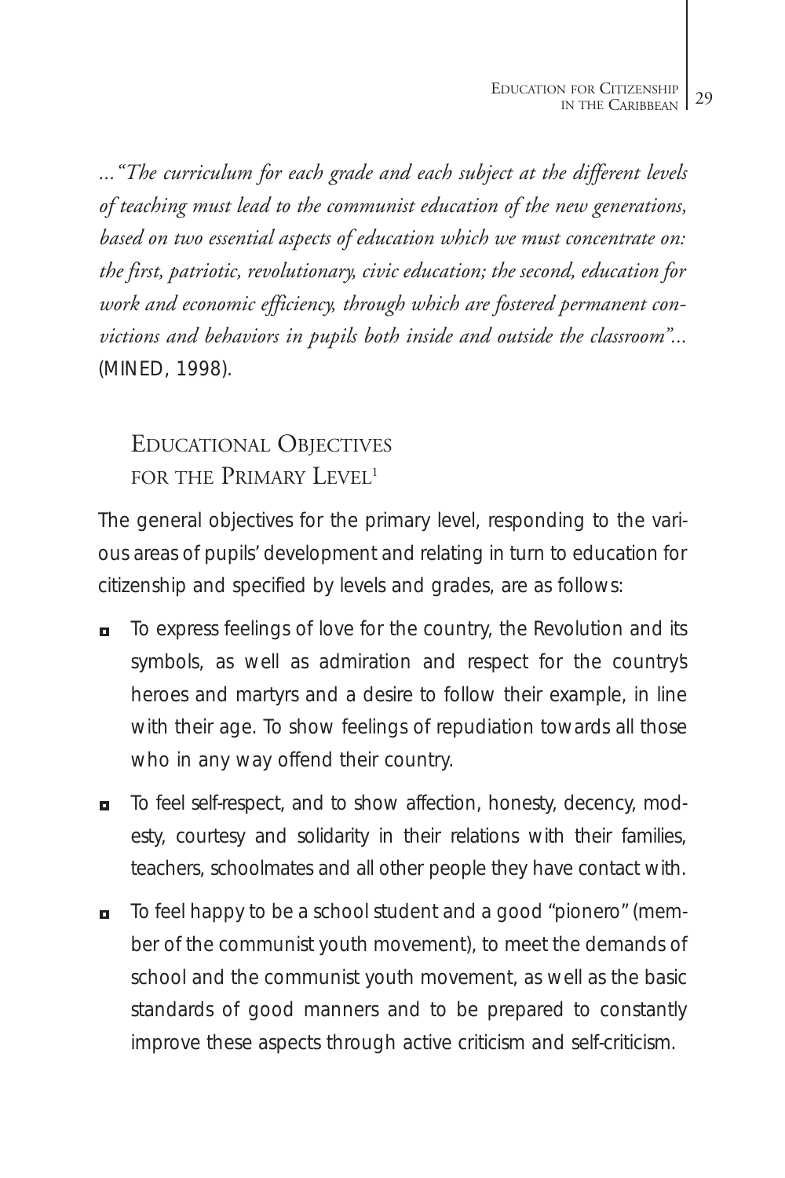*..."The curriculum for each grade and each subject at the different levels of teaching must lead to the communist education of the new generations, based on two essential aspects of education which we must concentrate on: the first, patriotic, revolutionary, civic education; the second, education for work and economic efficiency, through which are fostered permanent convictions and behaviors in pupils both inside and outside the classroom"...* (MINED, 1998).

## Educational Objectives for the Primary Level[1]

The general objectives for the primary level, responding to the various areas of pupils' development and relating in turn to education for citizenship and specified by levels and grades, are as follows:

- To express feelings of love for the country, the Revolution and its symbols, as well as admiration and respect for the country's heroes and martyrs and a desire to follow their example, in line with their age. To show feelings of repudiation towards all those who in any way offend their country.
- To feel self-respect, and to show affection, honesty, decency, modesty, courtesy and solidarity in their relations with their families, teachers, schoolmates and all other people they have contact with.
- To feel happy to be a school student and a good "pionero" (member of the communist youth movement), to meet the demands of school and the communist youth movement, as well as the basic standards of good manners and to be prepared to constantly improve these aspects through active criticism and self-criticism.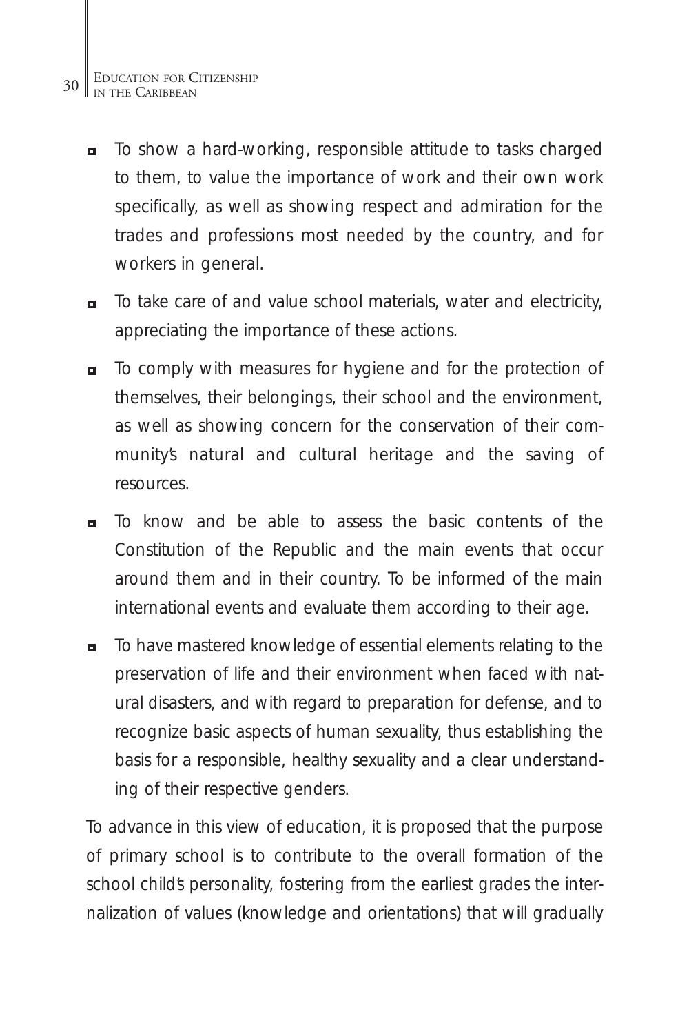- To show a hard-working, responsible attitude to tasks charged to them, to value the importance of work and their own work specifically, as well as showing respect and admiration for the trades and professions most needed by the country, and for workers in general.
- To take care of and value school materials, water and electricity, appreciating the importance of these actions.
- To comply with measures for hygiene and for the protection of themselves, their belongings, their school and the environment, as well as showing concern for the conservation of their community's natural and cultural heritage and the saving of resources.
- To know and be able to assess the basic contents of the Constitution of the Republic and the main events that occur around them and in their country. To be informed of the main international events and evaluate them according to their age.
- To have mastered knowledge of essential elements relating to the preservation of life and their environment when faced with natural disasters, and with regard to preparation for defense, and to recognize basic aspects of human sexuality, thus establishing the basis for a responsible, healthy sexuality and a clear understanding of their respective genders.

To advance in this view of education, it is proposed that the purpose of primary school is to contribute to the overall formation of the school child's personality, fostering from the earliest grades the internalization of values (knowledge and orientations) that will gradually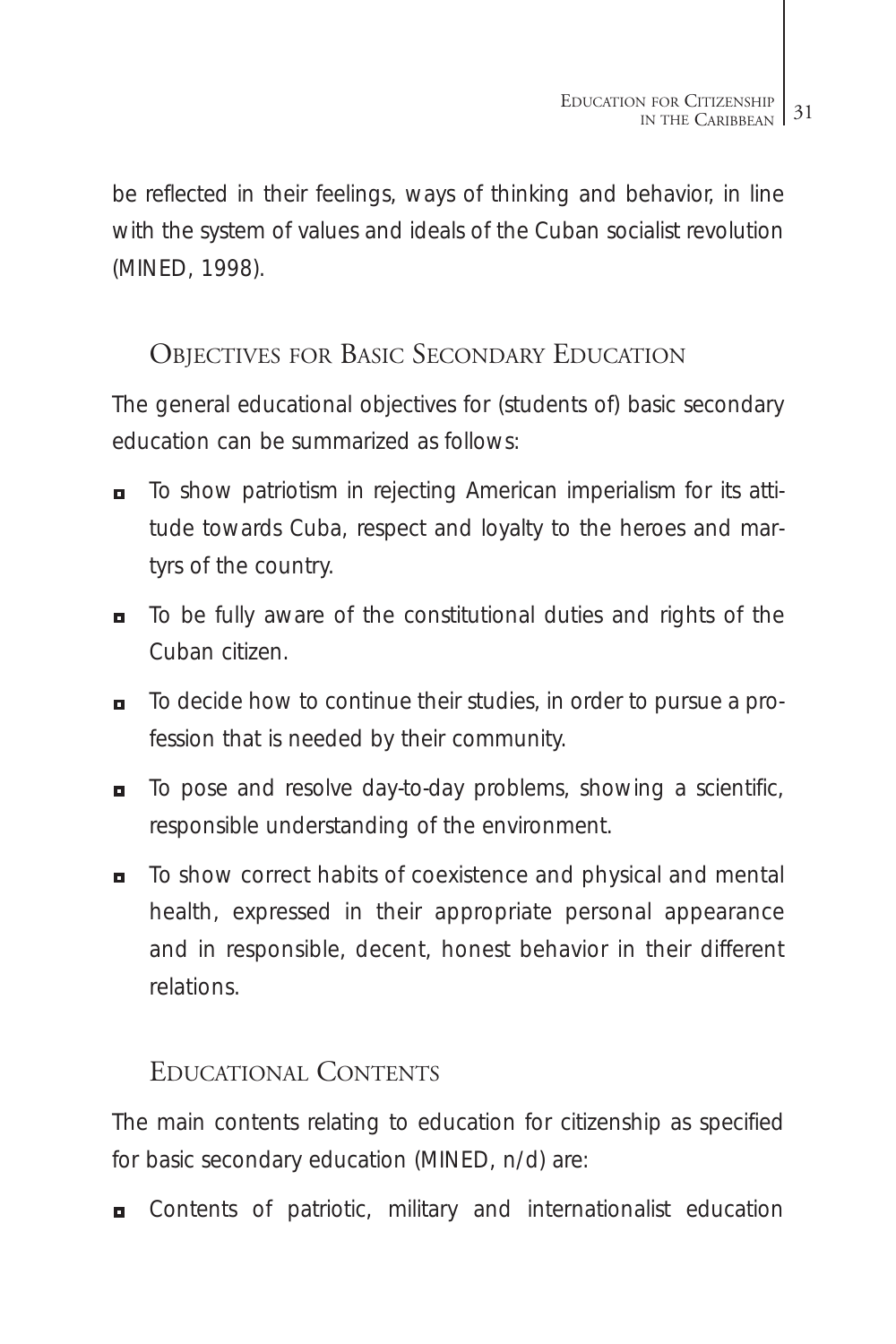be reflected in their feelings, ways of thinking and behavior, in line with the system of values and ideals of the Cuban socialist revolution (MINED, 1998).

## Objectives for Basic Secondary Education

The general educational objectives for (students of) basic secondary education can be summarized as follows:

- To show patriotism in rejecting American imperialism for its attitude towards Cuba, respect and loyalty to the heroes and martyrs of the country.
- To be fully aware of the constitutional duties and rights of the Cuban citizen.
- To decide how to continue their studies, in order to pursue a profession that is needed by their community.
- To pose and resolve day-to-day problems, showing a scientific, responsible understanding of the environment.
- To show correct habits of coexistence and physical and mental health, expressed in their appropriate personal appearance and in responsible, decent, honest behavior in their different relations.

## Educational Contents

The main contents relating to education for citizenship as specified for basic secondary education (MINED, n/d) are:

- Contents of patriotic, military and internationalist education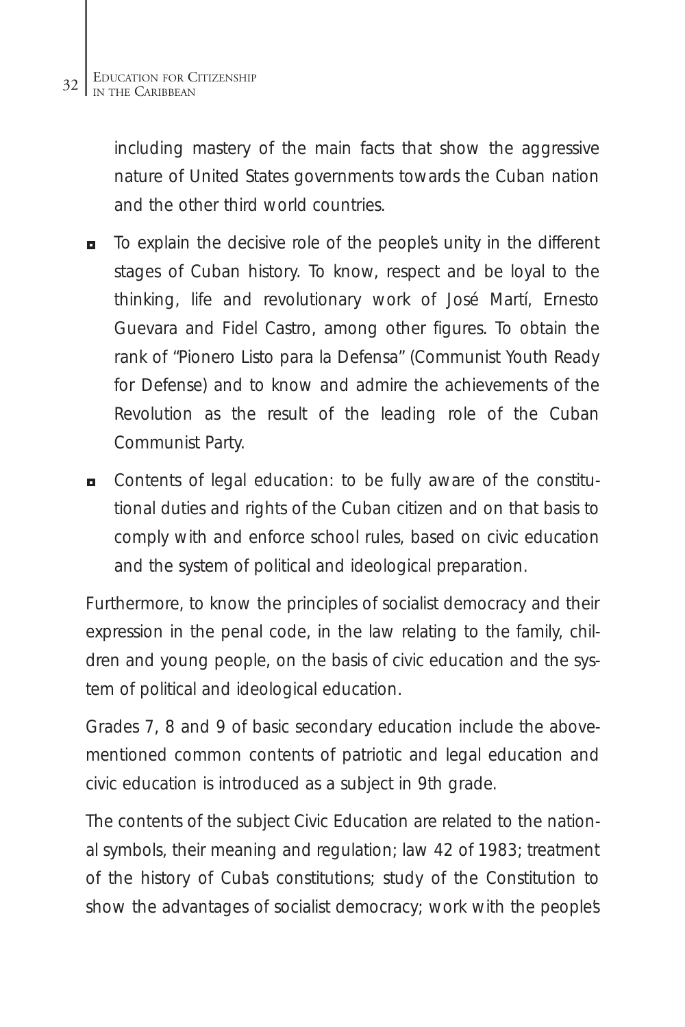including mastery of the main facts that show the aggressive nature of United States governments towards the Cuban nation and the other third world countries.

- To explain the decisive role of the people's unity in the different stages of Cuban history. To know, respect and be loyal to the thinking, life and revolutionary work of José Martí, Ernesto Guevara and Fidel Castro, among other figures. To obtain the rank of "Pionero Listo para la Defensa" (Communist Youth Ready for Defense) and to know and admire the achievements of the Revolution as the result of the leading role of the Cuban Communist Party.
- Contents of legal education: to be fully aware of the constitutional duties and rights of the Cuban citizen and on that basis to comply with and enforce school rules, based on civic education and the system of political and ideological preparation.

Furthermore, to know the principles of socialist democracy and their expression in the penal code, in the law relating to the family, children and young people, on the basis of civic education and the system of political and ideological education.

Grades 7, 8 and 9 of basic secondary education include the abovementioned common contents of patriotic and legal education and civic education is introduced as a subject in 9th grade.

The contents of the subject Civic Education are related to the national symbols, their meaning and regulation; law 42 of 1983; treatment of the history of Cuba's constitutions; study of the Constitution to show the advantages of socialist democracy; work with the people's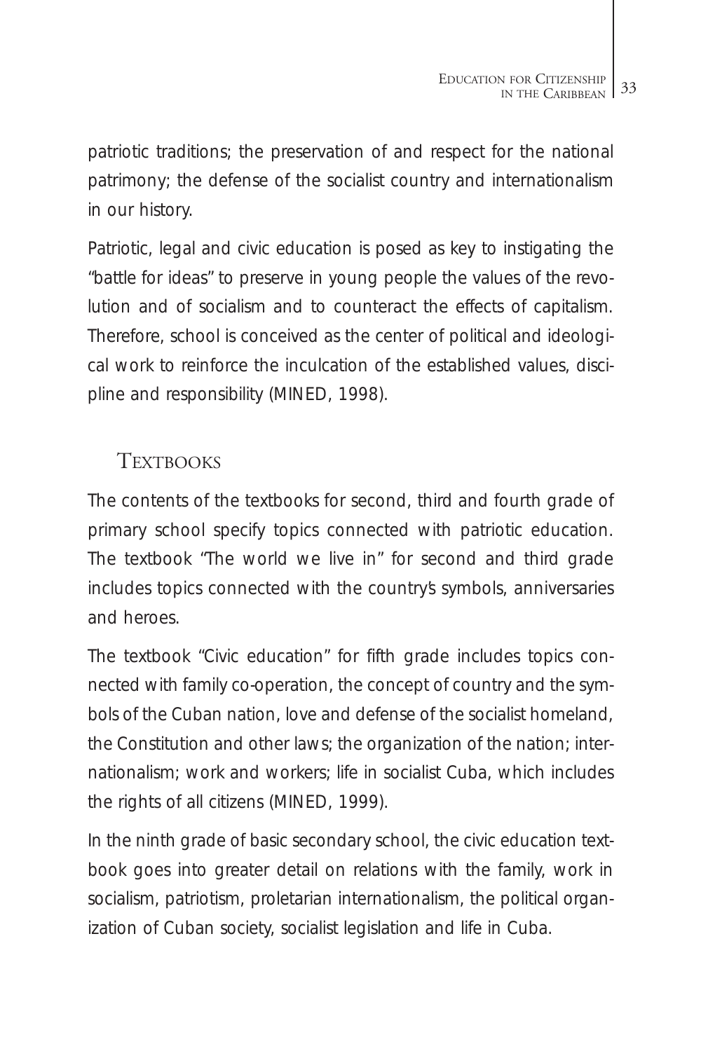patriotic traditions; the preservation of and respect for the national patrimony; the defense of the socialist country and internationalism in our history.

Patriotic, legal and civic education is posed as key to instigating the "battle for ideas" to preserve in young people the values of the revolution and of socialism and to counteract the effects of capitalism. Therefore, school is conceived as the center of political and ideological work to reinforce the inculcation of the established values, discipline and responsibility (MINED, 1998).

## Textbooks

The contents of the textbooks for second, third and fourth grade of primary school specify topics connected with patriotic education. The textbook "The world we live in" for second and third grade includes topics connected with the country's symbols, anniversaries and heroes.

The textbook "Civic education" for fifth grade includes topics connected with family co-operation, the concept of country and the symbols of the Cuban nation, love and defense of the socialist homeland, the Constitution and other laws; the organization of the nation; internationalism; work and workers; life in socialist Cuba, which includes the rights of all citizens (MINED, 1999).

In the ninth grade of basic secondary school, the civic education textbook goes into greater detail on relations with the family, work in socialism, patriotism, proletarian internationalism, the political organization of Cuban society, socialist legislation and life in Cuba.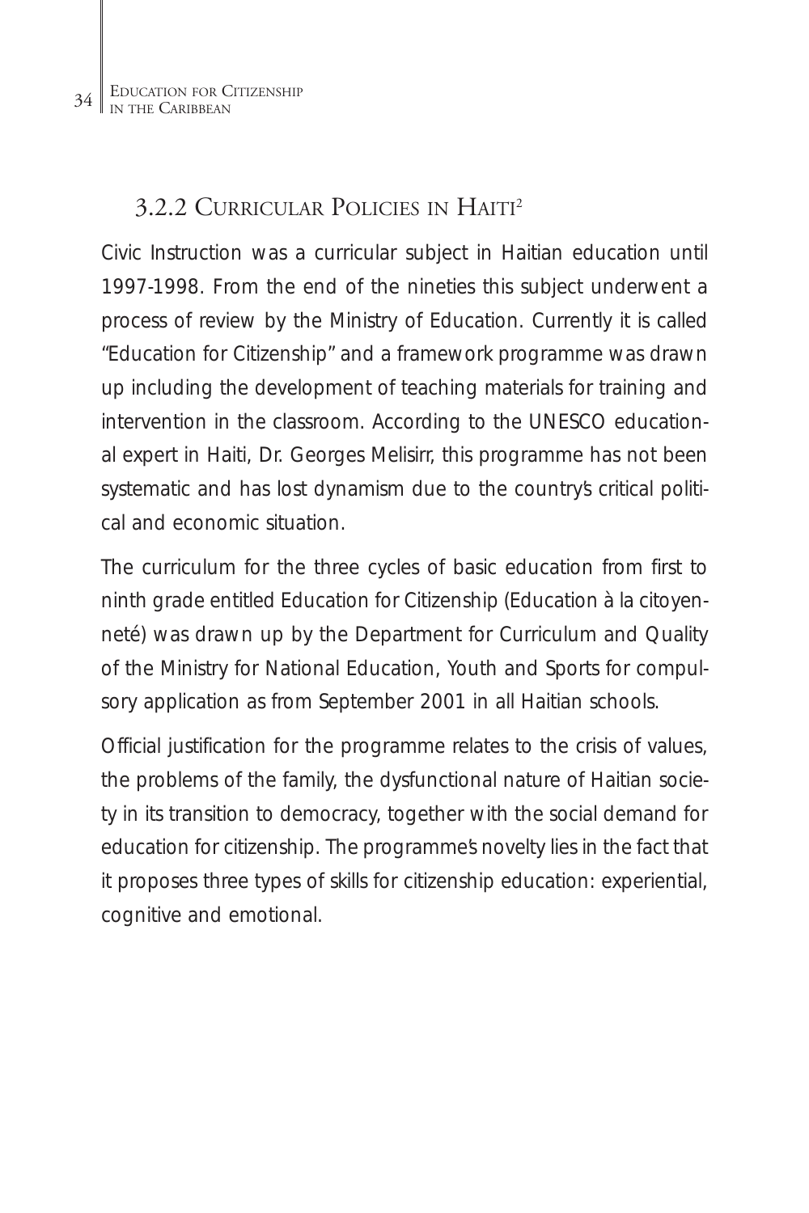### 3.2.2 Curricular Policies in Haiti[2]

Civic Instruction was a curricular subject in Haitian education until 1997-1998. From the end of the nineties this subject underwent a process of review by the Ministry of Education. Currently it is called "Education for Citizenship" and a framework programme was drawn up including the development of teaching materials for training and intervention in the classroom. According to the UNESCO educational expert in Haiti, Dr. Georges Melisirr, this programme has not been systematic and has lost dynamism due to the country's critical political and economic situation.

The curriculum for the three cycles of basic education from first to ninth grade entitled Education for Citizenship (Education à la citoyenneté) was drawn up by the Department for Curriculum and Quality of the Ministry for National Education, Youth and Sports for compulsory application as from September 2001 in all Haitian schools.

Official justification for the programme relates to the crisis of values, the problems of the family, the dysfunctional nature of Haitian society in its transition to democracy, together with the social demand for education for citizenship. The programme's novelty lies in the fact that it proposes three types of skills for citizenship education: experiential, cognitive and emotional.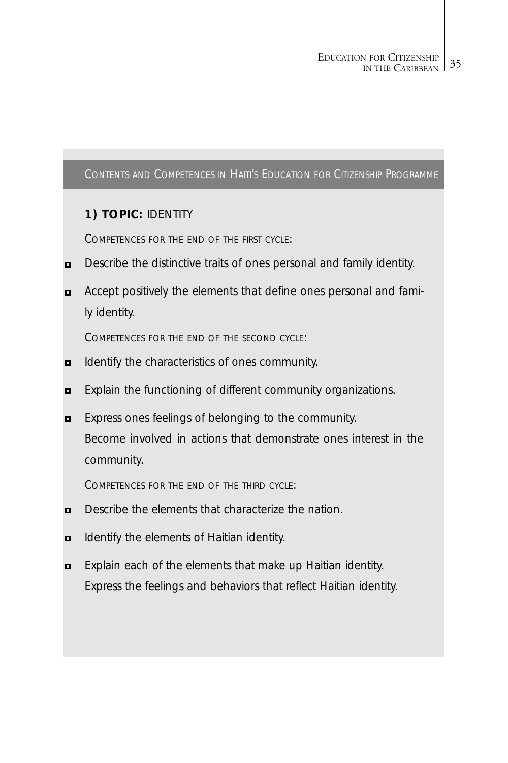## CONTENTS AND COMPETENCES IN HAITI'S EDUCATION FOR CITIZENSHIP PROGRAMME

**1) TOPIC:** IDENTITY

COMPETENCES FOR THE END OF THE FIRST CYCLE:

- Describe the distinctive traits of ones personal and family identity.
- Accept positively the elements that define ones personal and family identity.

COMPETENCES FOR THE END OF THE SECOND CYCLE:

- Identify the characteristics of ones community.
- Explain the functioning of different community organizations.
- Express ones feelings of belonging to the community.
  Become involved in actions that demonstrate ones interest in the community.

COMPETENCES FOR THE END OF THE THIRD CYCLE:

- Describe the elements that characterize the nation.
- Identify the elements of Haitian identity.
- Explain each of the elements that make up Haitian identity.
  Express the feelings and behaviors that reflect Haitian identity.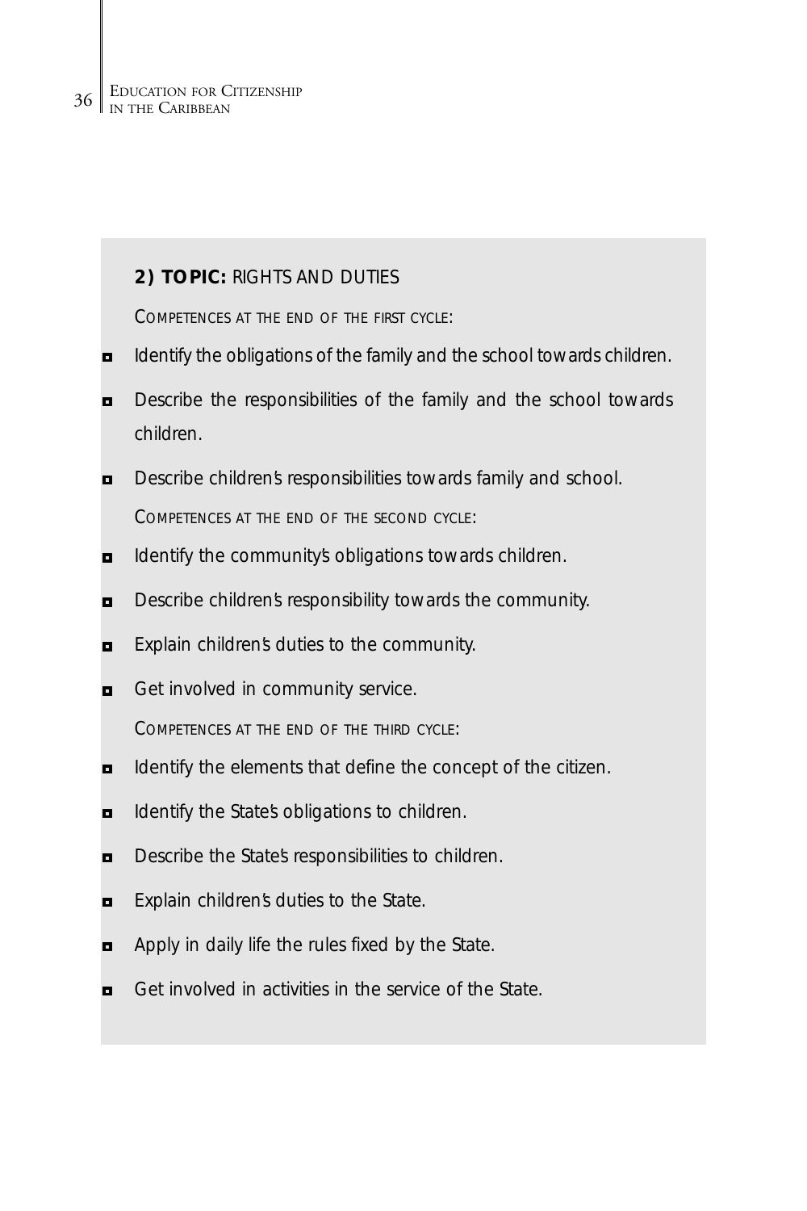**2) TOPIC:** RIGHTS AND DUTIES

COMPETENCES AT THE END OF THE FIRST CYCLE:

- Identify the obligations of the family and the school towards children.
- Describe the responsibilities of the family and the school towards children.
- Describe children's responsibilities towards family and school.

COMPETENCES AT THE END OF THE SECOND CYCLE:

- Identify the community's obligations towards children.
- Describe children's responsibility towards the community.
- Explain children's duties to the community.
- Get involved in community service.

COMPETENCES AT THE END OF THE THIRD CYCLE:

- Identify the elements that define the concept of the citizen.
- Identify the State's obligations to children.
- Describe the State's responsibilities to children.
- Explain children's duties to the State.
- Apply in daily life the rules fixed by the State.
- Get involved in activities in the service of the State.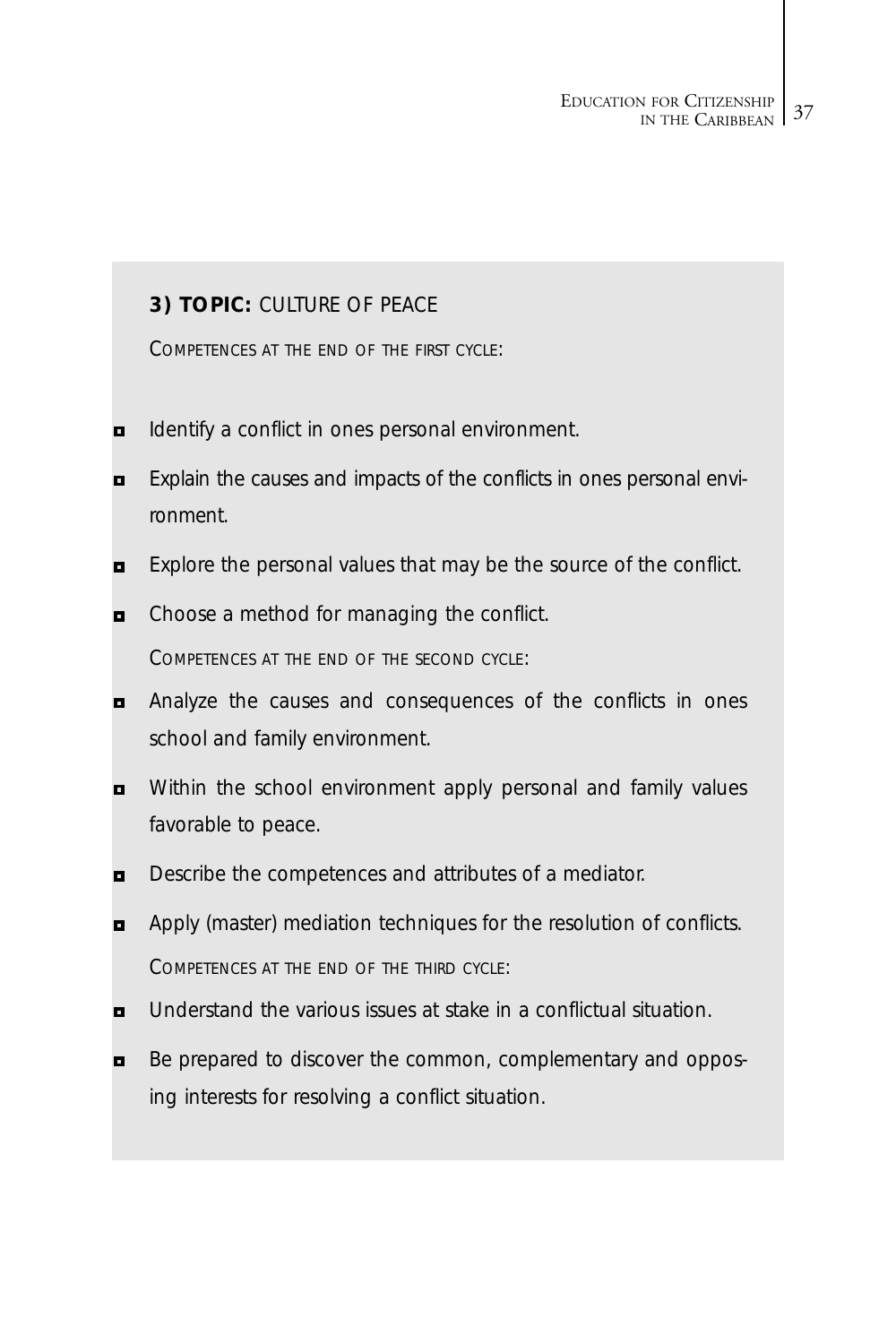**3) TOPIC:** CULTURE OF PEACE

COMPETENCES AT THE END OF THE FIRST CYCLE:

- Identify a conflict in ones personal environment.
- Explain the causes and impacts of the conflicts in ones personal environment.
- Explore the personal values that may be the source of the conflict.
- Choose a method for managing the conflict.

COMPETENCES AT THE END OF THE SECOND CYCLE:

- Analyze the causes and consequences of the conflicts in ones school and family environment.
- Within the school environment apply personal and family values favorable to peace.
- Describe the competences and attributes of a mediator.
- Apply (master) mediation techniques for the resolution of conflicts.

COMPETENCES AT THE END OF THE THIRD CYCLE:

- Understand the various issues at stake in a conflictual situation.
- Be prepared to discover the common, complementary and opposing interests for resolving a conflict situation.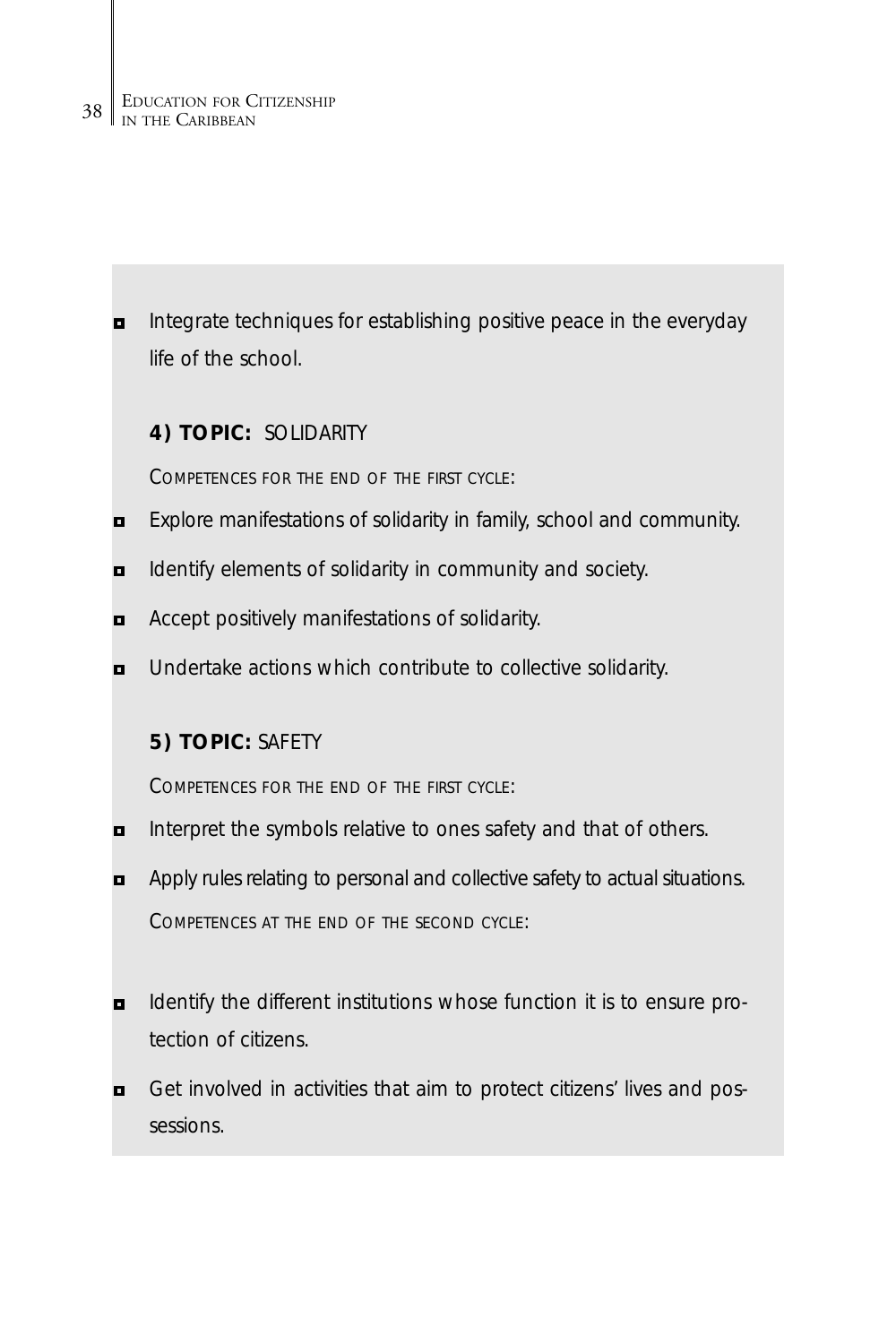- Integrate techniques for establishing positive peace in the everyday life of the school.

**4) TOPIC:** SOLIDARITY

COMPETENCES FOR THE END OF THE FIRST CYCLE:

- Explore manifestations of solidarity in family, school and community.
- Identify elements of solidarity in community and society.
- Accept positively manifestations of solidarity.
- Undertake actions which contribute to collective solidarity.

**5) TOPIC:** SAFETY

COMPETENCES FOR THE END OF THE FIRST CYCLE:

- Interpret the symbols relative to ones safety and that of others.
- Apply rules relating to personal and collective safety to actual situations.

COMPETENCES AT THE END OF THE SECOND CYCLE:

- Identify the different institutions whose function it is to ensure protection of citizens.
- Get involved in activities that aim to protect citizens' lives and possessions.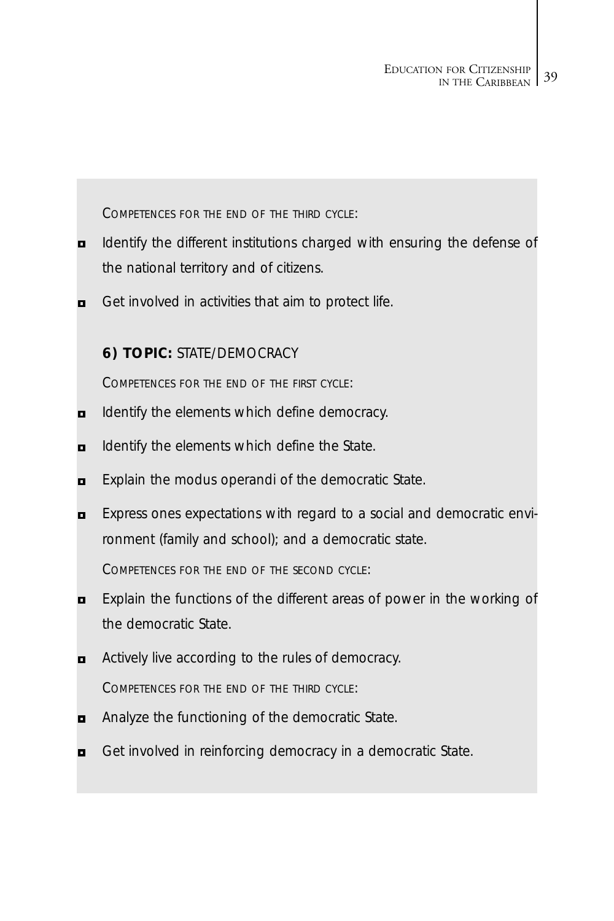COMPETENCES FOR THE END OF THE THIRD CYCLE:

- Identify the different institutions charged with ensuring the defense of the national territory and of citizens.
- Get involved in activities that aim to protect life.

**6) TOPIC:** STATE/DEMOCRACY

COMPETENCES FOR THE END OF THE FIRST CYCLE:

- Identify the elements which define democracy.
- Identify the elements which define the State.
- Explain the modus operandi of the democratic State.
- Express ones expectations with regard to a social and democratic environment (family and school); and a democratic state.

COMPETENCES FOR THE END OF THE SECOND CYCLE:

- Explain the functions of the different areas of power in the working of the democratic State.
- Actively live according to the rules of democracy.

COMPETENCES FOR THE END OF THE THIRD CYCLE:

- Analyze the functioning of the democratic State.
- Get involved in reinforcing democracy in a democratic State.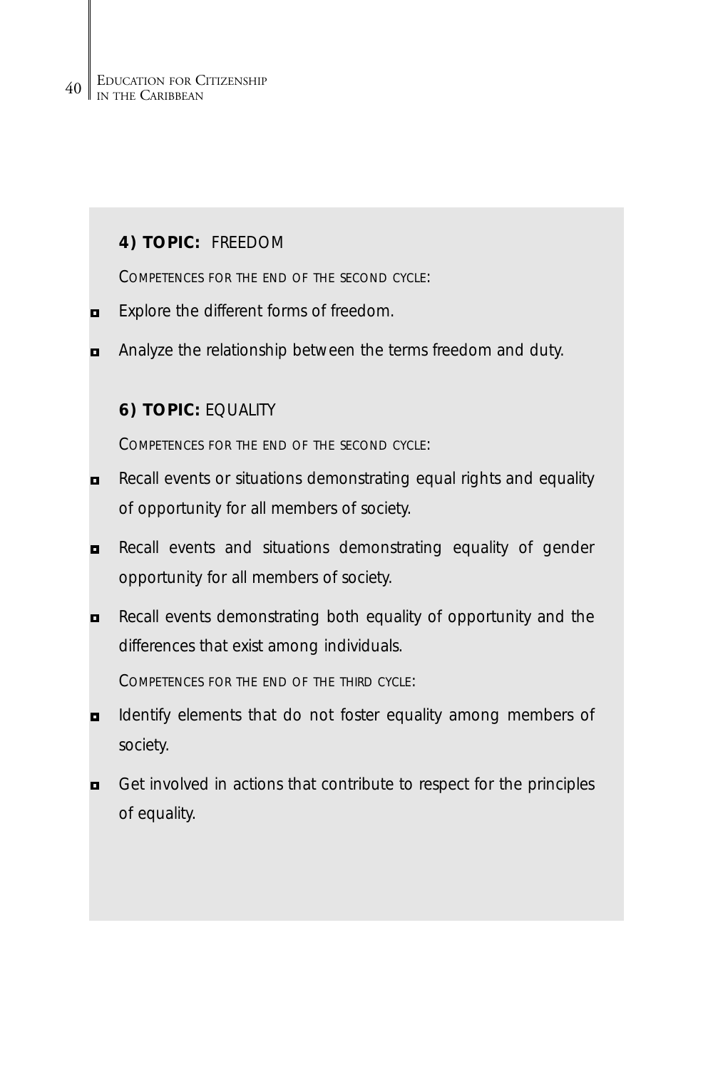**4) TOPIC:** FREEDOM

COMPETENCES FOR THE END OF THE SECOND CYCLE:

- Explore the different forms of freedom.
- Analyze the relationship between the terms freedom and duty.

**6) TOPIC:** EQUALITY

COMPETENCES FOR THE END OF THE SECOND CYCLE:

- Recall events or situations demonstrating equal rights and equality of opportunity for all members of society.
- Recall events and situations demonstrating equality of gender opportunity for all members of society.
- Recall events demonstrating both equality of opportunity and the differences that exist among individuals.

COMPETENCES FOR THE END OF THE THIRD CYCLE:

- Identify elements that do not foster equality among members of society.
- Get involved in actions that contribute to respect for the principles of equality.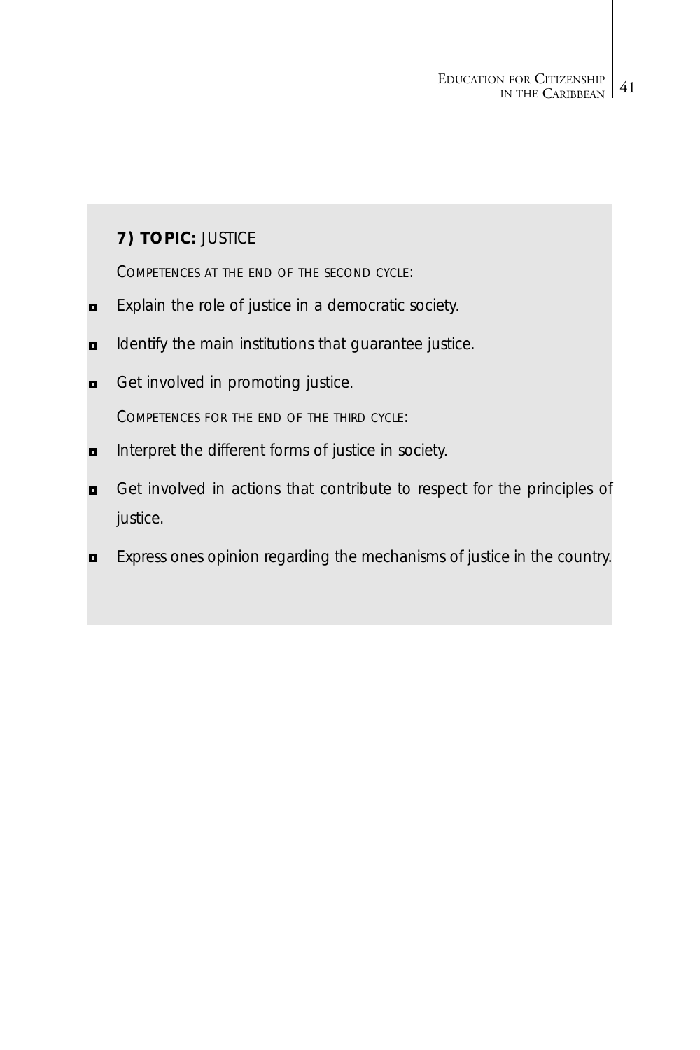**7) TOPIC:** JUSTICE

COMPETENCES AT THE END OF THE SECOND CYCLE:

- Explain the role of justice in a democratic society.
- Identify the main institutions that guarantee justice.
- Get involved in promoting justice.

COMPETENCES FOR THE END OF THE THIRD CYCLE:

- Interpret the different forms of justice in society.
- Get involved in actions that contribute to respect for the principles of justice.
- Express ones opinion regarding the mechanisms of justice in the country.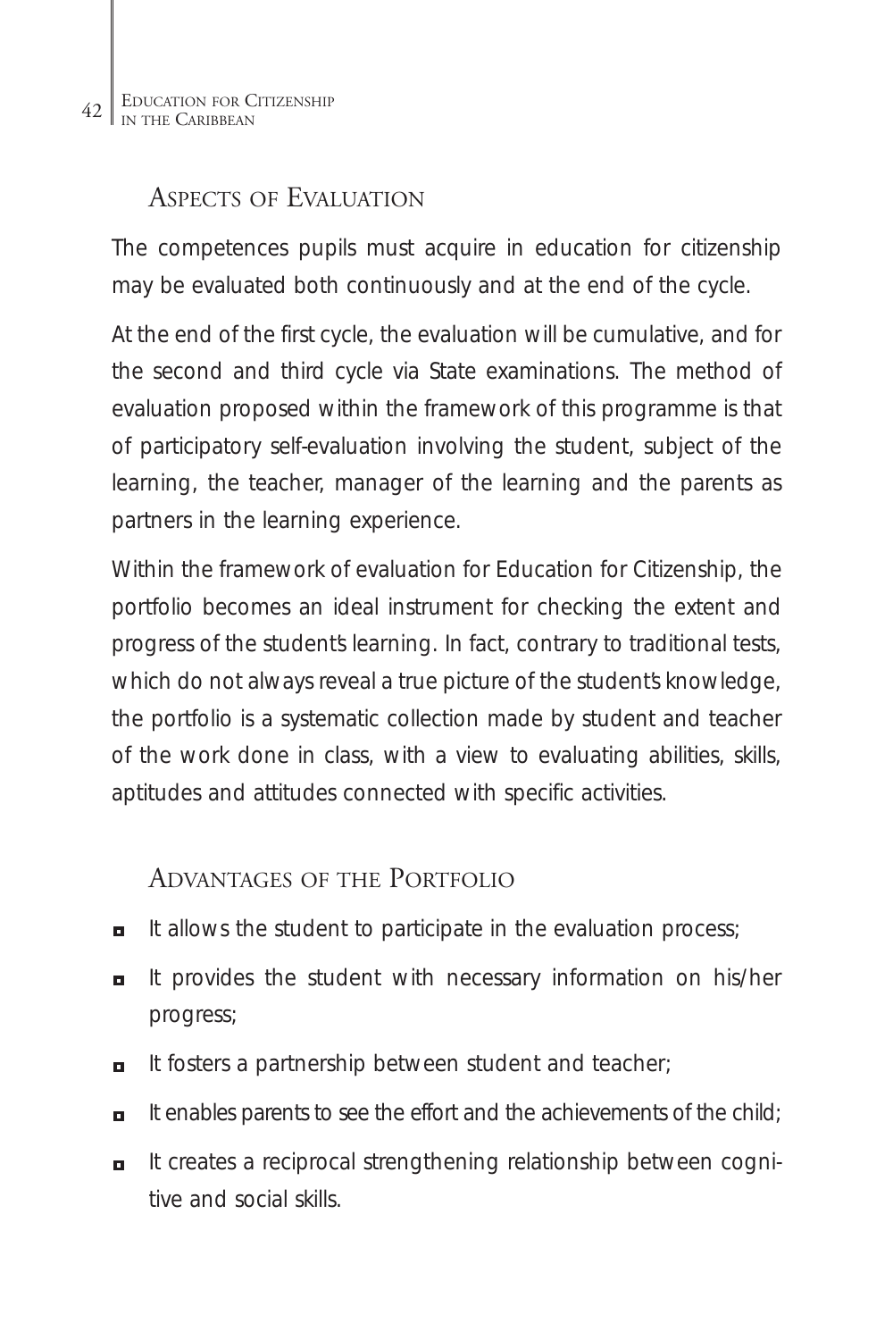## Aspects of Evaluation

The competences pupils must acquire in education for citizenship may be evaluated both continuously and at the end of the cycle.

At the end of the first cycle, the evaluation will be cumulative, and for the second and third cycle via State examinations. The method of evaluation proposed within the framework of this programme is that of participatory self-evaluation involving the student, subject of the learning, the teacher, manager of the learning and the parents as partners in the learning experience.

Within the framework of evaluation for Education for Citizenship, the portfolio becomes an ideal instrument for checking the extent and progress of the student's learning. In fact, contrary to traditional tests, which do not always reveal a true picture of the student's knowledge, the portfolio is a systematic collection made by student and teacher of the work done in class, with a view to evaluating abilities, skills, aptitudes and attitudes connected with specific activities.

## Advantages of the Portfolio

- It allows the student to participate in the evaluation process;
- It provides the student with necessary information on his/her progress;
- It fosters a partnership between student and teacher;
- It enables parents to see the effort and the achievements of the child;
- It creates a reciprocal strengthening relationship between cognitive and social skills.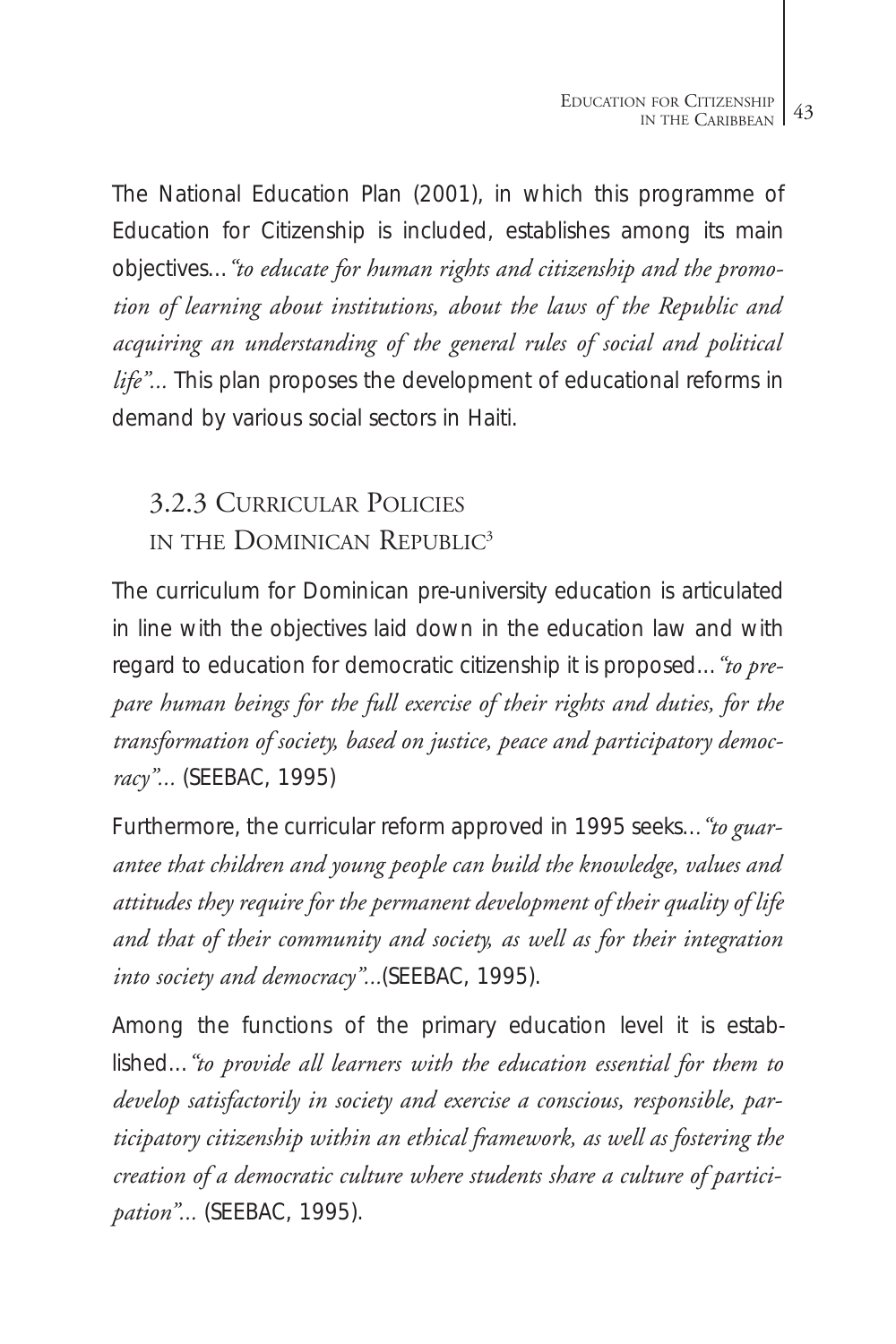The National Education Plan (2001), in which this programme of Education for Citizenship is included, establishes among its main objectives…*"to educate for human rights and citizenship and the promotion of learning about institutions, about the laws of the Republic and acquiring an understanding of the general rules of social and political life"…* This plan proposes the development of educational reforms in demand by various social sectors in Haiti.

### 3.2.3 Curricular Policies in the Dominican Republic[3]

The curriculum for Dominican pre-university education is articulated in line with the objectives laid down in the education law and with regard to education for democratic citizenship it is proposed…*"to prepare human beings for the full exercise of their rights and duties, for the transformation of society, based on justice, peace and participatory democracy"…* (SEEBAC, 1995)

Furthermore, the curricular reform approved in 1995 seeks…*"to guarantee that children and young people can build the knowledge, values and attitudes they require for the permanent development of their quality of life and that of their community and society, as well as for their integration into society and democracy"…*(SEEBAC, 1995).

Among the functions of the primary education level it is established…*"to provide all learners with the education essential for them to develop satisfactorily in society and exercise a conscious, responsible, participatory citizenship within an ethical framework, as well as fostering the creation of a democratic culture where students share a culture of participation"…* (SEEBAC, 1995).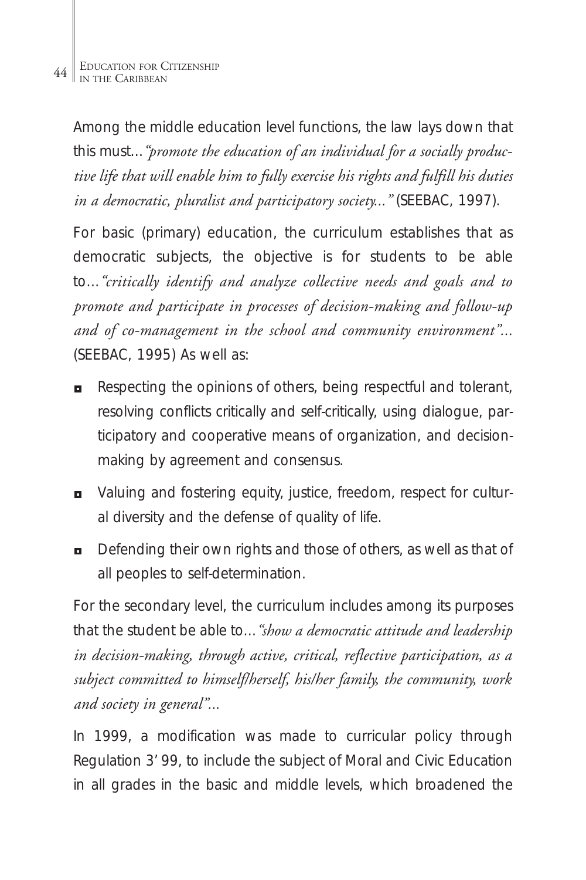Among the middle education level functions, the law lays down that this must...*"promote the education of an individual for a socially productive life that will enable him to fully exercise his rights and fulfill his duties in a democratic, pluralist and participatory society..."* (SEEBAC, 1997).

For basic (primary) education, the curriculum establishes that as democratic subjects, the objective is for students to be able to...*"critically identify and analyze collective needs and goals and to promote and participate in processes of decision-making and follow-up and of co-management in the school and community environment"...* (SEEBAC, 1995) As well as:

- Respecting the opinions of others, being respectful and tolerant, resolving conflicts critically and self-critically, using dialogue, participatory and cooperative means of organization, and decision-making by agreement and consensus.
- Valuing and fostering equity, justice, freedom, respect for cultural diversity and the defense of quality of life.
- Defending their own rights and those of others, as well as that of all peoples to self-determination.

For the secondary level, the curriculum includes among its purposes that the student be able to...*"show a democratic attitude and leadership in decision-making, through active, critical, reflective participation, as a subject committed to himself/herself, his/her family, the community, work and society in general"...*

In 1999, a modification was made to curricular policy through Regulation 3' 99, to include the subject of Moral and Civic Education in all grades in the basic and middle levels, which broadened the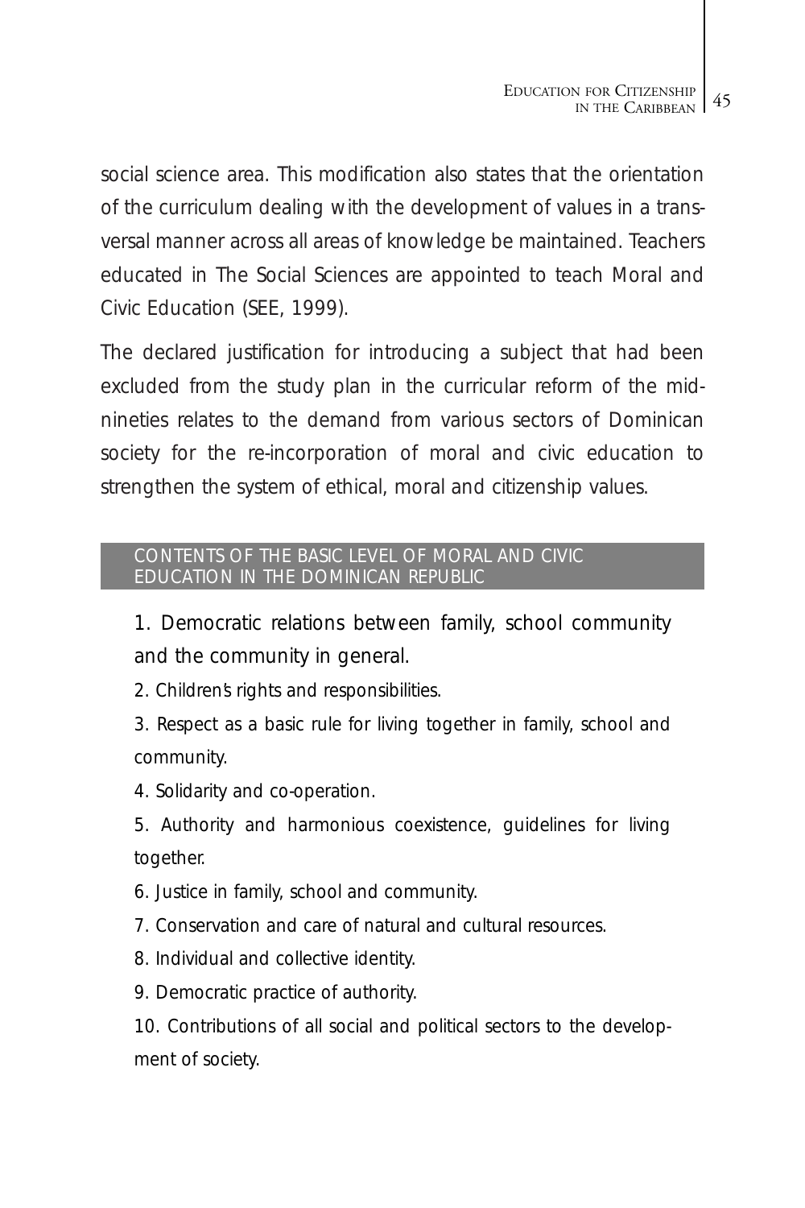social science area. This modification also states that the orientation of the curriculum dealing with the development of values in a transversal manner across all areas of knowledge be maintained. Teachers educated in The Social Sciences are appointed to teach Moral and Civic Education (SEE, 1999).

The declared justification for introducing a subject that had been excluded from the study plan in the curricular reform of the mid-nineties relates to the demand from various sectors of Dominican society for the re-incorporation of moral and civic education to strengthen the system of ethical, moral and citizenship values.

### CONTENTS OF THE BASIC LEVEL OF MORAL AND CIVIC EDUCATION IN THE DOMINICAN REPUBLIC

1. Democratic relations between family, school community and the community in general.
2. Children's rights and responsibilities.
3. Respect as a basic rule for living together in family, school and community.
4. Solidarity and co-operation.
5. Authority and harmonious coexistence, guidelines for living together.
6. Justice in family, school and community.
7. Conservation and care of natural and cultural resources.
8. Individual and collective identity.
9. Democratic practice of authority.
10. Contributions of all social and political sectors to the development of society.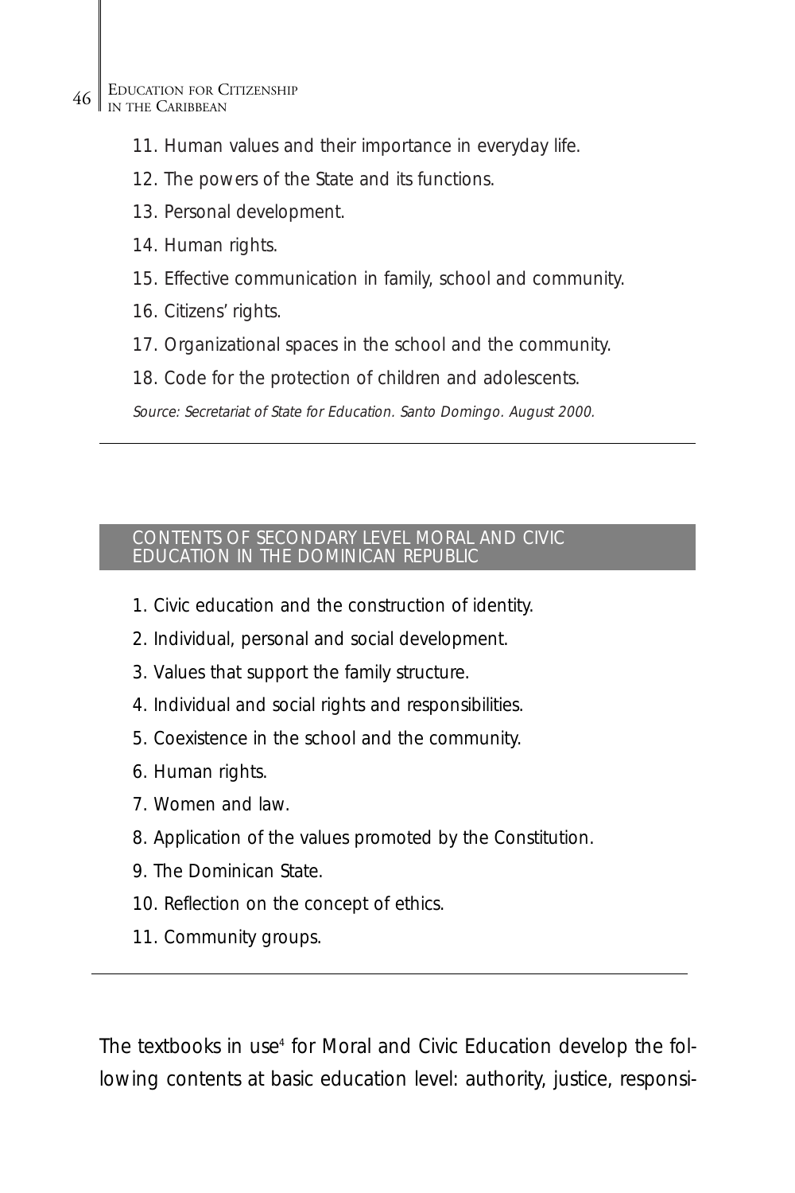11. Human values and their importance in everyday life.
12. The powers of the State and its functions.
13. Personal development.
14. Human rights.
15. Effective communication in family, school and community.
16. Citizens' rights.
17. Organizational spaces in the school and the community.
18. Code for the protection of children and adolescents.

*Source: Secretariat of State for Education. Santo Domingo. August 2000.*

---

### CONTENTS OF SECONDARY LEVEL MORAL AND CIVIC EDUCATION IN THE DOMINICAN REPUBLIC

1. Civic education and the construction of identity.
2. Individual, personal and social development.
3. Values that support the family structure.
4. Individual and social rights and responsibilities.
5. Coexistence in the school and the community.
6. Human rights.
7. Women and law.
8. Application of the values promoted by the Constitution.
9. The Dominican State.
10. Reflection on the concept of ethics.
11. Community groups.

---

The textbooks in use[4] for Moral and Civic Education develop the following contents at basic education level: authority, justice, responsi-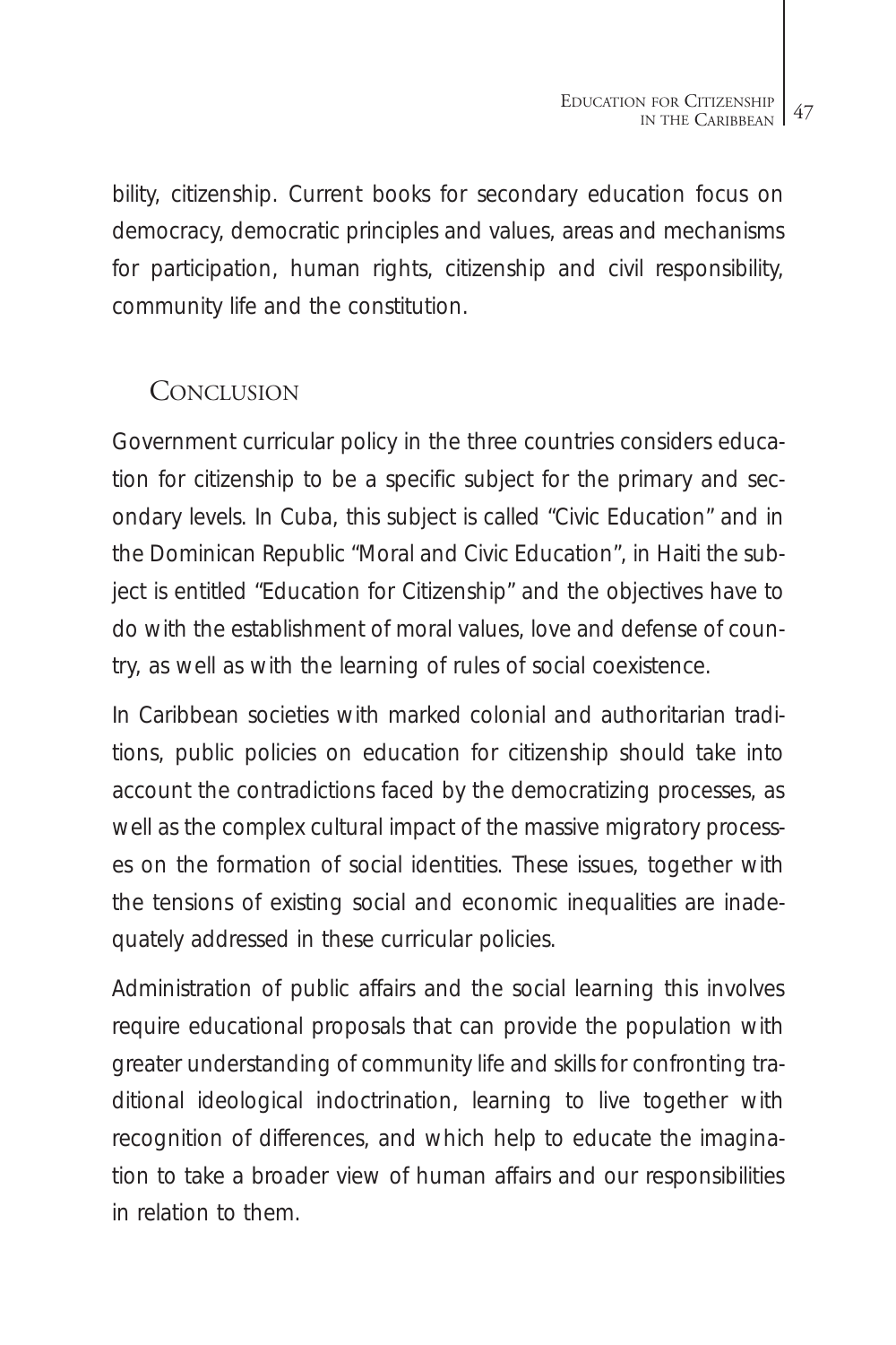bility, citizenship. Current books for secondary education focus on democracy, democratic principles and values, areas and mechanisms for participation, human rights, citizenship and civil responsibility, community life and the constitution.

## Conclusion

Government curricular policy in the three countries considers education for citizenship to be a specific subject for the primary and secondary levels. In Cuba, this subject is called "Civic Education" and in the Dominican Republic "Moral and Civic Education", in Haiti the subject is entitled "Education for Citizenship" and the objectives have to do with the establishment of moral values, love and defense of country, as well as with the learning of rules of social coexistence.

In Caribbean societies with marked colonial and authoritarian traditions, public policies on education for citizenship should take into account the contradictions faced by the democratizing processes, as well as the complex cultural impact of the massive migratory processes on the formation of social identities. These issues, together with the tensions of existing social and economic inequalities are inadequately addressed in these curricular policies.

Administration of public affairs and the social learning this involves require educational proposals that can provide the population with greater understanding of community life and skills for confronting traditional ideological indoctrination, learning to live together with recognition of differences, and which help to educate the imagination to take a broader view of human affairs and our responsibilities in relation to them.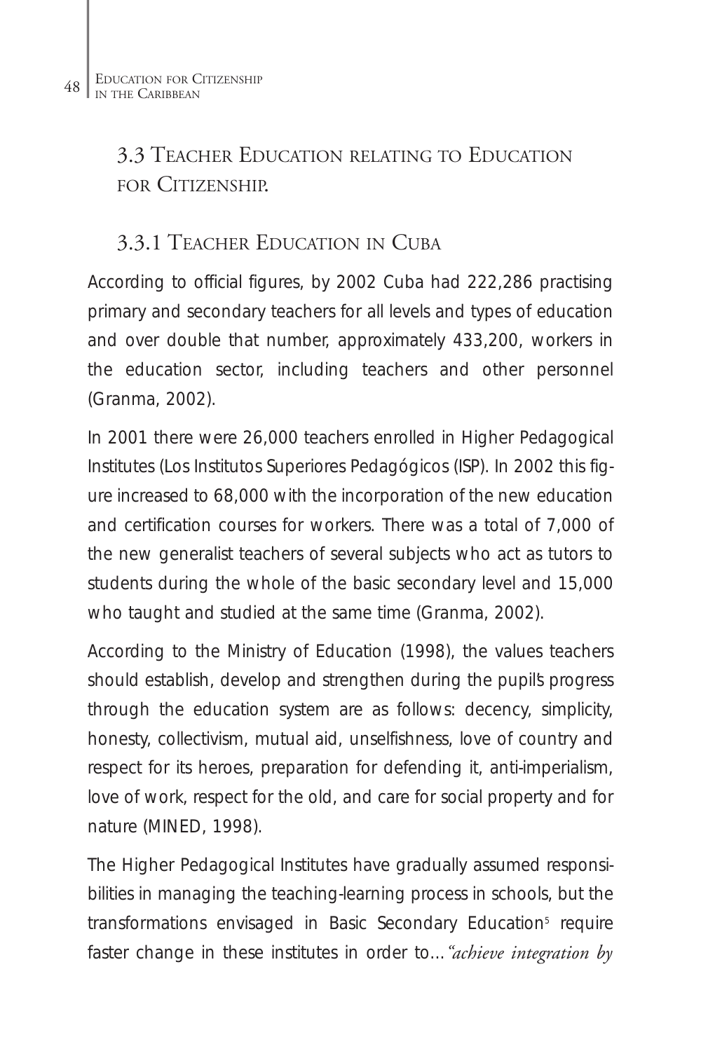## 3.3 Teacher Education relating to Education for Citizenship.

### 3.3.1 Teacher Education in Cuba

According to official figures, by 2002 Cuba had 222,286 practising primary and secondary teachers for all levels and types of education and over double that number, approximately 433,200, workers in the education sector, including teachers and other personnel (Granma, 2002).

In 2001 there were 26,000 teachers enrolled in Higher Pedagogical Institutes (Los Institutos Superiores Pedagógicos (ISP). In 2002 this figure increased to 68,000 with the incorporation of the new education and certification courses for workers. There was a total of 7,000 of the new generalist teachers of several subjects who act as tutors to students during the whole of the basic secondary level and 15,000 who taught and studied at the same time (Granma, 2002).

According to the Ministry of Education (1998), the values teachers should establish, develop and strengthen during the pupil's progress through the education system are as follows: decency, simplicity, honesty, collectivism, mutual aid, unselfishness, love of country and respect for its heroes, preparation for defending it, anti-imperialism, love of work, respect for the old, and care for social property and for nature (MINED, 1998).

The Higher Pedagogical Institutes have gradually assumed responsibilities in managing the teaching-learning process in schools, but the transformations envisaged in Basic Secondary Education[5] require faster change in these institutes in order to...*"achieve integration by*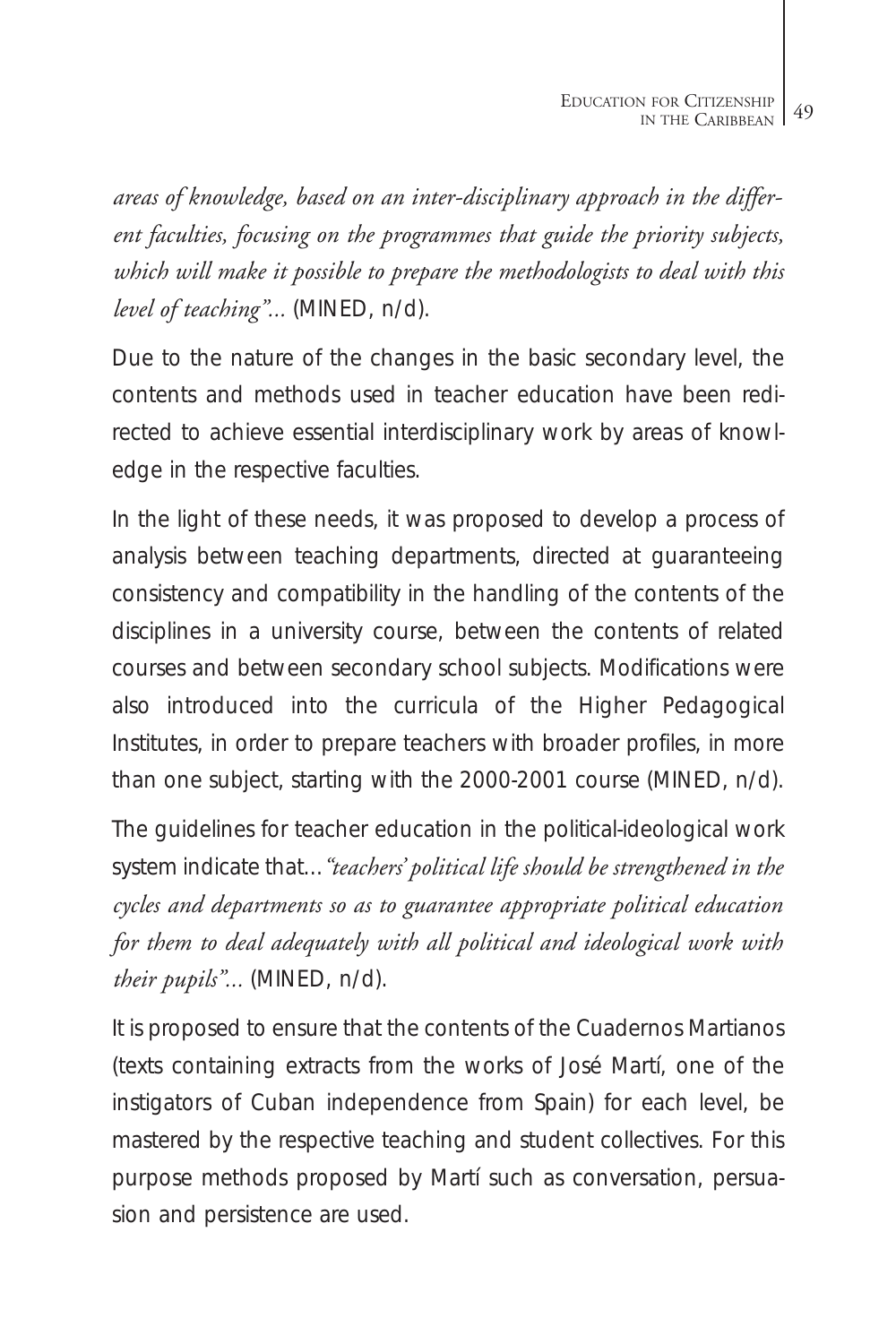*areas of knowledge, based on an inter-disciplinary approach in the different faculties, focusing on the programmes that guide the priority subjects, which will make it possible to prepare the methodologists to deal with this level of teaching"...* (MINED, n/d).

Due to the nature of the changes in the basic secondary level, the contents and methods used in teacher education have been redirected to achieve essential interdisciplinary work by areas of knowledge in the respective faculties.

In the light of these needs, it was proposed to develop a process of analysis between teaching departments, directed at guaranteeing consistency and compatibility in the handling of the contents of the disciplines in a university course, between the contents of related courses and between secondary school subjects. Modifications were also introduced into the curricula of the Higher Pedagogical Institutes, in order to prepare teachers with broader profiles, in more than one subject, starting with the 2000-2001 course (MINED, n/d).

The guidelines for teacher education in the political-ideological work system indicate that...*"teachers' political life should be strengthened in the cycles and departments so as to guarantee appropriate political education for them to deal adequately with all political and ideological work with their pupils"...* (MINED, n/d).

It is proposed to ensure that the contents of the Cuadernos Martianos (texts containing extracts from the works of José Martí, one of the instigators of Cuban independence from Spain) for each level, be mastered by the respective teaching and student collectives. For this purpose methods proposed by Martí such as conversation, persuasion and persistence are used.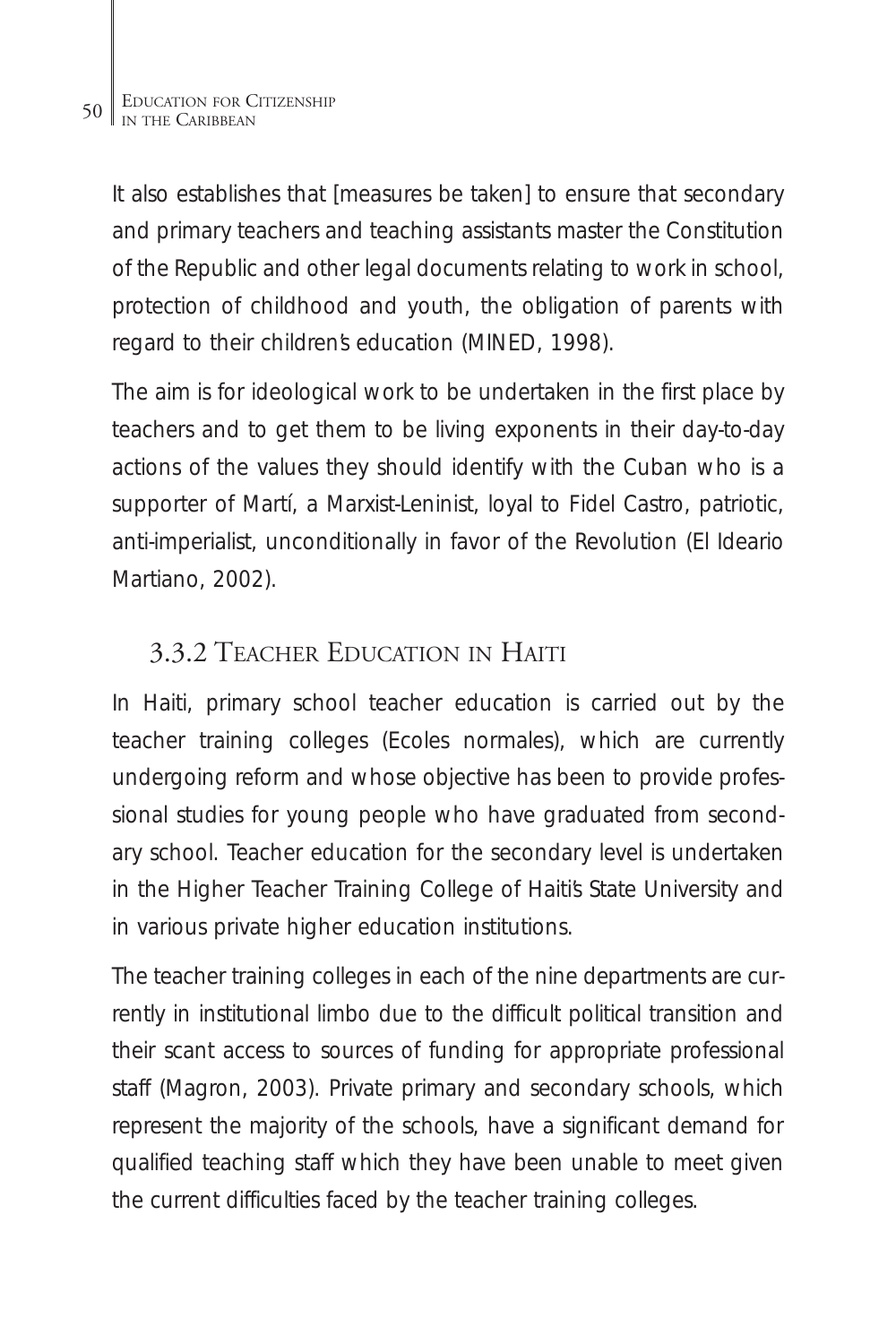It also establishes that [measures be taken] to ensure that secondary and primary teachers and teaching assistants master the Constitution of the Republic and other legal documents relating to work in school, protection of childhood and youth, the obligation of parents with regard to their children's education (MINED, 1998).

The aim is for ideological work to be undertaken in the first place by teachers and to get them to be living exponents in their day-to-day actions of the values they should identify with the Cuban who is a supporter of Martí, a Marxist-Leninist, loyal to Fidel Castro, patriotic, anti-imperialist, unconditionally in favor of the Revolution (El Ideario Martiano, 2002).

### 3.3.2 Teacher Education in Haiti

In Haiti, primary school teacher education is carried out by the teacher training colleges (Ecoles normales), which are currently undergoing reform and whose objective has been to provide professional studies for young people who have graduated from secondary school. Teacher education for the secondary level is undertaken in the Higher Teacher Training College of Haiti's State University and in various private higher education institutions.

The teacher training colleges in each of the nine departments are currently in institutional limbo due to the difficult political transition and their scant access to sources of funding for appropriate professional staff (Magron, 2003). Private primary and secondary schools, which represent the majority of the schools, have a significant demand for qualified teaching staff which they have been unable to meet given the current difficulties faced by the teacher training colleges.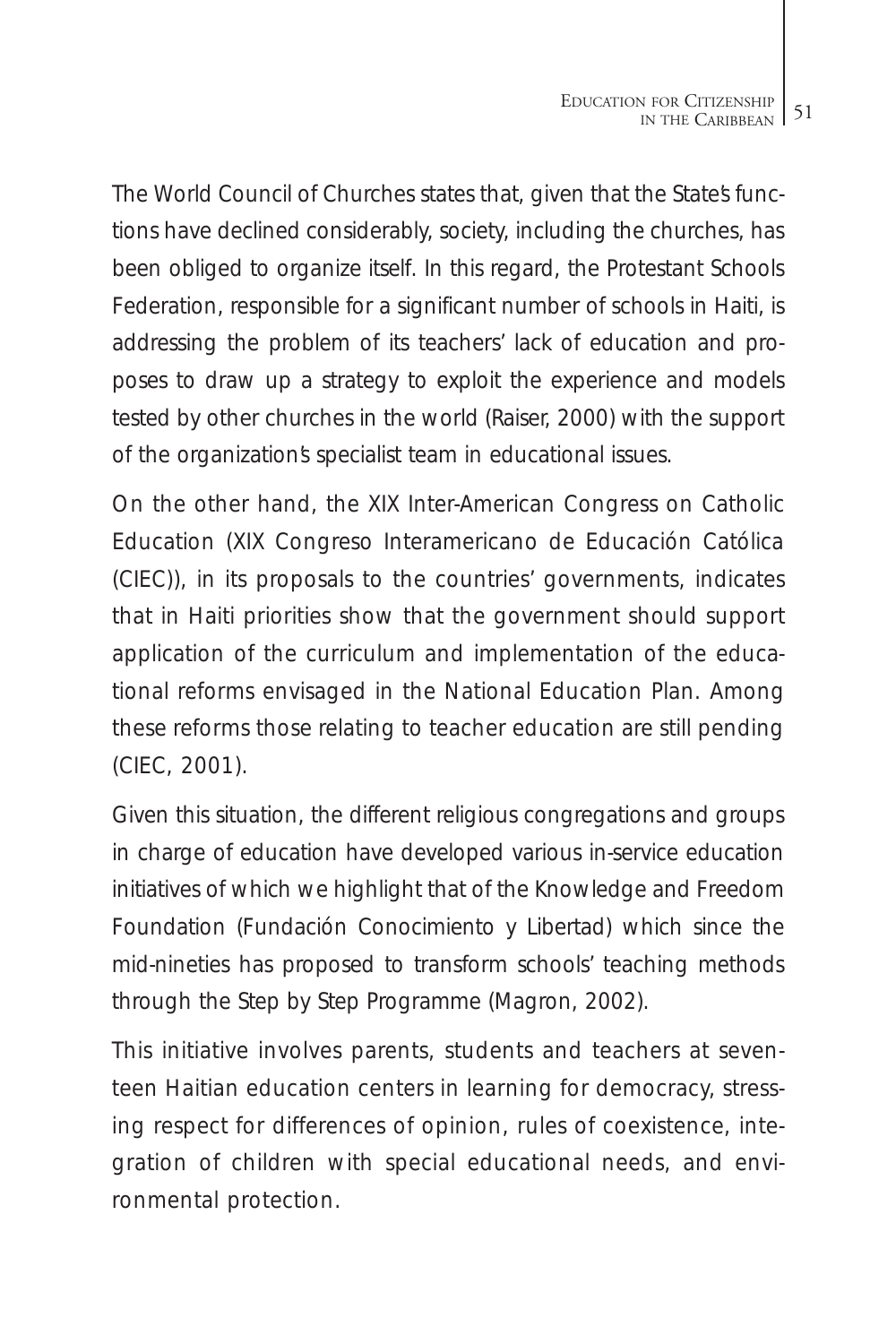The World Council of Churches states that, given that the State's functions have declined considerably, society, including the churches, has been obliged to organize itself. In this regard, the Protestant Schools Federation, responsible for a significant number of schools in Haiti, is addressing the problem of its teachers' lack of education and proposes to draw up a strategy to exploit the experience and models tested by other churches in the world (Raiser, 2000) with the support of the organization's specialist team in educational issues.

On the other hand, the XIX Inter-American Congress on Catholic Education (XIX Congreso Interamericano de Educación Católica (CIEC)), in its proposals to the countries' governments, indicates that in Haiti priorities show that the government should support application of the curriculum and implementation of the educational reforms envisaged in the National Education Plan. Among these reforms those relating to teacher education are still pending (CIEC, 2001).

Given this situation, the different religious congregations and groups in charge of education have developed various in-service education initiatives of which we highlight that of the Knowledge and Freedom Foundation (Fundación Conocimiento y Libertad) which since the mid-nineties has proposed to transform schools' teaching methods through the Step by Step Programme (Magron, 2002).

This initiative involves parents, students and teachers at seventeen Haitian education centers in learning for democracy, stressing respect for differences of opinion, rules of coexistence, integration of children with special educational needs, and environmental protection.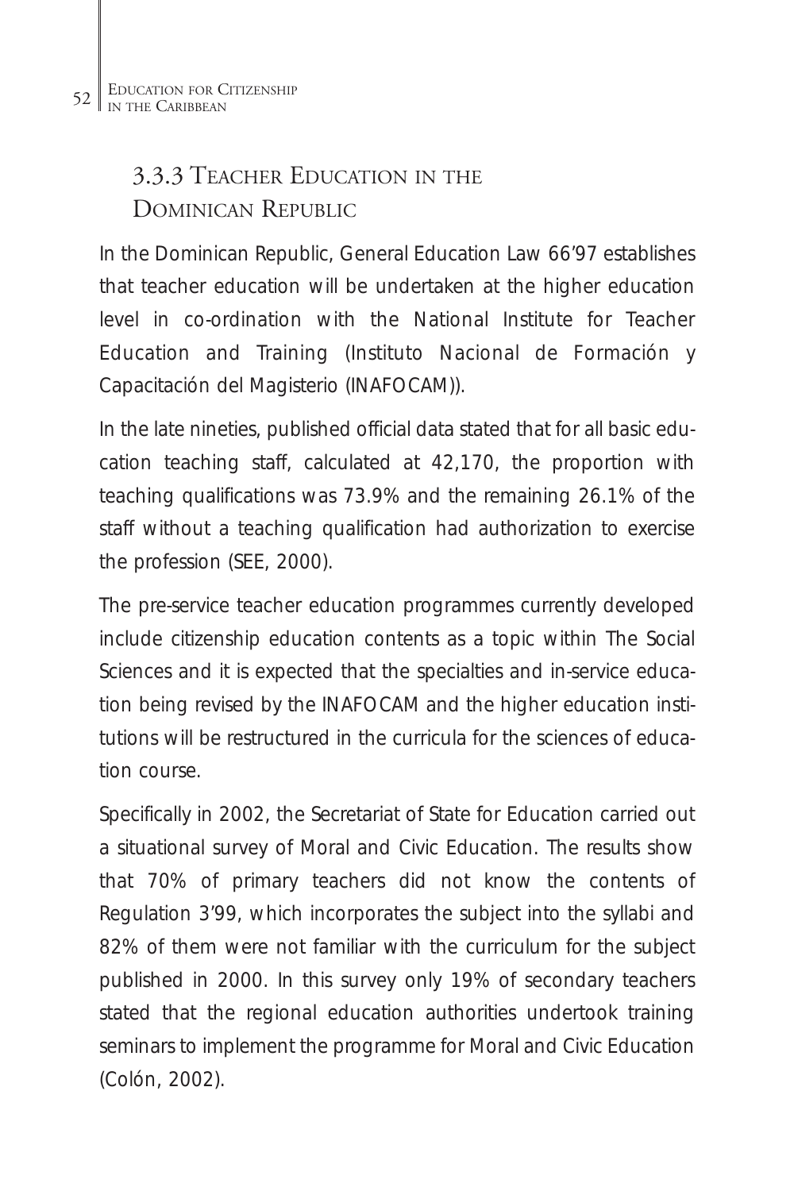### 3.3.3 Teacher Education in the Dominican Republic

In the Dominican Republic, General Education Law 66'97 establishes that teacher education will be undertaken at the higher education level in co-ordination with the National Institute for Teacher Education and Training (Instituto Nacional de Formación y Capacitación del Magisterio (INAFOCAM)).

In the late nineties, published official data stated that for all basic education teaching staff, calculated at 42,170, the proportion with teaching qualifications was 73.9% and the remaining 26.1% of the staff without a teaching qualification had authorization to exercise the profession (SEE, 2000).

The pre-service teacher education programmes currently developed include citizenship education contents as a topic within The Social Sciences and it is expected that the specialties and in-service education being revised by the INAFOCAM and the higher education institutions will be restructured in the curricula for the sciences of education course.

Specifically in 2002, the Secretariat of State for Education carried out a situational survey of Moral and Civic Education. The results show that 70% of primary teachers did not know the contents of Regulation 3'99, which incorporates the subject into the syllabi and 82% of them were not familiar with the curriculum for the subject published in 2000. In this survey only 19% of secondary teachers stated that the regional education authorities undertook training seminars to implement the programme for Moral and Civic Education (Colón, 2002).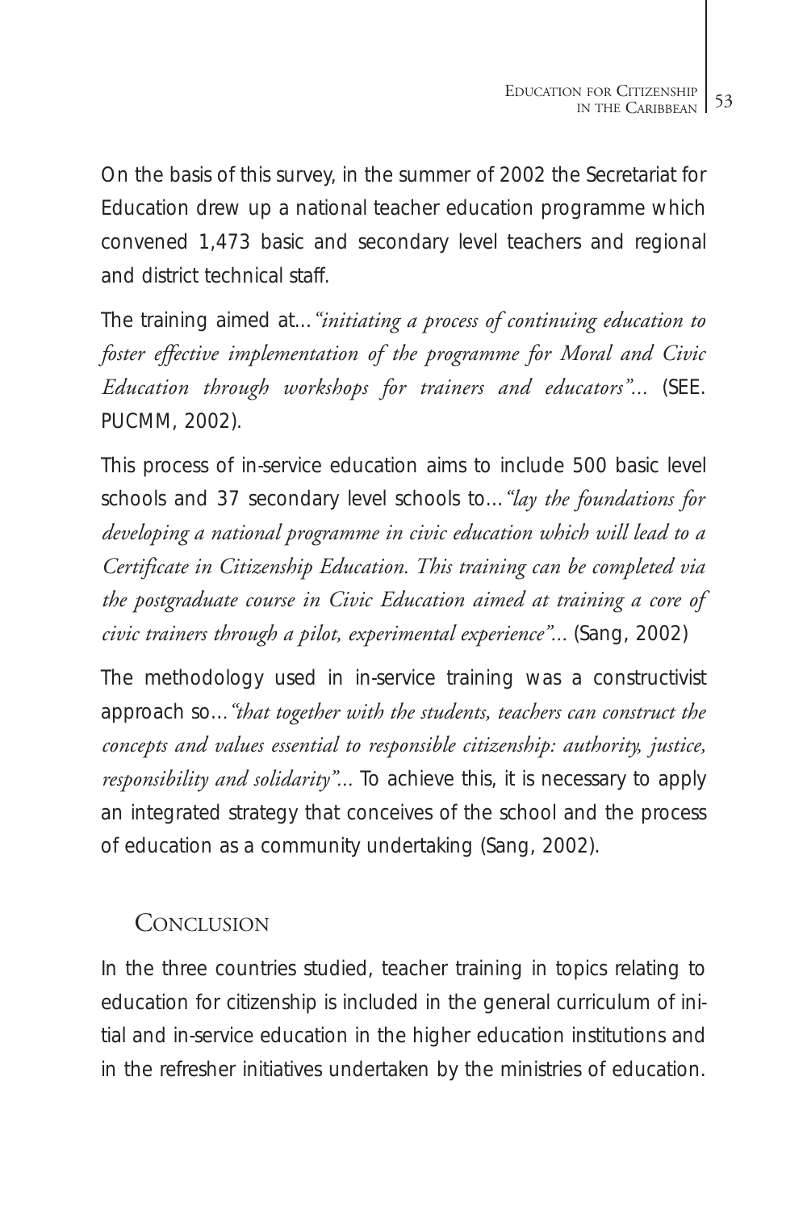On the basis of this survey, in the summer of 2002 the Secretariat for Education drew up a national teacher education programme which convened 1,473 basic and secondary level teachers and regional and district technical staff.

The training aimed at…*"initiating a process of continuing education to foster effective implementation of the programme for Moral and Civic Education through workshops for trainers and educators"…* (SEE. PUCMM, 2002).

This process of in-service education aims to include 500 basic level schools and 37 secondary level schools to…*"lay the foundations for developing a national programme in civic education which will lead to a Certificate in Citizenship Education. This training can be completed via the postgraduate course in Civic Education aimed at training a core of civic trainers through a pilot, experimental experience"…* (Sang, 2002)

The methodology used in in-service training was a constructivist approach so…*"that together with the students, teachers can construct the concepts and values essential to responsible citizenship: authority, justice, responsibility and solidarity"…* To achieve this, it is necessary to apply an integrated strategy that conceives of the school and the process of education as a community undertaking (Sang, 2002).

## Conclusion

In the three countries studied, teacher training in topics relating to education for citizenship is included in the general curriculum of initial and in-service education in the higher education institutions and in the refresher initiatives undertaken by the ministries of education.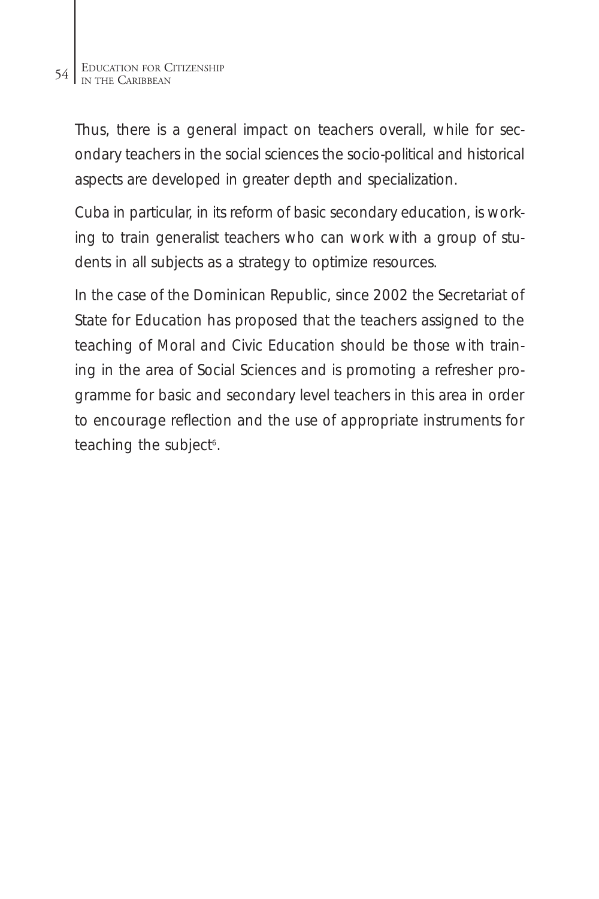Thus, there is a general impact on teachers overall, while for secondary teachers in the social sciences the socio-political and historical aspects are developed in greater depth and specialization.

Cuba in particular, in its reform of basic secondary education, is working to train generalist teachers who can work with a group of students in all subjects as a strategy to optimize resources.

In the case of the Dominican Republic, since 2002 the Secretariat of State for Education has proposed that the teachers assigned to the teaching of Moral and Civic Education should be those with training in the area of Social Sciences and is promoting a refresher programme for basic and secondary level teachers in this area in order to encourage reflection and the use of appropriate instruments for teaching the subject[6].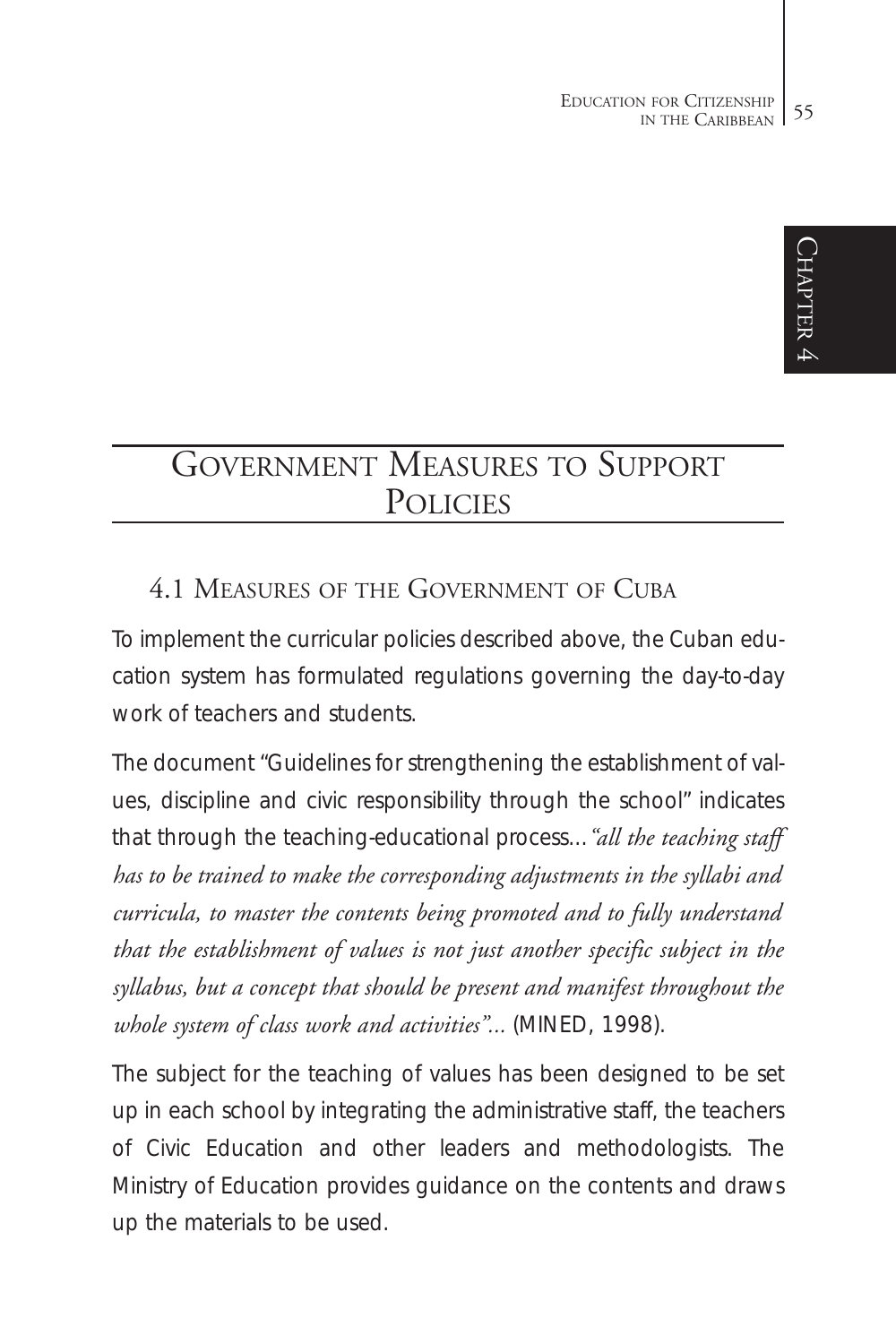# Government Measures to Support Policies

## 4.1 Measures of the Government of Cuba

To implement the curricular policies described above, the Cuban education system has formulated regulations governing the day-to-day work of teachers and students.

The document "Guidelines for strengthening the establishment of values, discipline and civic responsibility through the school" indicates that through the teaching-educational process…*"all the teaching staff has to be trained to make the corresponding adjustments in the syllabi and curricula, to master the contents being promoted and to fully understand that the establishment of values is not just another specific subject in the syllabus, but a concept that should be present and manifest throughout the whole system of class work and activities"…* (MINED, 1998).

The subject for the teaching of values has been designed to be set up in each school by integrating the administrative staff, the teachers of Civic Education and other leaders and methodologists. The Ministry of Education provides guidance on the contents and draws up the materials to be used.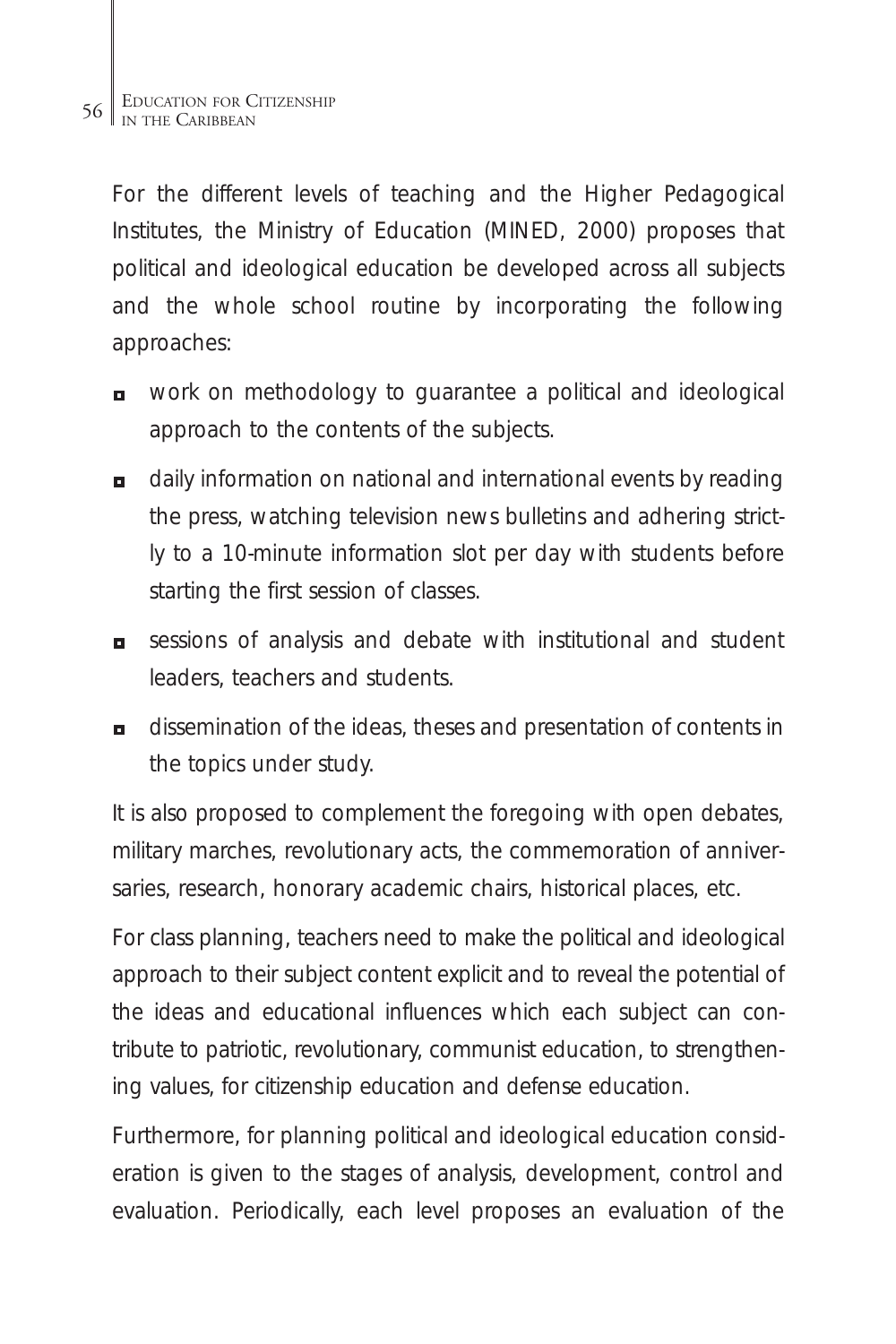For the different levels of teaching and the Higher Pedagogical Institutes, the Ministry of Education (MINED, 2000) proposes that political and ideological education be developed across all subjects and the whole school routine by incorporating the following approaches:

- work on methodology to guarantee a political and ideological approach to the contents of the subjects.
- daily information on national and international events by reading the press, watching television news bulletins and adhering strictly to a 10-minute information slot per day with students before starting the first session of classes.
- sessions of analysis and debate with institutional and student leaders, teachers and students.
- dissemination of the ideas, theses and presentation of contents in the topics under study.

It is also proposed to complement the foregoing with open debates, military marches, revolutionary acts, the commemoration of anniversaries, research, honorary academic chairs, historical places, etc.

For class planning, teachers need to make the political and ideological approach to their subject content explicit and to reveal the potential of the ideas and educational influences which each subject can contribute to patriotic, revolutionary, communist education, to strengthening values, for citizenship education and defense education.

Furthermore, for planning political and ideological education consideration is given to the stages of analysis, development, control and evaluation. Periodically, each level proposes an evaluation of the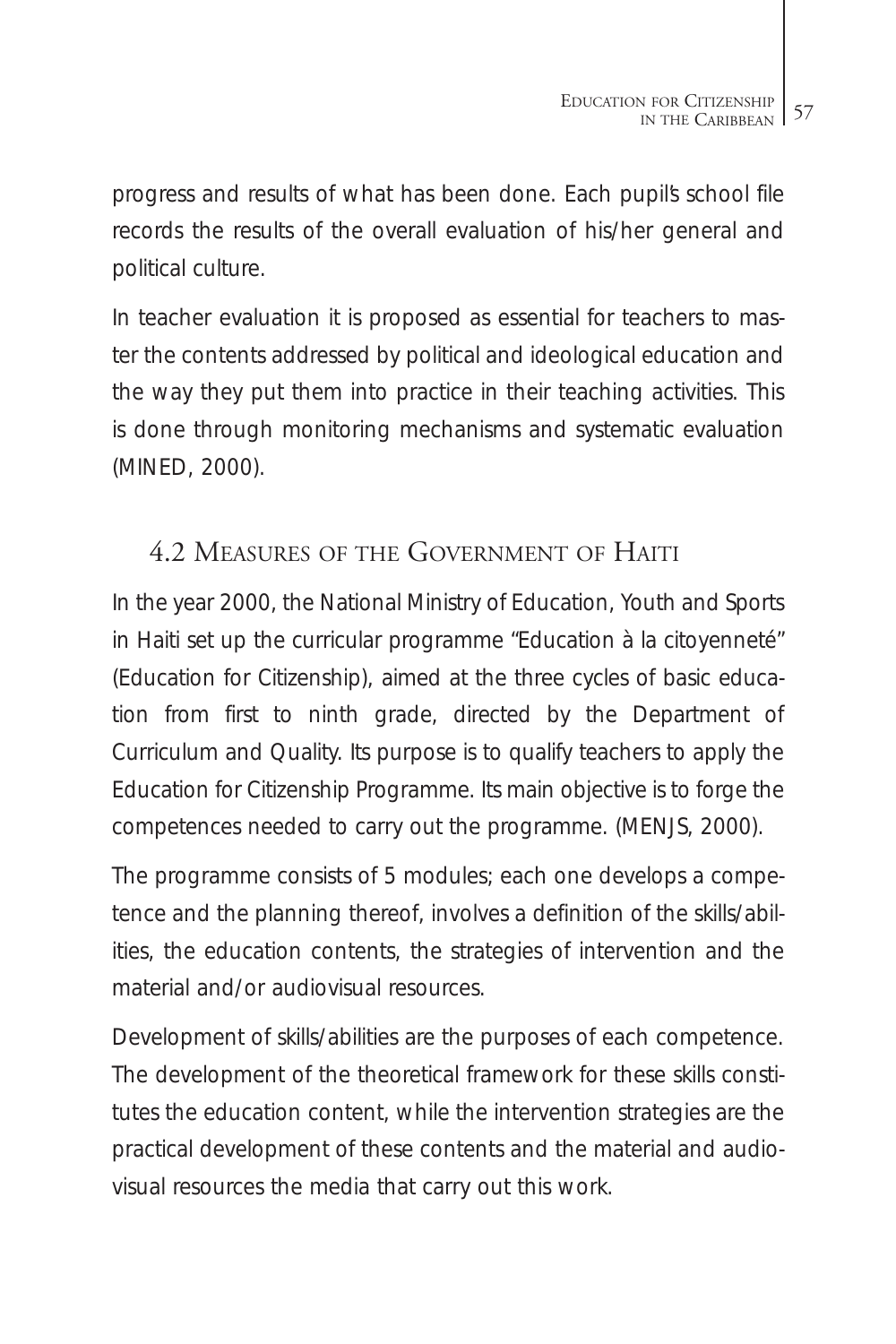progress and results of what has been done. Each pupil's school file records the results of the overall evaluation of his/her general and political culture.

In teacher evaluation it is proposed as essential for teachers to master the contents addressed by political and ideological education and the way they put them into practice in their teaching activities. This is done through monitoring mechanisms and systematic evaluation (MINED, 2000).

## 4.2 Measures of the Government of Haiti

In the year 2000, the National Ministry of Education, Youth and Sports in Haiti set up the curricular programme "Education à la citoyenneté" (Education for Citizenship), aimed at the three cycles of basic education from first to ninth grade, directed by the Department of Curriculum and Quality. Its purpose is to qualify teachers to apply the Education for Citizenship Programme. Its main objective is to forge the competences needed to carry out the programme. (MENJS, 2000).

The programme consists of 5 modules; each one develops a competence and the planning thereof, involves a definition of the skills/abilities, the education contents, the strategies of intervention and the material and/or audiovisual resources.

Development of skills/abilities are the purposes of each competence. The development of the theoretical framework for these skills constitutes the education content, while the intervention strategies are the practical development of these contents and the material and audiovisual resources the media that carry out this work.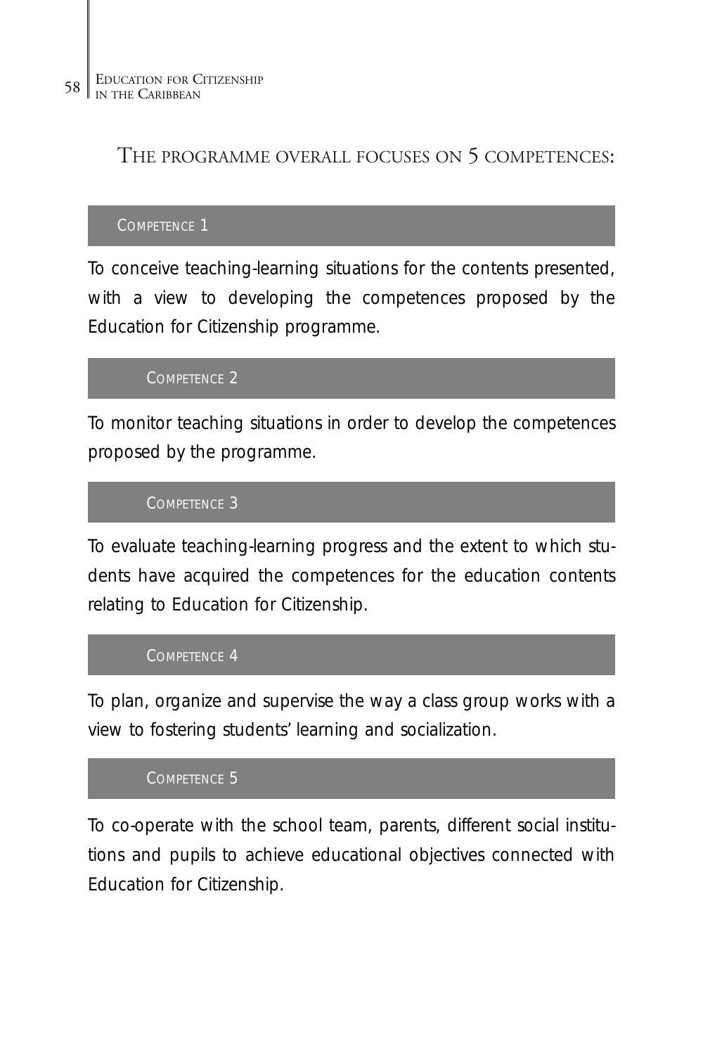## THE PROGRAMME OVERALL FOCUSES ON 5 COMPETENCES:

### COMPETENCE 1

To conceive teaching-learning situations for the contents presented, with a view to developing the competences proposed by the Education for Citizenship programme.

### COMPETENCE 2

To monitor teaching situations in order to develop the competences proposed by the programme.

### COMPETENCE 3

To evaluate teaching-learning progress and the extent to which students have acquired the competences for the education contents relating to Education for Citizenship.

### COMPETENCE 4

To plan, organize and supervise the way a class group works with a view to fostering students' learning and socialization.

### COMPETENCE 5

To co-operate with the school team, parents, different social institutions and pupils to achieve educational objectives connected with Education for Citizenship.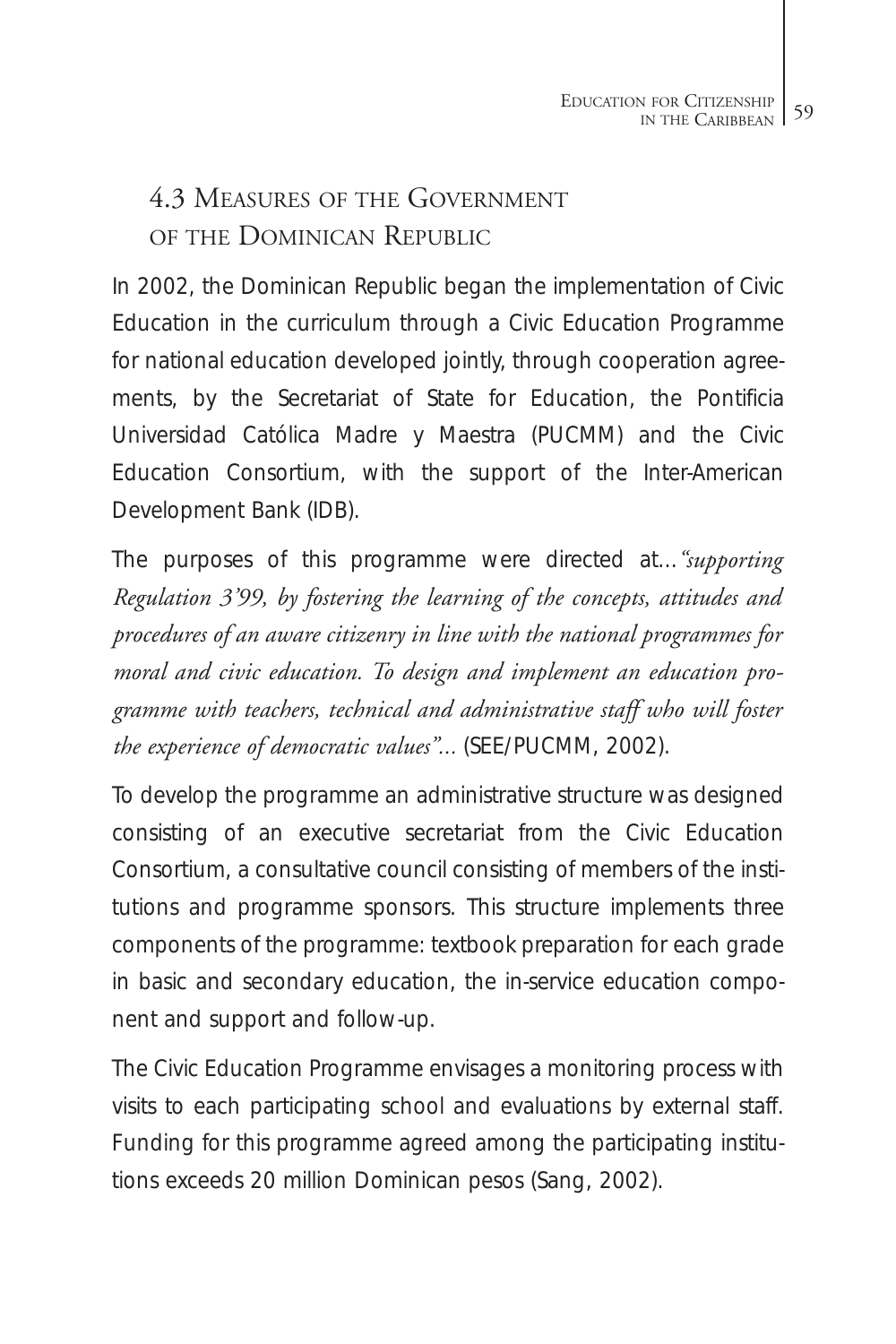## 4.3 Measures of the Government of the Dominican Republic

In 2002, the Dominican Republic began the implementation of Civic Education in the curriculum through a Civic Education Programme for national education developed jointly, through cooperation agreements, by the Secretariat of State for Education, the Pontificia Universidad Católica Madre y Maestra (PUCMM) and the Civic Education Consortium, with the support of the Inter-American Development Bank (IDB).

The purposes of this programme were directed at…*"supporting Regulation 3'99, by fostering the learning of the concepts, attitudes and procedures of an aware citizenry in line with the national programmes for moral and civic education. To design and implement an education programme with teachers, technical and administrative staff who will foster the experience of democratic values"…* (SEE/PUCMM, 2002).

To develop the programme an administrative structure was designed consisting of an executive secretariat from the Civic Education Consortium, a consultative council consisting of members of the institutions and programme sponsors. This structure implements three components of the programme: textbook preparation for each grade in basic and secondary education, the in-service education component and support and follow-up.

The Civic Education Programme envisages a monitoring process with visits to each participating school and evaluations by external staff. Funding for this programme agreed among the participating institutions exceeds 20 million Dominican pesos (Sang, 2002).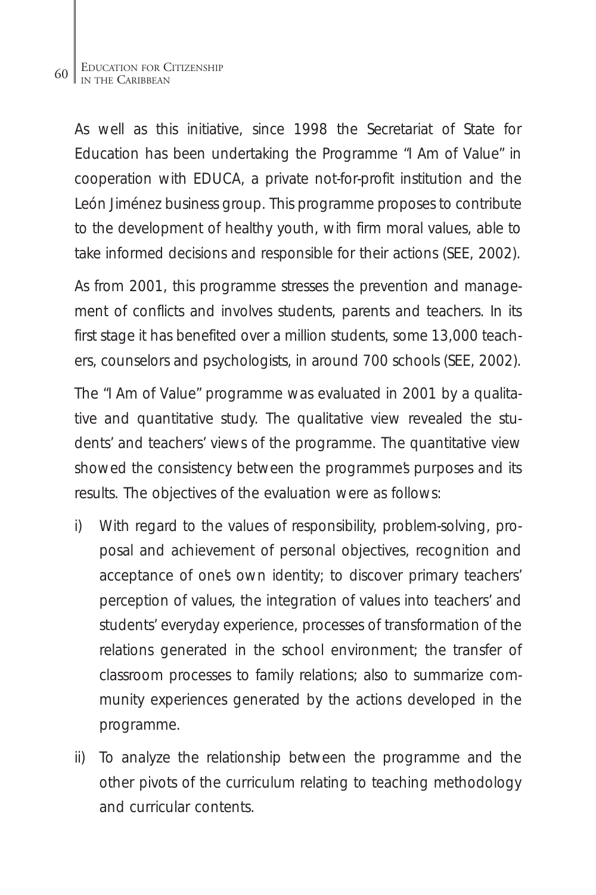As well as this initiative, since 1998 the Secretariat of State for Education has been undertaking the Programme "I Am of Value" in cooperation with EDUCA, a private not-for-profit institution and the León Jiménez business group. This programme proposes to contribute to the development of healthy youth, with firm moral values, able to take informed decisions and responsible for their actions (SEE, 2002).

As from 2001, this programme stresses the prevention and management of conflicts and involves students, parents and teachers. In its first stage it has benefited over a million students, some 13,000 teachers, counselors and psychologists, in around 700 schools (SEE, 2002).

The "I Am of Value" programme was evaluated in 2001 by a qualitative and quantitative study. The qualitative view revealed the students' and teachers' views of the programme. The quantitative view showed the consistency between the programme's purposes and its results. The objectives of the evaluation were as follows:

i) With regard to the values of responsibility, problem-solving, proposal and achievement of personal objectives, recognition and acceptance of one's own identity; to discover primary teachers' perception of values, the integration of values into teachers' and students' everyday experience, processes of transformation of the relations generated in the school environment; the transfer of classroom processes to family relations; also to summarize community experiences generated by the actions developed in the programme.

ii) To analyze the relationship between the programme and the other pivots of the curriculum relating to teaching methodology and curricular contents.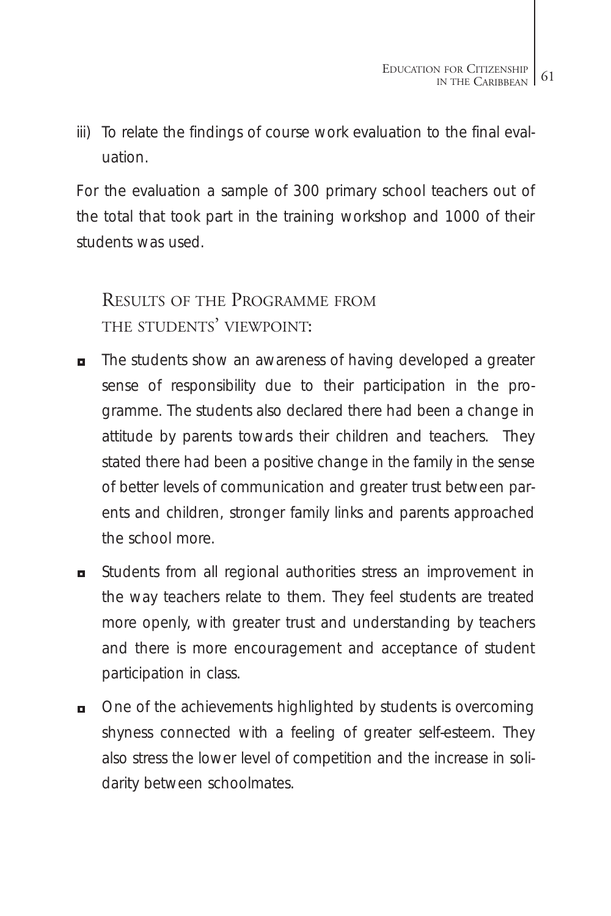iii) To relate the findings of course work evaluation to the final evaluation.

For the evaluation a sample of 300 primary school teachers out of the total that took part in the training workshop and 1000 of their students was used.

## Results of the Programme from the students' viewpoint:

- The students show an awareness of having developed a greater sense of responsibility due to their participation in the programme. The students also declared there had been a change in attitude by parents towards their children and teachers. They stated there had been a positive change in the family in the sense of better levels of communication and greater trust between parents and children, stronger family links and parents approached the school more.
- Students from all regional authorities stress an improvement in the way teachers relate to them. They feel students are treated more openly, with greater trust and understanding by teachers and there is more encouragement and acceptance of student participation in class.
- One of the achievements highlighted by students is overcoming shyness connected with a feeling of greater self-esteem. They also stress the lower level of competition and the increase in solidarity between schoolmates.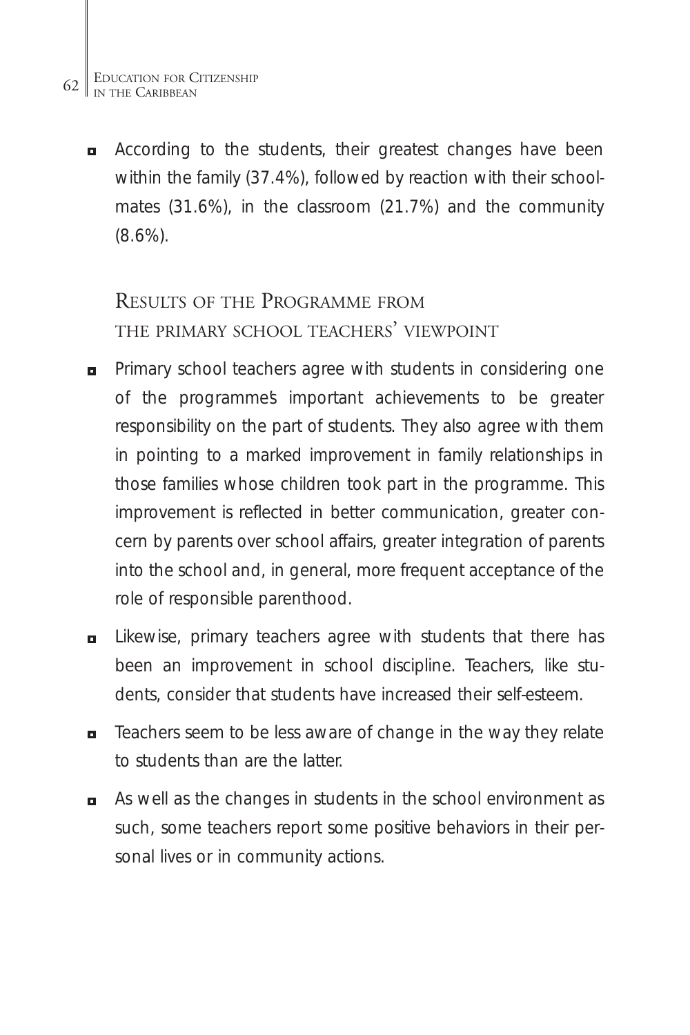- According to the students, their greatest changes have been within the family (37.4%), followed by reaction with their schoolmates (31.6%), in the classroom (21.7%) and the community (8.6%).

## Results of the Programme from the primary school teachers' viewpoint

- Primary school teachers agree with students in considering one of the programme's important achievements to be greater responsibility on the part of students. They also agree with them in pointing to a marked improvement in family relationships in those families whose children took part in the programme. This improvement is reflected in better communication, greater concern by parents over school affairs, greater integration of parents into the school and, in general, more frequent acceptance of the role of responsible parenthood.
- Likewise, primary teachers agree with students that there has been an improvement in school discipline. Teachers, like students, consider that students have increased their self-esteem.
- Teachers seem to be less aware of change in the way they relate to students than are the latter.
- As well as the changes in students in the school environment as such, some teachers report some positive behaviors in their personal lives or in community actions.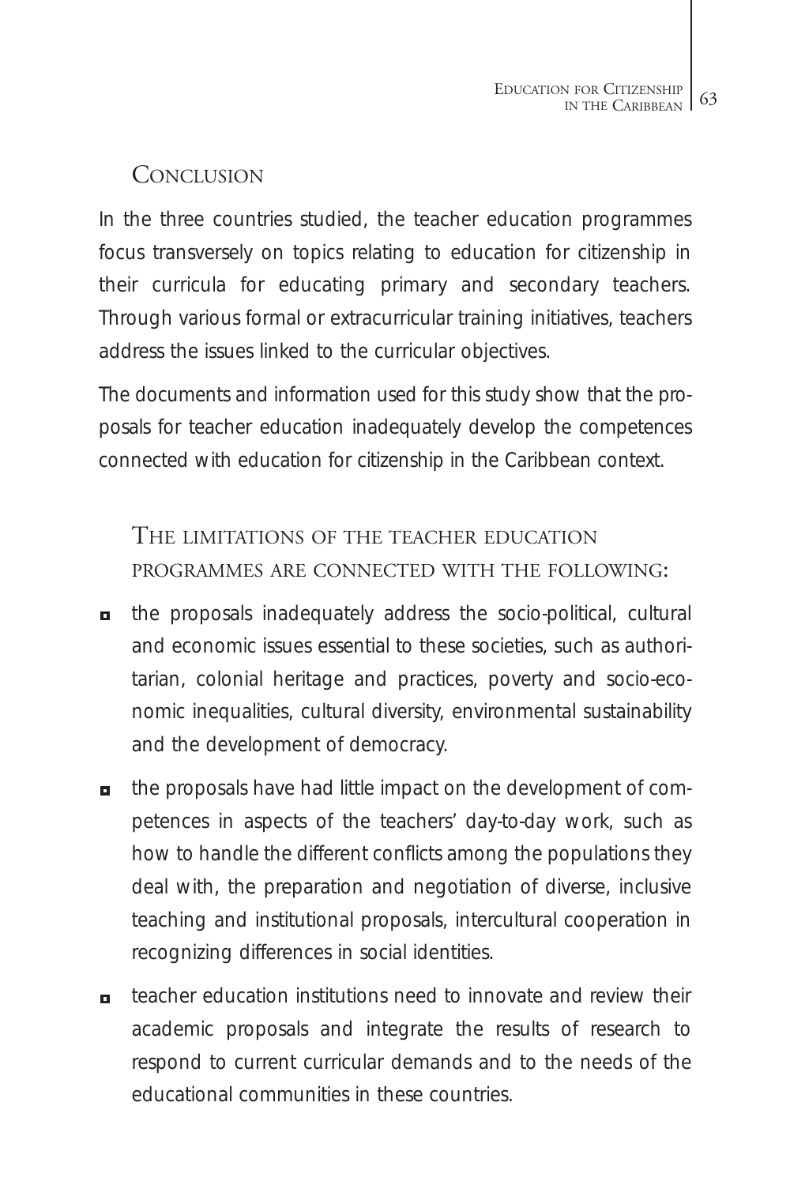## Conclusion

In the three countries studied, the teacher education programmes focus transversely on topics relating to education for citizenship in their curricula for educating primary and secondary teachers. Through various formal or extracurricular training initiatives, teachers address the issues linked to the curricular objectives.

The documents and information used for this study show that the proposals for teacher education inadequately develop the competences connected with education for citizenship in the Caribbean context.

### The limitations of the teacher education programmes are connected with the following:

- the proposals inadequately address the socio-political, cultural and economic issues essential to these societies, such as authoritarian, colonial heritage and practices, poverty and socio-economic inequalities, cultural diversity, environmental sustainability and the development of democracy.
- the proposals have had little impact on the development of competences in aspects of the teachers' day-to-day work, such as how to handle the different conflicts among the populations they deal with, the preparation and negotiation of diverse, inclusive teaching and institutional proposals, intercultural cooperation in recognizing differences in social identities.
- teacher education institutions need to innovate and review their academic proposals and integrate the results of research to respond to current curricular demands and to the needs of the educational communities in these countries.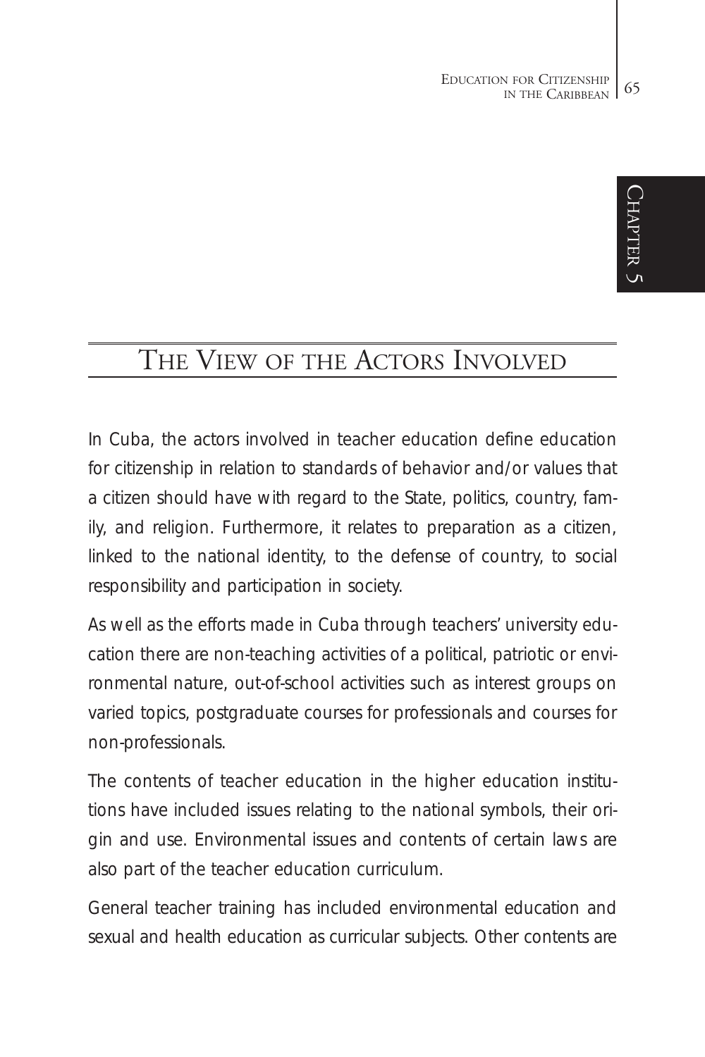## The View of the Actors Involved

In Cuba, the actors involved in teacher education define education for citizenship in relation to standards of behavior and/or values that a citizen should have with regard to the State, politics, country, family, and religion. Furthermore, it relates to preparation as a citizen, linked to the national identity, to the defense of country, to social responsibility and participation in society.

As well as the efforts made in Cuba through teachers' university education there are non-teaching activities of a political, patriotic or environmental nature, out-of-school activities such as interest groups on varied topics, postgraduate courses for professionals and courses for non-professionals.

The contents of teacher education in the higher education institutions have included issues relating to the national symbols, their origin and use. Environmental issues and contents of certain laws are also part of the teacher education curriculum.

General teacher training has included environmental education and sexual and health education as curricular subjects. Other contents are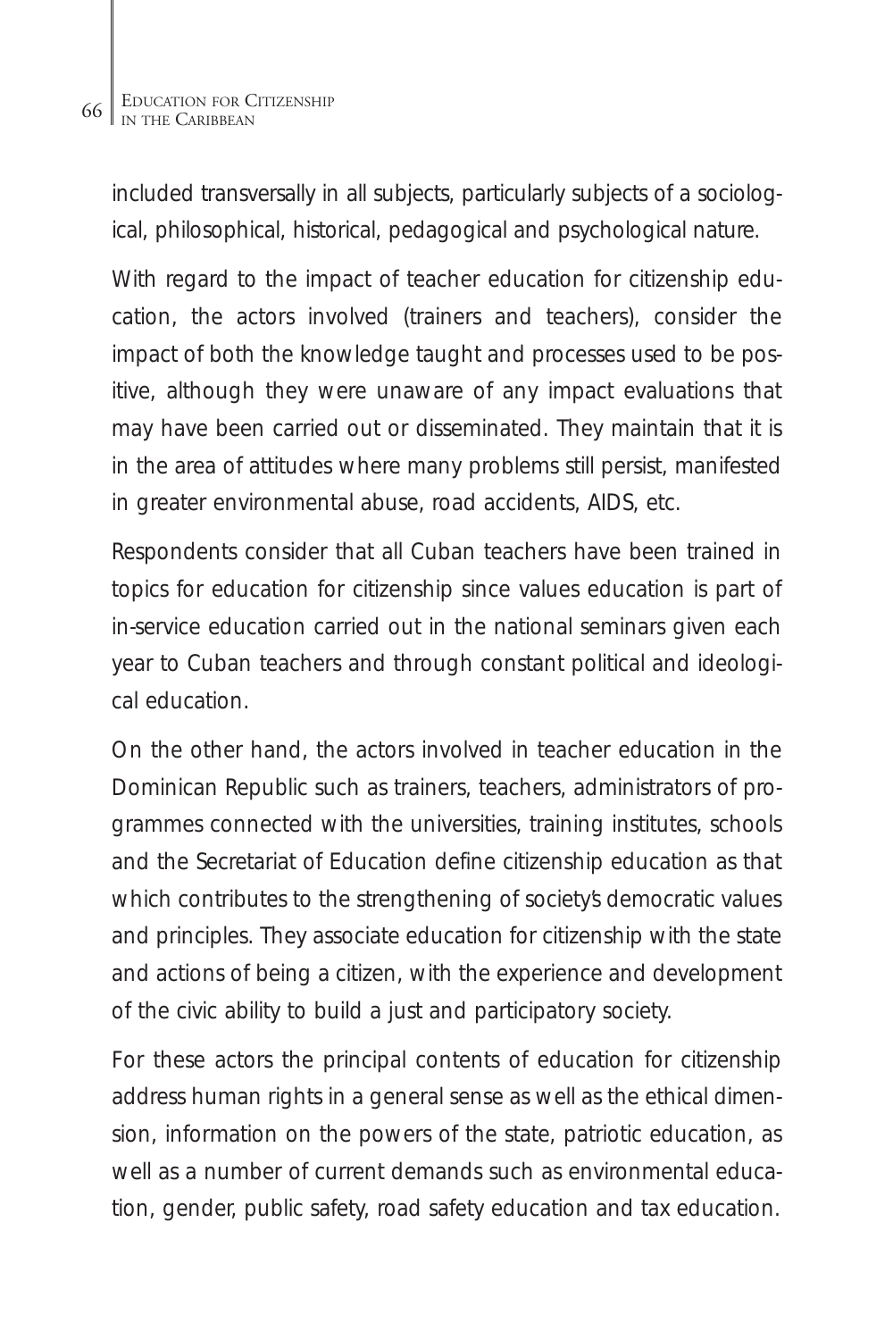included transversally in all subjects, particularly subjects of a sociological, philosophical, historical, pedagogical and psychological nature.

With regard to the impact of teacher education for citizenship education, the actors involved (trainers and teachers), consider the impact of both the knowledge taught and processes used to be positive, although they were unaware of any impact evaluations that may have been carried out or disseminated. They maintain that it is in the area of attitudes where many problems still persist, manifested in greater environmental abuse, road accidents, AIDS, etc.

Respondents consider that all Cuban teachers have been trained in topics for education for citizenship since values education is part of in-service education carried out in the national seminars given each year to Cuban teachers and through constant political and ideological education.

On the other hand, the actors involved in teacher education in the Dominican Republic such as trainers, teachers, administrators of programmes connected with the universities, training institutes, schools and the Secretariat of Education define citizenship education as that which contributes to the strengthening of society's democratic values and principles. They associate education for citizenship with the state and actions of being a citizen, with the experience and development of the civic ability to build a just and participatory society.

For these actors the principal contents of education for citizenship address human rights in a general sense as well as the ethical dimension, information on the powers of the state, patriotic education, as well as a number of current demands such as environmental education, gender, public safety, road safety education and tax education.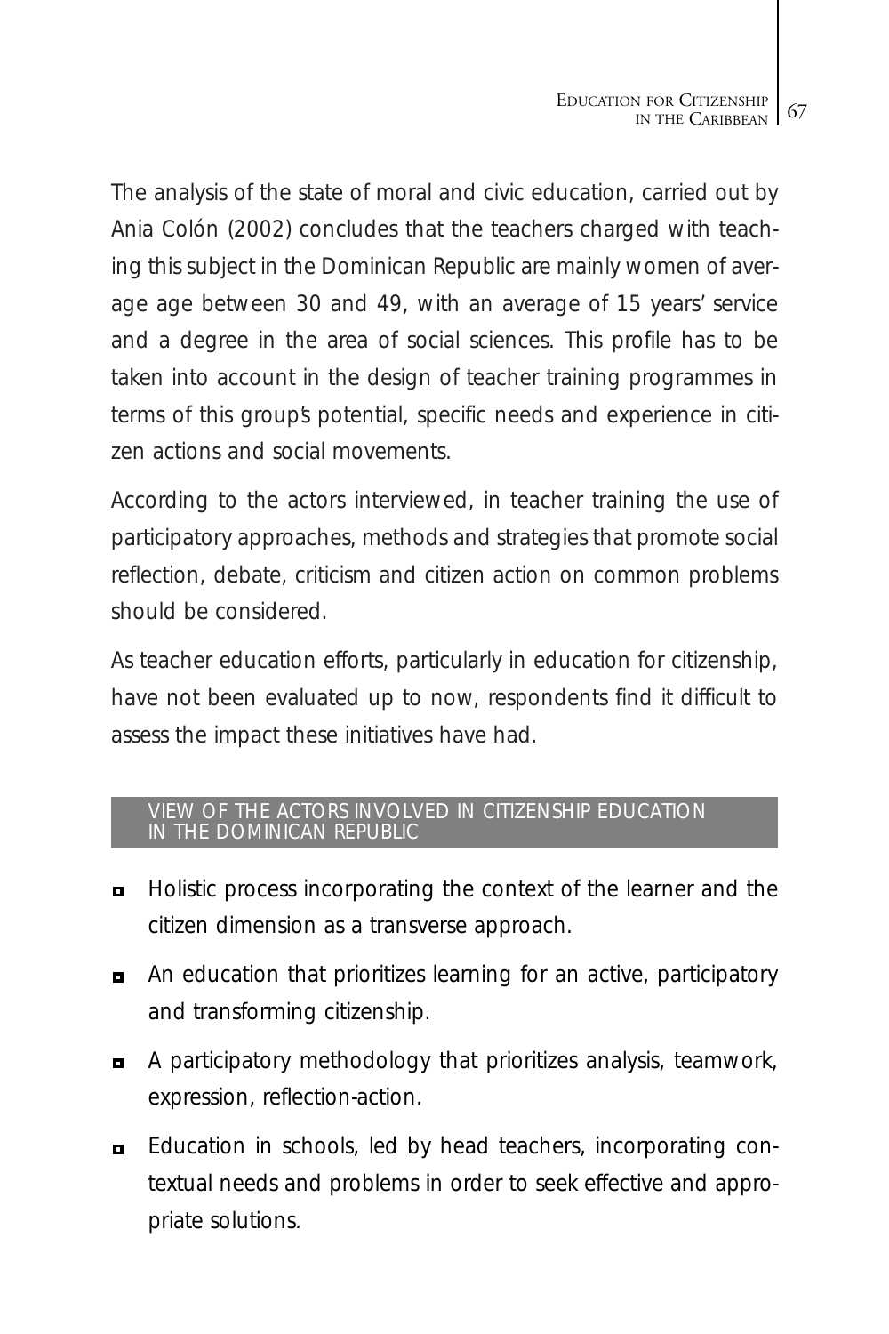The analysis of the state of moral and civic education, carried out by Ania Colón (2002) concludes that the teachers charged with teaching this subject in the Dominican Republic are mainly women of average age between 30 and 49, with an average of 15 years' service and a degree in the area of social sciences. This profile has to be taken into account in the design of teacher training programmes in terms of this group's potential, specific needs and experience in citizen actions and social movements.

According to the actors interviewed, in teacher training the use of participatory approaches, methods and strategies that promote social reflection, debate, criticism and citizen action on common problems should be considered.

As teacher education efforts, particularly in education for citizenship, have not been evaluated up to now, respondents find it difficult to assess the impact these initiatives have had.

## VIEW OF THE ACTORS INVOLVED IN CITIZENSHIP EDUCATION IN THE DOMINICAN REPUBLIC

- Holistic process incorporating the context of the learner and the citizen dimension as a transverse approach.
- An education that prioritizes learning for an active, participatory and transforming citizenship.
- A participatory methodology that prioritizes analysis, teamwork, expression, reflection-action.
- Education in schools, led by head teachers, incorporating contextual needs and problems in order to seek effective and appropriate solutions.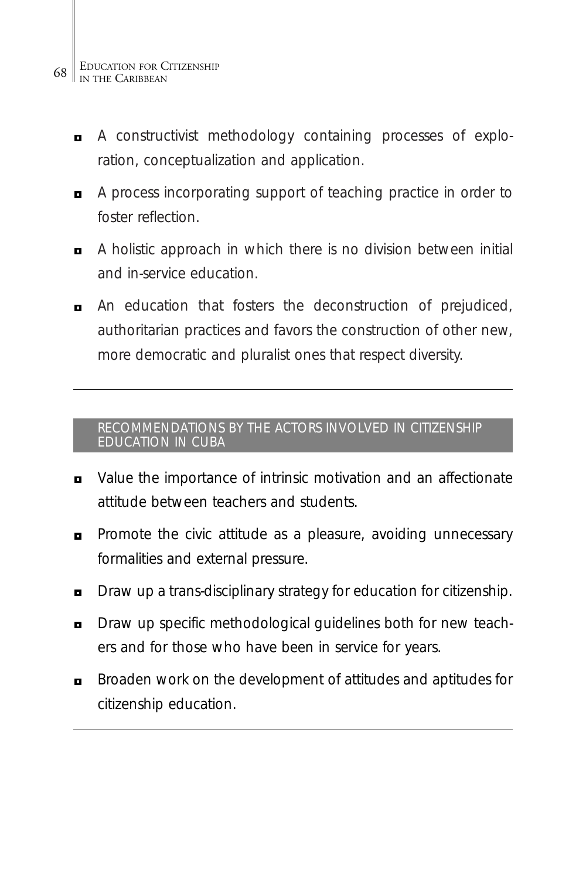- A constructivist methodology containing processes of exploration, conceptualization and application.
- A process incorporating support of teaching practice in order to foster reflection.
- A holistic approach in which there is no division between initial and in-service education.
- An education that fosters the deconstruction of prejudiced, authoritarian practices and favors the construction of other new, more democratic and pluralist ones that respect diversity.

---

## RECOMMENDATIONS BY THE ACTORS INVOLVED IN CITIZENSHIP EDUCATION IN CUBA

- Value the importance of intrinsic motivation and an affectionate attitude between teachers and students.
- Promote the civic attitude as a pleasure, avoiding unnecessary formalities and external pressure.
- Draw up a trans-disciplinary strategy for education for citizenship.
- Draw up specific methodological guidelines both for new teachers and for those who have been in service for years.
- Broaden work on the development of attitudes and aptitudes for citizenship education.

---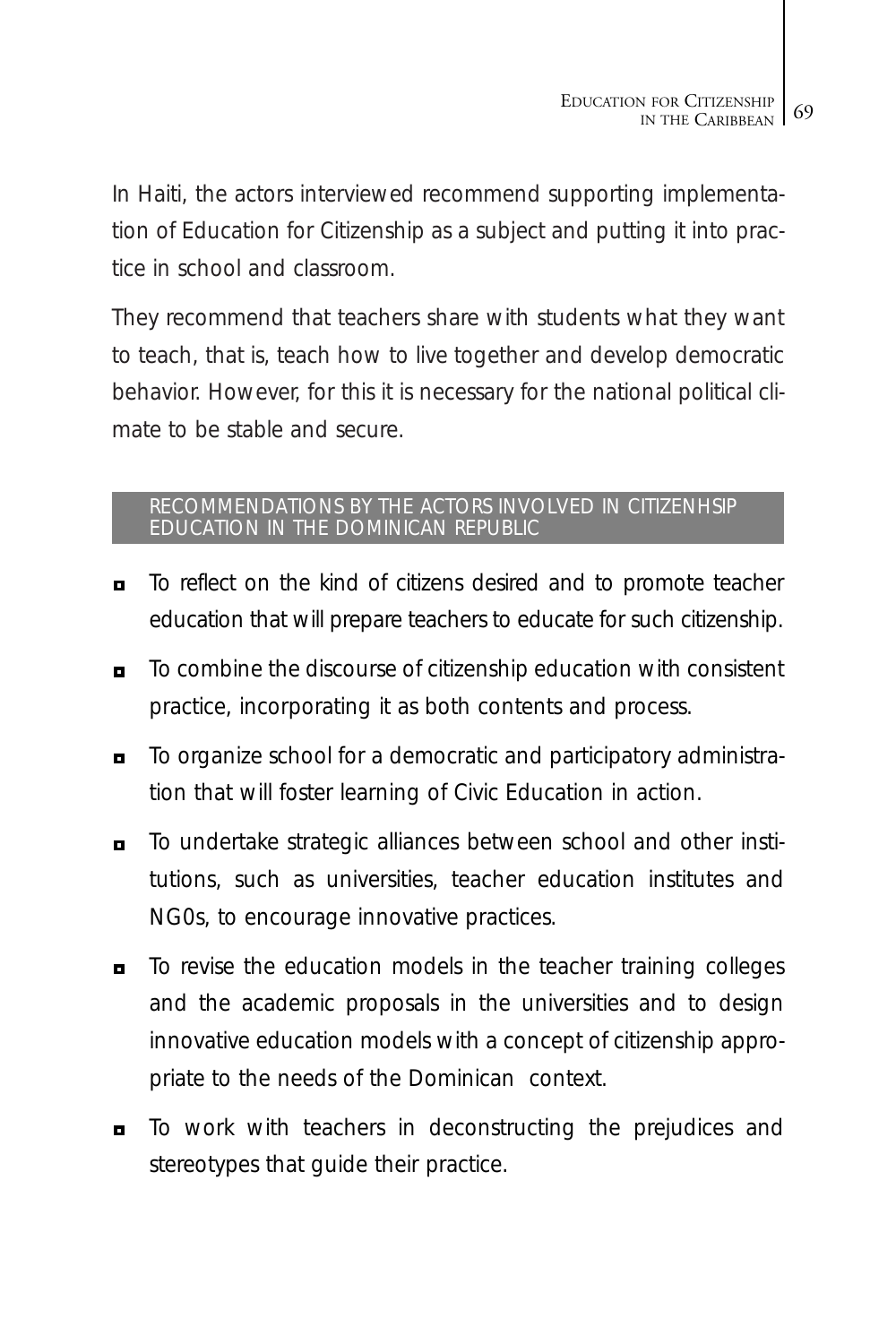In Haiti, the actors interviewed recommend supporting implementation of Education for Citizenship as a subject and putting it into practice in school and classroom.

They recommend that teachers share with students what they want to teach, that is, teach how to live together and develop democratic behavior. However, for this it is necessary for the national political climate to be stable and secure.

## RECOMMENDATIONS BY THE ACTORS INVOLVED IN CITIZENHSIP EDUCATION IN THE DOMINICAN REPUBLIC

- To reflect on the kind of citizens desired and to promote teacher education that will prepare teachers to educate for such citizenship.
- To combine the discourse of citizenship education with consistent practice, incorporating it as both contents and process.
- To organize school for a democratic and participatory administration that will foster learning of Civic Education in action.
- To undertake strategic alliances between school and other institutions, such as universities, teacher education institutes and NG0s, to encourage innovative practices.
- To revise the education models in the teacher training colleges and the academic proposals in the universities and to design innovative education models with a concept of citizenship appropriate to the needs of the Dominican context.
- To work with teachers in deconstructing the prejudices and stereotypes that guide their practice.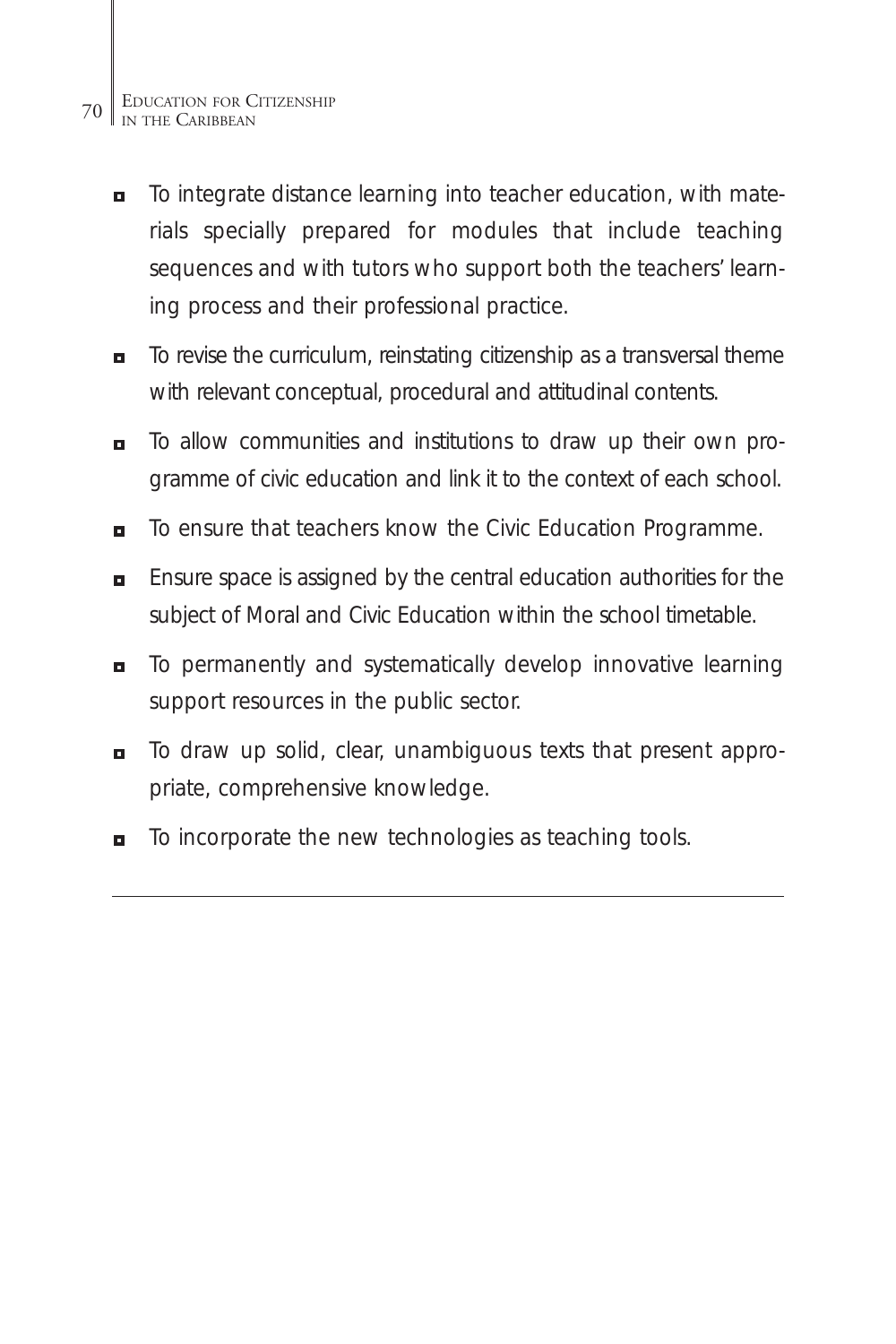- To integrate distance learning into teacher education, with materials specially prepared for modules that include teaching sequences and with tutors who support both the teachers' learning process and their professional practice.
- To revise the curriculum, reinstating citizenship as a transversal theme with relevant conceptual, procedural and attitudinal contents.
- To allow communities and institutions to draw up their own programme of civic education and link it to the context of each school.
- To ensure that teachers know the Civic Education Programme.
- Ensure space is assigned by the central education authorities for the subject of Moral and Civic Education within the school timetable.
- To permanently and systematically develop innovative learning support resources in the public sector.
- To draw up solid, clear, unambiguous texts that present appropriate, comprehensive knowledge.
- To incorporate the new technologies as teaching tools.

---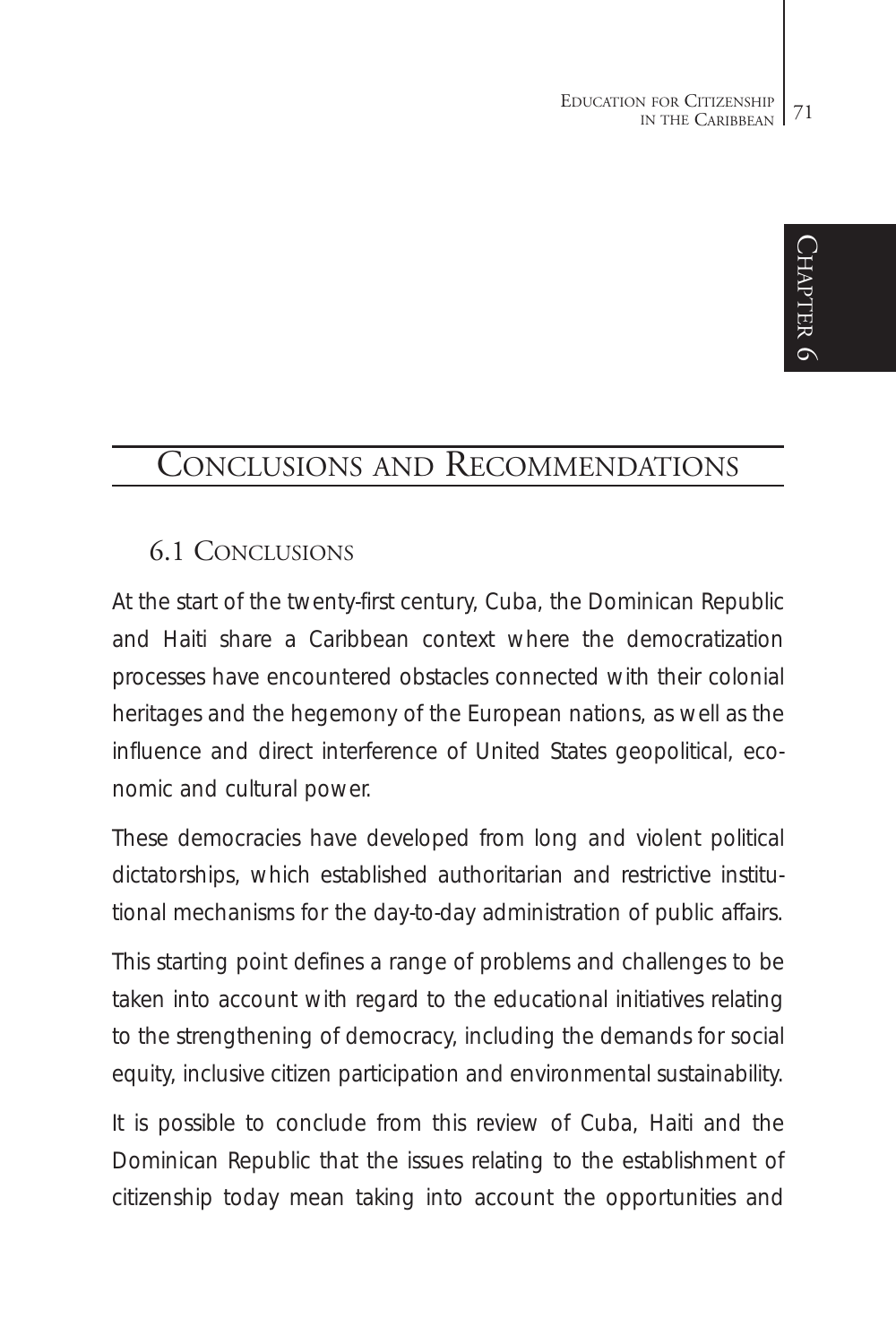# Conclusions and Recommendations

## 6.1 Conclusions

At the start of the twenty-first century, Cuba, the Dominican Republic and Haiti share a Caribbean context where the democratization processes have encountered obstacles connected with their colonial heritages and the hegemony of the European nations, as well as the influence and direct interference of United States geopolitical, economic and cultural power.

These democracies have developed from long and violent political dictatorships, which established authoritarian and restrictive institutional mechanisms for the day-to-day administration of public affairs.

This starting point defines a range of problems and challenges to be taken into account with regard to the educational initiatives relating to the strengthening of democracy, including the demands for social equity, inclusive citizen participation and environmental sustainability.

It is possible to conclude from this review of Cuba, Haiti and the Dominican Republic that the issues relating to the establishment of citizenship today mean taking into account the opportunities and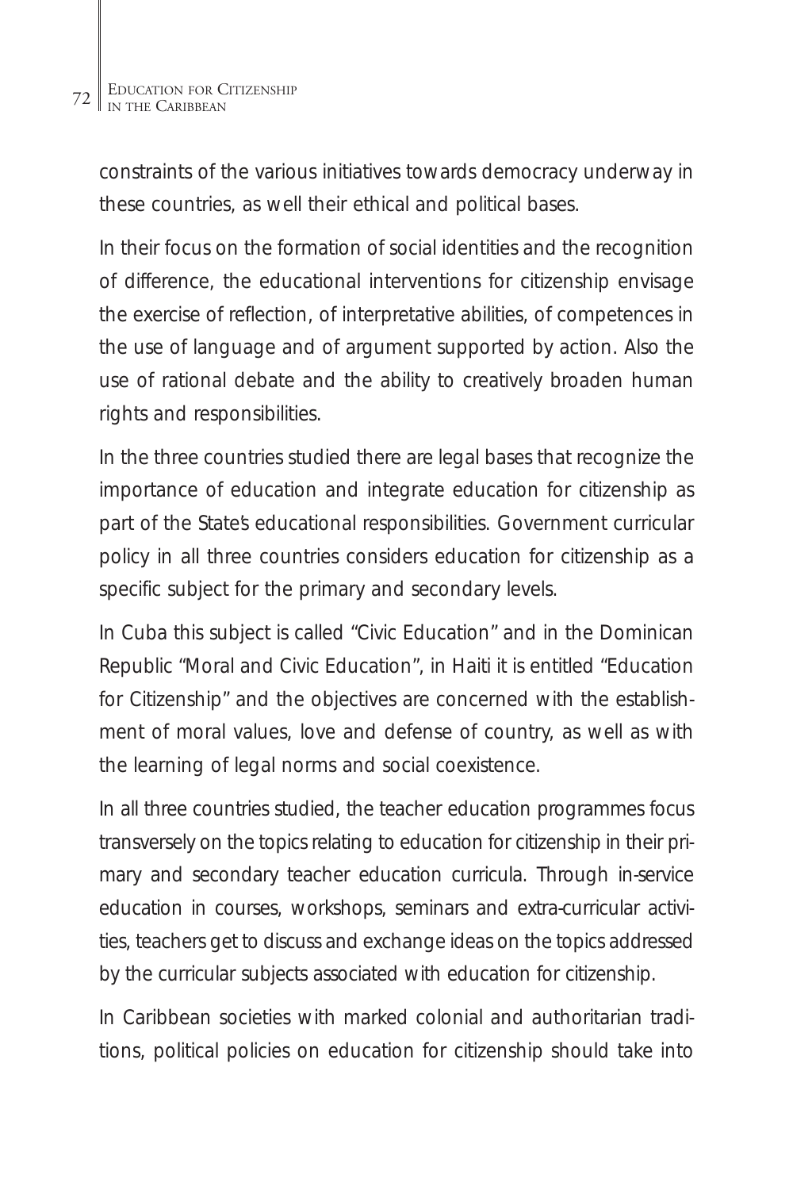constraints of the various initiatives towards democracy underway in these countries, as well their ethical and political bases.

In their focus on the formation of social identities and the recognition of difference, the educational interventions for citizenship envisage the exercise of reflection, of interpretative abilities, of competences in the use of language and of argument supported by action. Also the use of rational debate and the ability to creatively broaden human rights and responsibilities.

In the three countries studied there are legal bases that recognize the importance of education and integrate education for citizenship as part of the State's educational responsibilities. Government curricular policy in all three countries considers education for citizenship as a specific subject for the primary and secondary levels.

In Cuba this subject is called "Civic Education" and in the Dominican Republic "Moral and Civic Education", in Haiti it is entitled "Education for Citizenship" and the objectives are concerned with the establishment of moral values, love and defense of country, as well as with the learning of legal norms and social coexistence.

In all three countries studied, the teacher education programmes focus transversely on the topics relating to education for citizenship in their primary and secondary teacher education curricula. Through in-service education in courses, workshops, seminars and extra-curricular activities, teachers get to discuss and exchange ideas on the topics addressed by the curricular subjects associated with education for citizenship.

In Caribbean societies with marked colonial and authoritarian traditions, political policies on education for citizenship should take into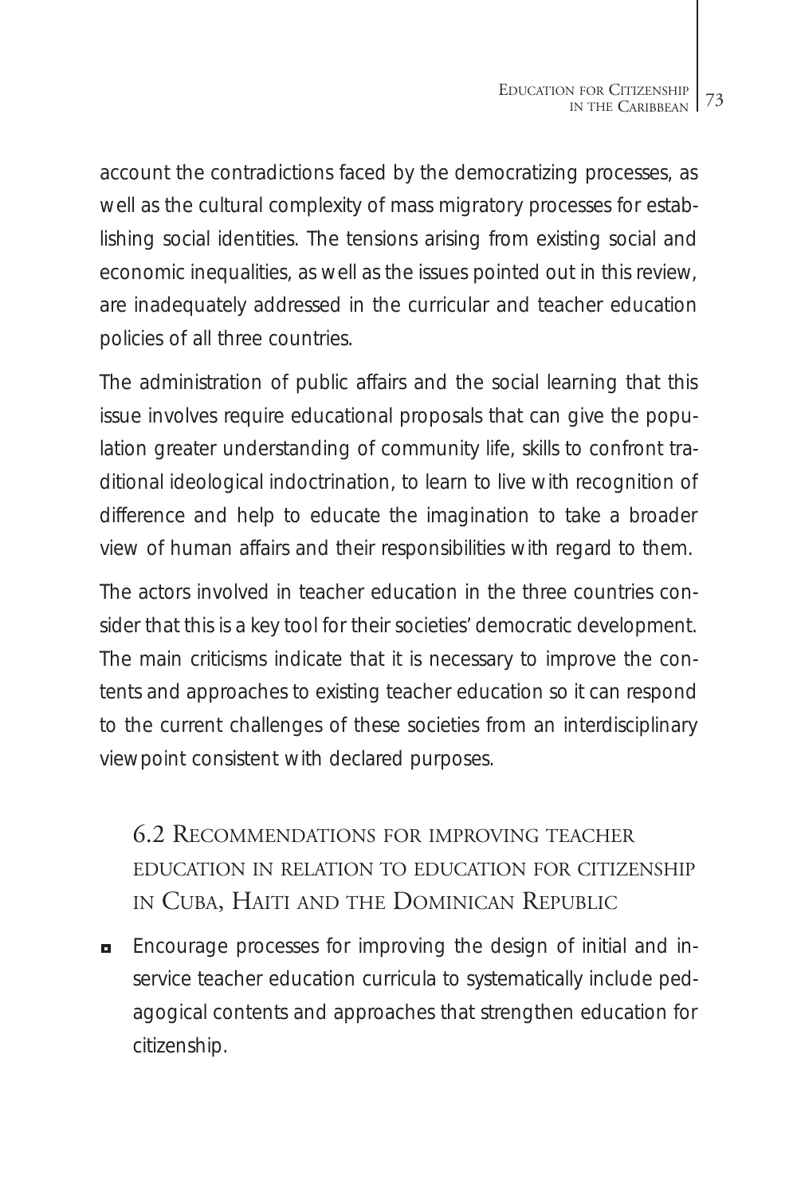account the contradictions faced by the democratizing processes, as well as the cultural complexity of mass migratory processes for establishing social identities. The tensions arising from existing social and economic inequalities, as well as the issues pointed out in this review, are inadequately addressed in the curricular and teacher education policies of all three countries.

The administration of public affairs and the social learning that this issue involves require educational proposals that can give the population greater understanding of community life, skills to confront traditional ideological indoctrination, to learn to live with recognition of difference and help to educate the imagination to take a broader view of human affairs and their responsibilities with regard to them.

The actors involved in teacher education in the three countries consider that this is a key tool for their societies' democratic development. The main criticisms indicate that it is necessary to improve the contents and approaches to existing teacher education so it can respond to the current challenges of these societies from an interdisciplinary viewpoint consistent with declared purposes.

## 6.2 Recommendations for improving teacher education in relation to education for citizenship in Cuba, Haiti and the Dominican Republic

- Encourage processes for improving the design of initial and in-service teacher education curricula to systematically include pedagogical contents and approaches that strengthen education for citizenship.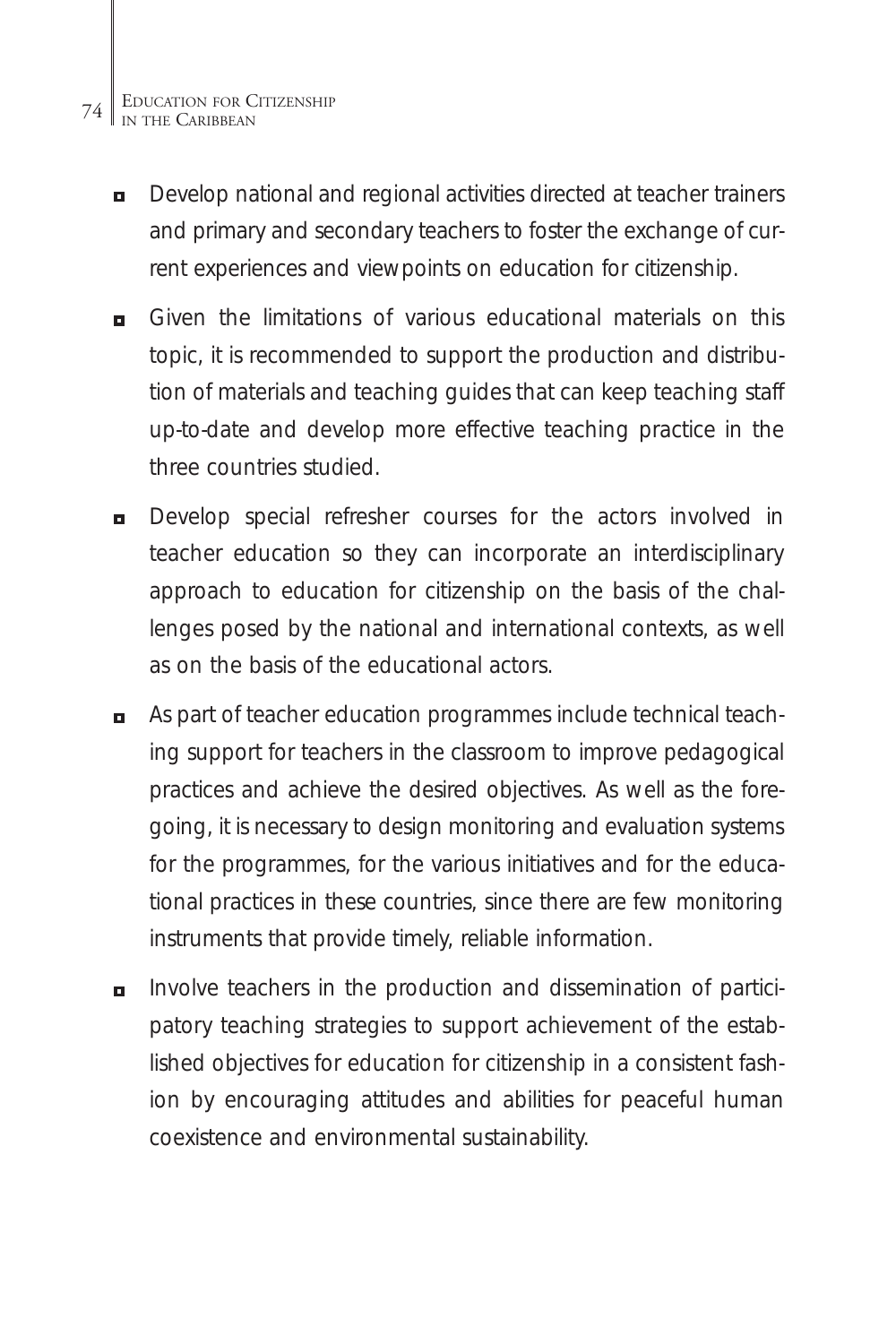- Develop national and regional activities directed at teacher trainers and primary and secondary teachers to foster the exchange of current experiences and viewpoints on education for citizenship.
- Given the limitations of various educational materials on this topic, it is recommended to support the production and distribution of materials and teaching guides that can keep teaching staff up-to-date and develop more effective teaching practice in the three countries studied.
- Develop special refresher courses for the actors involved in teacher education so they can incorporate an interdisciplinary approach to education for citizenship on the basis of the challenges posed by the national and international contexts, as well as on the basis of the educational actors.
- As part of teacher education programmes include technical teaching support for teachers in the classroom to improve pedagogical practices and achieve the desired objectives. As well as the foregoing, it is necessary to design monitoring and evaluation systems for the programmes, for the various initiatives and for the educational practices in these countries, since there are few monitoring instruments that provide timely, reliable information.
- Involve teachers in the production and dissemination of participatory teaching strategies to support achievement of the established objectives for education for citizenship in a consistent fashion by encouraging attitudes and abilities for peaceful human coexistence and environmental sustainability.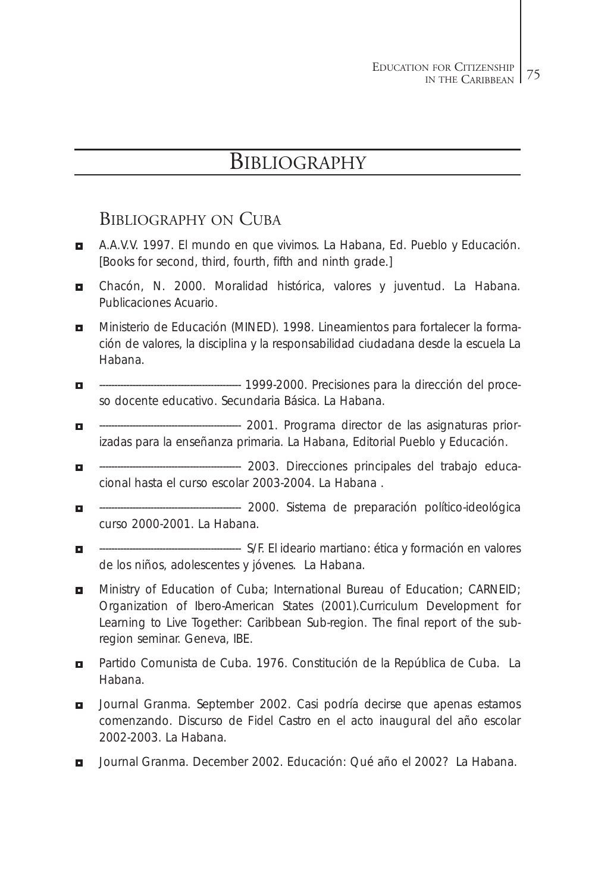# Bibliography

## Bibliography on Cuba

- A.A.V.V. 1997. El mundo en que vivimos. La Habana, Ed. Pueblo y Educación. [Books for second, third, fourth, fifth and ninth grade.]
- Chacón, N. 2000. Moralidad histórica, valores y juventud. La Habana. Publicaciones Acuario.
- Ministerio de Educación (MINED). 1998. Lineamientos para fortalecer la formación de valores, la disciplina y la responsabilidad ciudadana desde la escuela La Habana.
- ---------------------------------------- 1999-2000. Precisiones para la dirección del proceso docente educativo. Secundaria Básica. La Habana.
- ---------------------------------------- 2001. Programa director de las asignaturas priorizadas para la enseñanza primaria. La Habana, Editorial Pueblo y Educación.
- ---------------------------------------- 2003. Direcciones principales del trabajo educacional hasta el curso escolar 2003-2004. La Habana .
- ---------------------------------------- 2000. Sistema de preparación político-ideológica curso 2000-2001. La Habana.
- ---------------------------------------- S/F. El ideario martiano: ética y formación en valores de los niños, adolescentes y jóvenes. La Habana.
- Ministry of Education of Cuba; International Bureau of Education; CARNEID; Organization of Ibero-American States (2001).Curriculum Development for Learning to Live Together: Caribbean Sub-region. The final report of the subregion seminar. Geneva, IBE.
- Partido Comunista de Cuba. 1976. Constitución de la República de Cuba. La Habana.
- Journal Granma. September 2002. Casi podría decirse que apenas estamos comenzando. Discurso de Fidel Castro en el acto inaugural del año escolar 2002-2003. La Habana.
- Journal Granma. December 2002. Educación: Qué año el 2002? La Habana.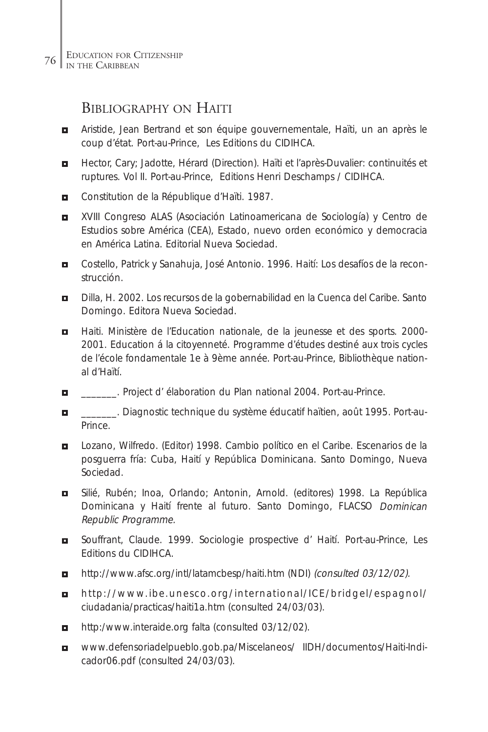## Bibliography on Haiti

- Aristide, Jean Bertrand et son équipe gouvernementale, Haïti, un an après le coup d'état. Port-au-Prince, Les Editions du CIDIHCA.
- Hector, Cary; Jadotte, Hérard (Direction). Haïti et l'après-Duvalier: continuités et ruptures. Vol II. Port-au-Prince, Editions Henri Deschamps / CIDIHCA.
- Constitution de la République d'Haïti. 1987.
- XVIII Congreso ALAS (Asociación Latinoamericana de Sociología) y Centro de Estudios sobre América (CEA), Estado, nuevo orden económico y democracia en América Latina. Editorial Nueva Sociedad.
- Costello, Patrick y Sanahuja, José Antonio. 1996. Haití: Los desafíos de la reconstrucción.
- Dilla, H. 2002. Los recursos de la gobernabilidad en la Cuenca del Caribe. Santo Domingo. Editora Nueva Sociedad.
- Haiti. Ministère de l'Education nationale, de la jeunesse et des sports. 2000-2001. Education á la citoyenneté. Programme d'études destiné aux trois cycles de l'école fondamentale 1e à 9ème année. Port-au-Prince, Bibliothèque national d'Haïtí.
- _______. Project d' élaboration du Plan national 2004. Port-au-Prince.
- _______. Diagnostic technique du système éducatif haïtien, août 1995. Port-au-Prince.
- Lozano, Wilfredo. (Editor) 1998. Cambio político en el Caribe. Escenarios de la posguerra fría: Cuba, Haití y República Dominicana. Santo Domingo, Nueva Sociedad.
- Silié, Rubén; Inoa, Orlando; Antonin, Arnold. (editores) 1998. La República Dominicana y Haití frente al futuro. Santo Domingo, FLACSO *Dominican Republic Programme.*
- Souffrant, Claude. 1999. Sociologie prospective d' Haití. Port-au-Prince, Les Editions du CIDIHCA.
- http://www.afsc.org/intl/latamcbesp/haiti.htm (NDI) *(consulted 03/12/02).*
- http://www.ibe.unesco.org/international/ICE/bridgel/espagnol/ciudadania/practicas/haiti1a.htm (consulted 24/03/03).
- http:/www.interaide.org falta (consulted 03/12/02).
- www.defensoriadelpueblo.gob.pa/Miscelaneos/ IIDH/documentos/Haiti-Indicador06.pdf (consulted 24/03/03).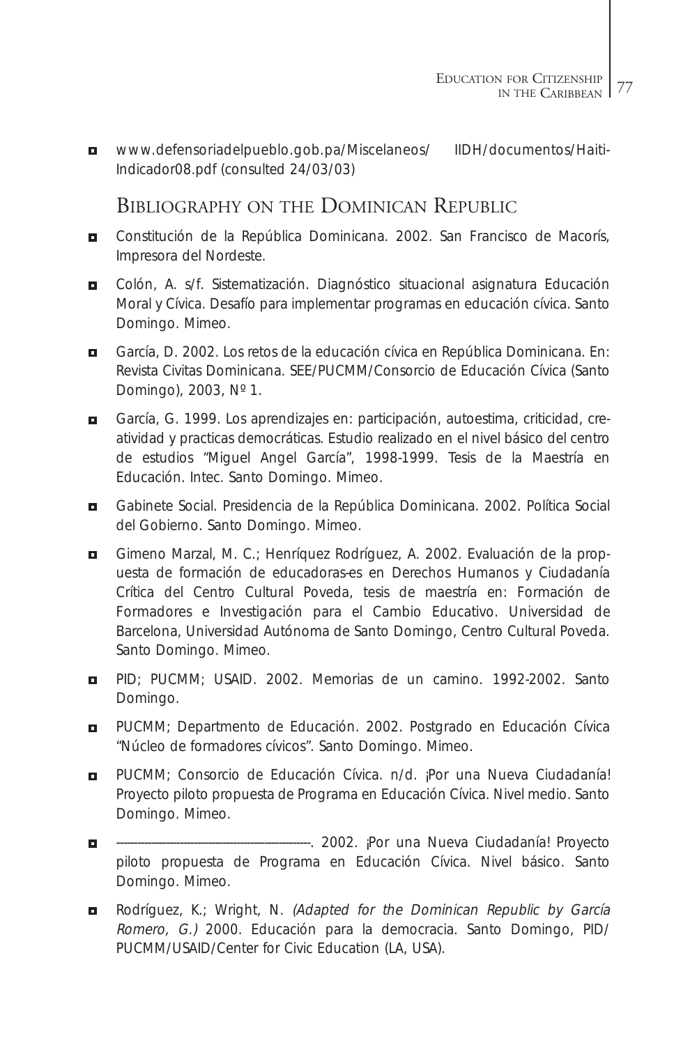- www.defensoriadelpueblo.gob.pa/Miscelaneos/ IIDH/documentos/Haiti-Indicador08.pdf (consulted 24/03/03)

## Bibliography on the Dominican Republic

- Constitución de la República Dominicana. 2002. San Francisco de Macorís, Impresora del Nordeste.
- Colón, A. s/f. Sistematización. Diagnóstico situacional asignatura Educación Moral y Cívica. Desafío para implementar programas en educación cívica. Santo Domingo. Mimeo.
- García, D. 2002. Los retos de la educación cívica en República Dominicana. En: Revista Civitas Dominicana. SEE/PUCMM/Consorcio de Educación Cívica (Santo Domingo), 2003, Nº 1.
- García, G. 1999. Los aprendizajes en: participación, autoestima, criticidad, creatividad y practicas democráticas. Estudio realizado en el nivel básico del centro de estudios "Miguel Angel García", 1998-1999. Tesis de la Maestría en Educación. Intec. Santo Domingo. Mimeo.
- Gabinete Social. Presidencia de la República Dominicana. 2002. Política Social del Gobierno. Santo Domingo. Mimeo.
- Gimeno Marzal, M. C.; Henríquez Rodríguez, A. 2002. Evaluación de la propuesta de formación de educadoras-es en Derechos Humanos y Ciudadanía Crítica del Centro Cultural Poveda, tesis de maestría en: Formación de Formadores e Investigación para el Cambio Educativo. Universidad de Barcelona, Universidad Autónoma de Santo Domingo, Centro Cultural Poveda. Santo Domingo. Mimeo.
- PID; PUCMM; USAID. 2002. Memorias de un camino. 1992-2002. Santo Domingo.
- PUCMM; Departmento de Educación. 2002. Postgrado en Educación Cívica "Núcleo de formadores cívicos". Santo Domingo. Mimeo.
- PUCMM; Consorcio de Educación Cívica. n/d. ¡Por una Nueva Ciudadanía! Proyecto piloto propuesta de Programa en Educación Cívica. Nivel medio. Santo Domingo. Mimeo.
- ------------------------------------------------. 2002. ¡Por una Nueva Ciudadanía! Proyecto piloto propuesta de Programa en Educación Cívica. Nivel básico. Santo Domingo. Mimeo.
- Rodríguez, K.; Wright, N. *(Adapted for the Dominican Republic by García Romero, G.)* 2000. Educación para la democracia. Santo Domingo, PID/ PUCMM/USAID/Center for Civic Education (LA, USA).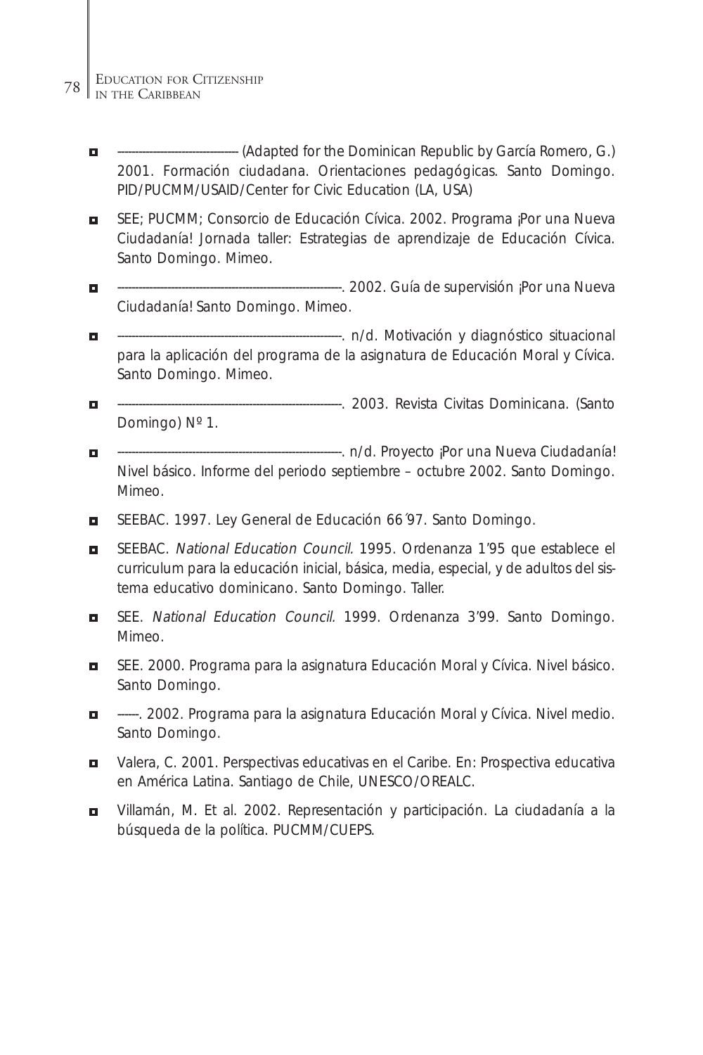- ------------------------------ (Adapted for the Dominican Republic by García Romero, G.) 2001. Formación ciudadana. Orientaciones pedagógicas. Santo Domingo. PID/PUCMM/USAID/Center for Civic Education (LA, USA)
- SEE; PUCMM; Consorcio de Educación Cívica. 2002. Programa ¡Por una Nueva Ciudadanía! Jornada taller: Estrategias de aprendizaje de Educación Cívica. Santo Domingo. Mimeo.
- ------------------------------------------------------------. 2002. Guía de supervisión ¡Por una Nueva Ciudadanía! Santo Domingo. Mimeo.
- ------------------------------------------------------------. n/d. Motivación y diagnóstico situacional para la aplicación del programa de la asignatura de Educación Moral y Cívica. Santo Domingo. Mimeo.
- ------------------------------------------------------------. 2003. Revista Civitas Dominicana. (Santo Domingo) Nº 1.
- ------------------------------------------------------------. n/d. Proyecto ¡Por una Nueva Ciudadanía! Nivel básico. Informe del periodo septiembre – octubre 2002. Santo Domingo. Mimeo.
- SEEBAC. 1997. Ley General de Educación 66´97. Santo Domingo.
- SEEBAC. *National Education Council.* 1995. Ordenanza 1'95 que establece el curriculum para la educación inicial, básica, media, especial, y de adultos del sistema educativo dominicano. Santo Domingo. Taller.
- SEE. *National Education Council.* 1999. Ordenanza 3'99. Santo Domingo. Mimeo.
- SEE. 2000. Programa para la asignatura Educación Moral y Cívica. Nivel básico. Santo Domingo.
- ------. 2002. Programa para la asignatura Educación Moral y Cívica. Nivel medio. Santo Domingo.
- Valera, C. 2001. Perspectivas educativas en el Caribe. En: Prospectiva educativa en América Latina. Santiago de Chile, UNESCO/OREALC.
- Villamán, M. Et al. 2002. Representación y participación. La ciudadanía a la búsqueda de la política. PUCMM/CUEPS.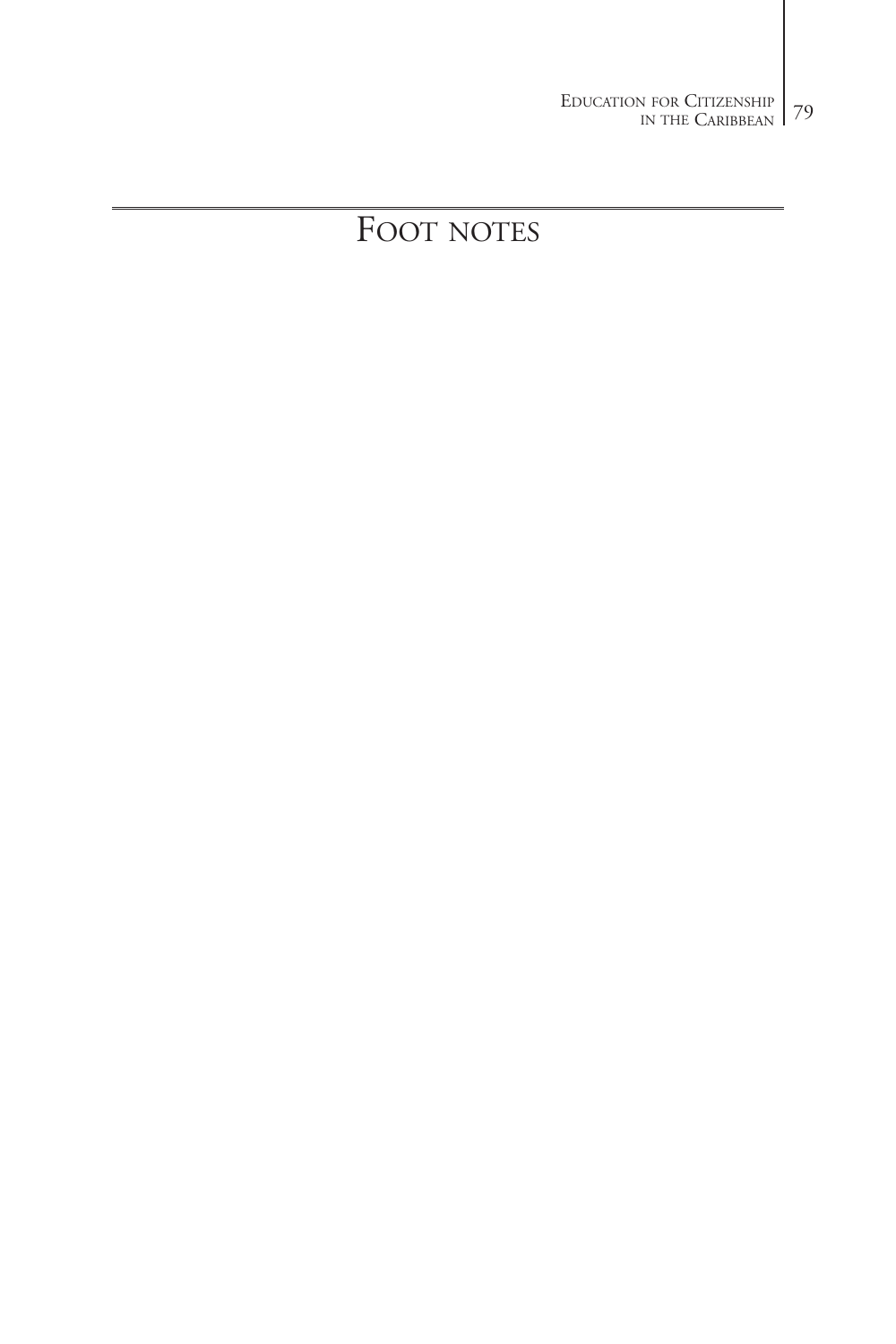# Foot notes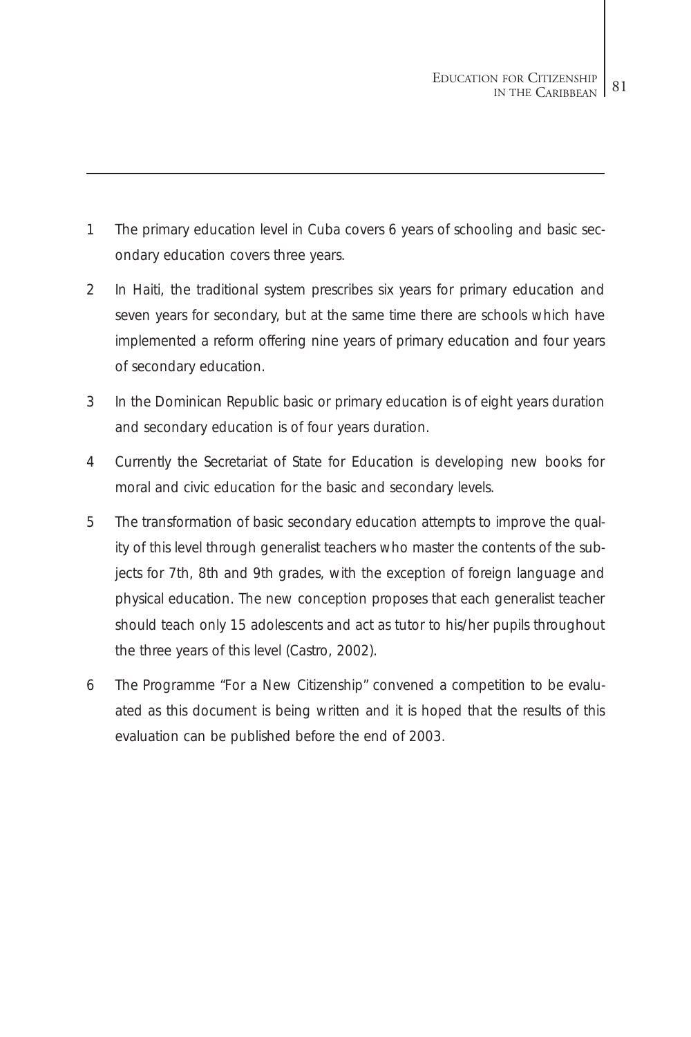1 The primary education level in Cuba covers 6 years of schooling and basic secondary education covers three years.

2 In Haiti, the traditional system prescribes six years for primary education and seven years for secondary, but at the same time there are schools which have implemented a reform offering nine years of primary education and four years of secondary education.

3 In the Dominican Republic basic or primary education is of eight years duration and secondary education is of four years duration.

4 Currently the Secretariat of State for Education is developing new books for moral and civic education for the basic and secondary levels.

5 The transformation of basic secondary education attempts to improve the quality of this level through generalist teachers who master the contents of the subjects for 7th, 8th and 9th grades, with the exception of foreign language and physical education. The new conception proposes that each generalist teacher should teach only 15 adolescents and act as tutor to his/her pupils throughout the three years of this level (Castro, 2002).

6 The Programme "For a New Citizenship" convened a competition to be evaluated as this document is being written and it is hoped that the results of this evaluation can be published before the end of 2003.